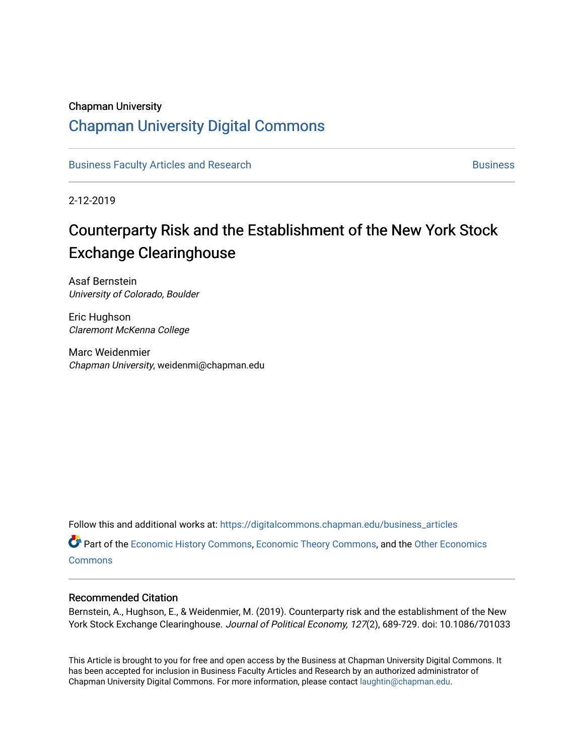Chapman University

## Chapman University Digital Commons

Business Faculty Articles and Research | Business

2-12-2019

# Counterparty Risk and the Establishment of the New York Stock Exchange Clearinghouse

Asaf Bernstein
*University of Colorado, Boulder*

Eric Hughson
*Claremont McKenna College*

Marc Weidenmier
*Chapman University*, weidenmi@chapman.edu

Follow this and additional works at: https://digitalcommons.chapman.edu/business_articles

Part of the Economic History Commons, Economic Theory Commons, and the Other Economics Commons

### Recommended Citation

Bernstein, A., Hughson, E., & Weidenmier, M. (2019). Counterparty risk and the establishment of the New York Stock Exchange Clearinghouse. *Journal of Political Economy, 127*(2), 689-729. doi: 10.1086/701033

This Article is brought to you for free and open access by the Business at Chapman University Digital Commons. It has been accepted for inclusion in Business Faculty Articles and Research by an authorized administrator of Chapman University Digital Commons. For more information, please contact laughtin@chapman.edu.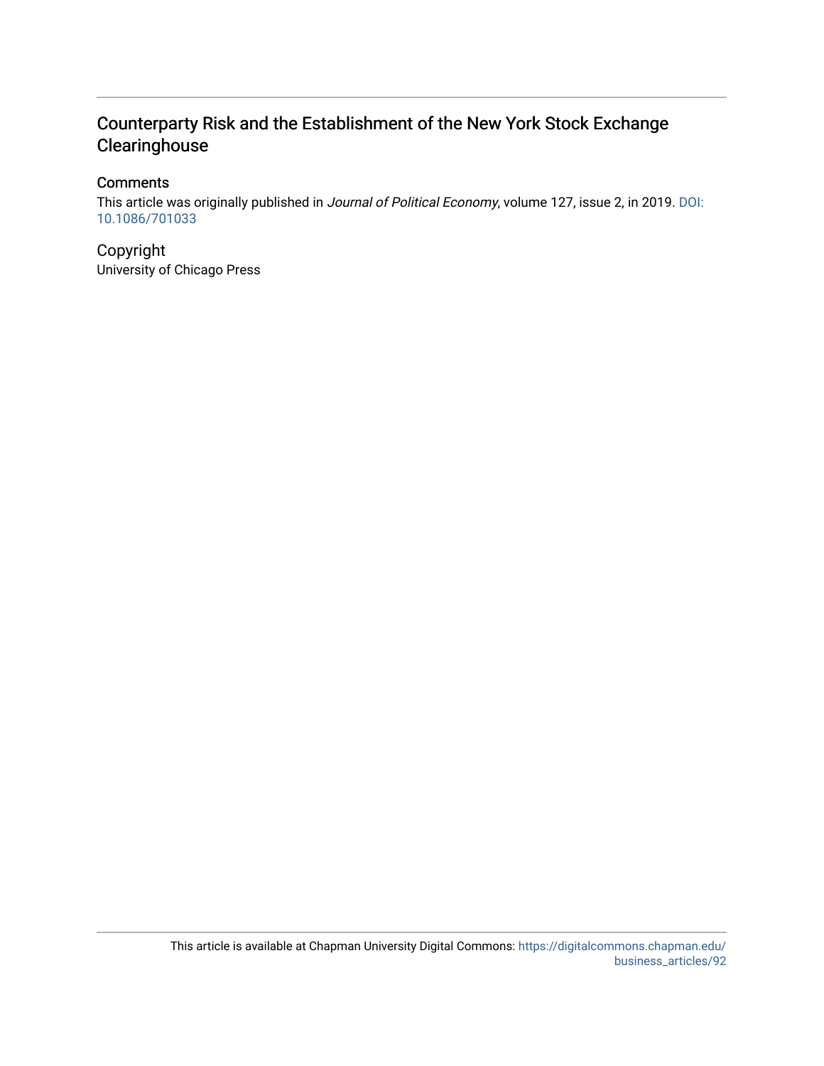# Counterparty Risk and the Establishment of the New York Stock Exchange Clearinghouse

## Comments

This article was originally published in *Journal of Political Economy*, volume 127, issue 2, in 2019. DOI: 10.1086/701033

## Copyright

University of Chicago Press

This article is available at Chapman University Digital Commons: https://digitalcommons.chapman.edu/business_articles/92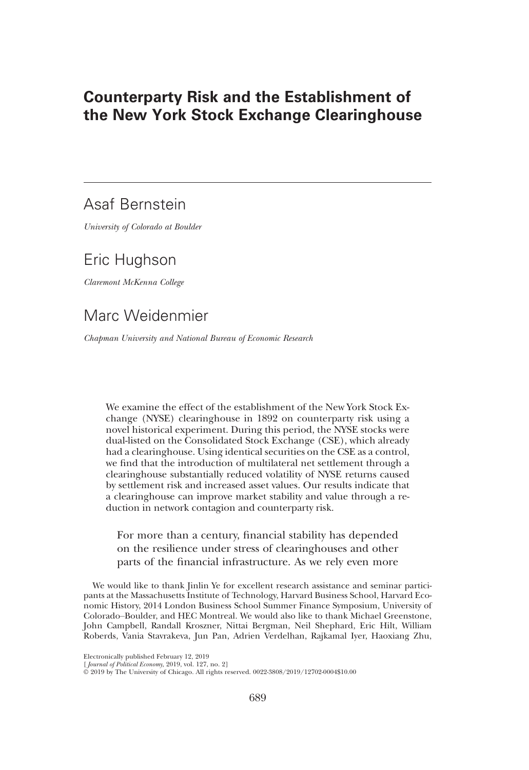# Counterparty Risk and the Establishment of the New York Stock Exchange Clearinghouse

## Asaf Bernstein

*University of Colorado at Boulder*

## Eric Hughson

*Claremont McKenna College*

## Marc Weidenmier

*Chapman University and National Bureau of Economic Research*

We examine the effect of the establishment of the New York Stock Exchange (NYSE) clearinghouse in 1892 on counterparty risk using a novel historical experiment. During this period, the NYSE stocks were dual-listed on the Consolidated Stock Exchange (CSE), which already had a clearinghouse. Using identical securities on the CSE as a control, we find that the introduction of multilateral net settlement through a clearinghouse substantially reduced volatility of NYSE returns caused by settlement risk and increased asset values. Our results indicate that a clearinghouse can improve market stability and value through a reduction in network contagion and counterparty risk.

> For more than a century, financial stability has depended on the resilience under stress of clearinghouses and other parts of the financial infrastructure. As we rely even more

We would like to thank Jinlin Ye for excellent research assistance and seminar participants at the Massachusetts Institute of Technology, Harvard Business School, Harvard Economic History, 2014 London Business School Summer Finance Symposium, University of Colorado–Boulder, and HEC Montreal. We would also like to thank Michael Greenstone, John Campbell, Randall Kroszner, Nittai Bergman, Neil Shephard, Eric Hilt, William Roberds, Vania Stavrakeva, Jun Pan, Adrien Verdelhan, Rajkamal Iyer, Haoxiang Zhu,

Electronically published February 12, 2019
[*Journal of Political Economy*, 2019, vol. 127, no. 2]
© 2019 by The University of Chicago. All rights reserved. 0022-3808/2019/12702-0004$10.00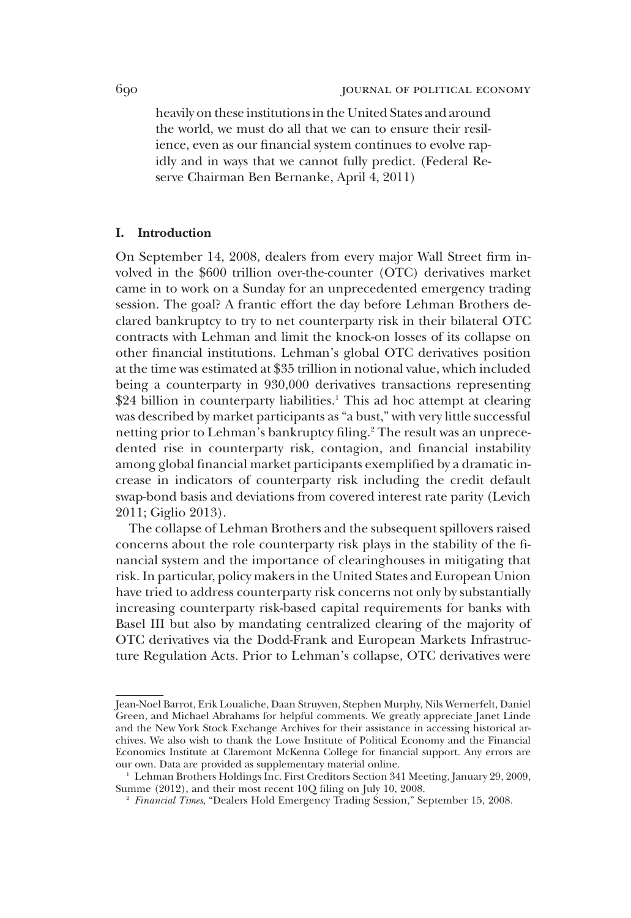heavily on these institutions in the United States and around the world, we must do all that we can to ensure their resilience, even as our financial system continues to evolve rapidly and in ways that we cannot fully predict. (Federal Reserve Chairman Ben Bernanke, April 4, 2011)

## I. Introduction

On September 14, 2008, dealers from every major Wall Street firm involved in the $600 trillion over-the-counter (OTC) derivatives market came in to work on a Sunday for an unprecedented emergency trading session. The goal? A frantic effort the day before Lehman Brothers declared bankruptcy to try to net counterparty risk in their bilateral OTC contracts with Lehman and limit the knock-on losses of its collapse on other financial institutions. Lehman's global OTC derivatives position at the time was estimated at $35 trillion in notional value, which included being a counterparty in 930,000 derivatives transactions representing $24 billion in counterparty liabilities.[1] This ad hoc attempt at clearing was described by market participants as "a bust," with very little successful netting prior to Lehman's bankruptcy filing.[2] The result was an unprecedented rise in counterparty risk, contagion, and financial instability among global financial market participants exemplified by a dramatic increase in indicators of counterparty risk including the credit default swap-bond basis and deviations from covered interest rate parity (Levich 2011; Giglio 2013).

The collapse of Lehman Brothers and the subsequent spillovers raised concerns about the role counterparty risk plays in the stability of the financial system and the importance of clearinghouses in mitigating that risk. In particular, policy makers in the United States and European Union have tried to address counterparty risk concerns not only by substantially increasing counterparty risk-based capital requirements for banks with Basel III but also by mandating centralized clearing of the majority of OTC derivatives via the Dodd-Frank and European Markets Infrastructure Regulation Acts. Prior to Lehman's collapse, OTC derivatives were

---

Jean-Noel Barrot, Erik Loualiche, Daan Struyven, Stephen Murphy, Nils Wernerfelt, Daniel Green, and Michael Abrahams for helpful comments. We greatly appreciate Janet Linde and the New York Stock Exchange Archives for their assistance in accessing historical archives. We also wish to thank the Lowe Institute of Political Economy and the Financial Economics Institute at Claremont McKenna College for financial support. Any errors are our own. Data are provided as supplementary material online.

[1] Lehman Brothers Holdings Inc. First Creditors Section 341 Meeting, January 29, 2009, Summe (2012), and their most recent 10Q filing on July 10, 2008.

[2] *Financial Times*, "Dealers Hold Emergency Trading Session," September 15, 2008.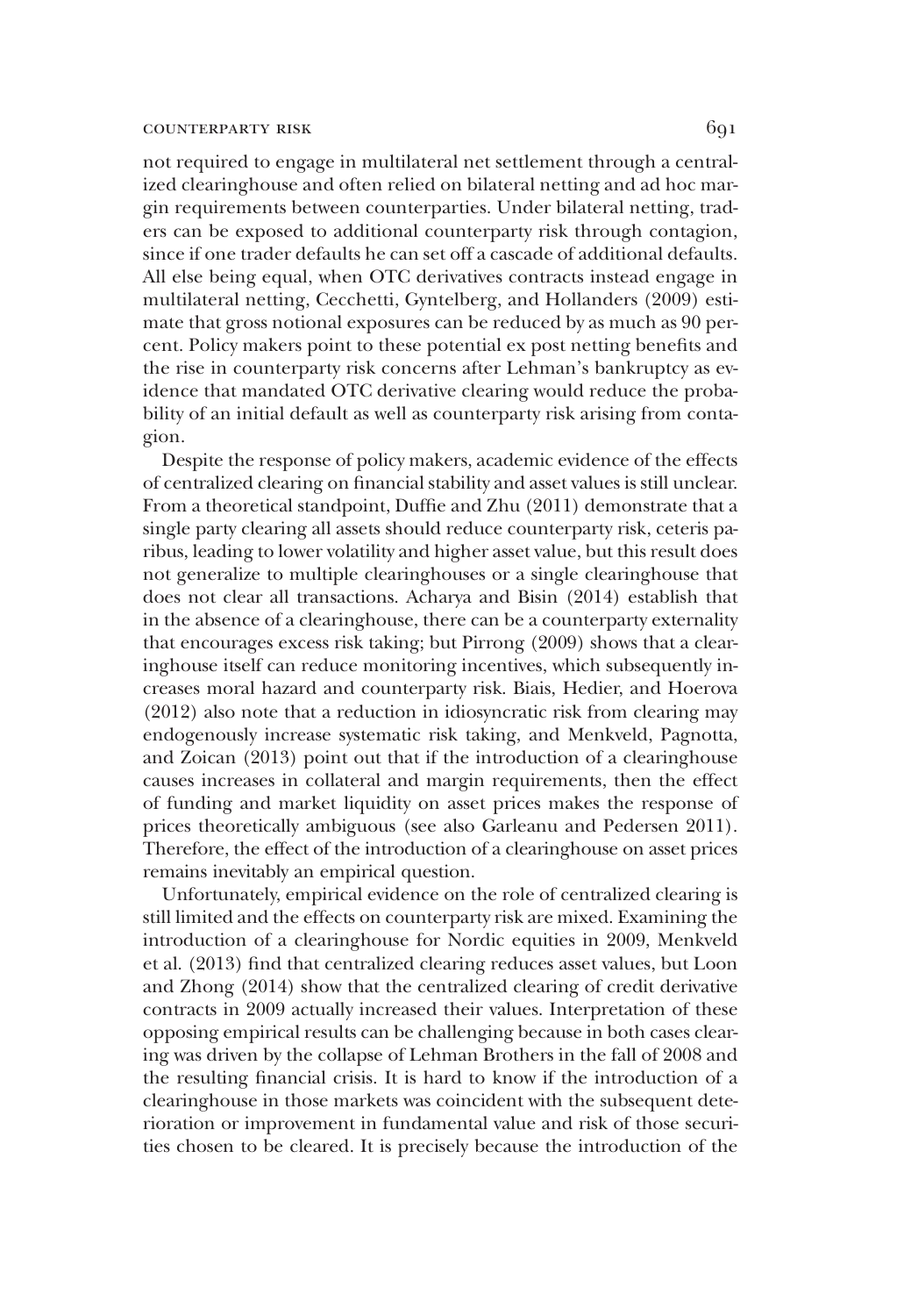not required to engage in multilateral net settlement through a centralized clearinghouse and often relied on bilateral netting and ad hoc margin requirements between counterparties. Under bilateral netting, traders can be exposed to additional counterparty risk through contagion, since if one trader defaults he can set off a cascade of additional defaults. All else being equal, when OTC derivatives contracts instead engage in multilateral netting, Cecchetti, Gyntelberg, and Hollanders (2009) estimate that gross notional exposures can be reduced by as much as 90 percent. Policy makers point to these potential ex post netting benefits and the rise in counterparty risk concerns after Lehman's bankruptcy as evidence that mandated OTC derivative clearing would reduce the probability of an initial default as well as counterparty risk arising from contagion.

Despite the response of policy makers, academic evidence of the effects of centralized clearing on financial stability and asset values is still unclear. From a theoretical standpoint, Duffie and Zhu (2011) demonstrate that a single party clearing all assets should reduce counterparty risk, ceteris paribus, leading to lower volatility and higher asset value, but this result does not generalize to multiple clearinghouses or a single clearinghouse that does not clear all transactions. Acharya and Bisin (2014) establish that in the absence of a clearinghouse, there can be a counterparty externality that encourages excess risk taking; but Pirrong (2009) shows that a clearinghouse itself can reduce monitoring incentives, which subsequently increases moral hazard and counterparty risk. Biais, Hedier, and Hoerova (2012) also note that a reduction in idiosyncratic risk from clearing may endogenously increase systematic risk taking, and Menkveld, Pagnotta, and Zoican (2013) point out that if the introduction of a clearinghouse causes increases in collateral and margin requirements, then the effect of funding and market liquidity on asset prices makes the response of prices theoretically ambiguous (see also Garleanu and Pedersen 2011). Therefore, the effect of the introduction of a clearinghouse on asset prices remains inevitably an empirical question.

Unfortunately, empirical evidence on the role of centralized clearing is still limited and the effects on counterparty risk are mixed. Examining the introduction of a clearinghouse for Nordic equities in 2009, Menkveld et al. (2013) find that centralized clearing reduces asset values, but Loon and Zhong (2014) show that the centralized clearing of credit derivative contracts in 2009 actually increased their values. Interpretation of these opposing empirical results can be challenging because in both cases clearing was driven by the collapse of Lehman Brothers in the fall of 2008 and the resulting financial crisis. It is hard to know if the introduction of a clearinghouse in those markets was coincident with the subsequent deterioration or improvement in fundamental value and risk of those securities chosen to be cleared. It is precisely because the introduction of the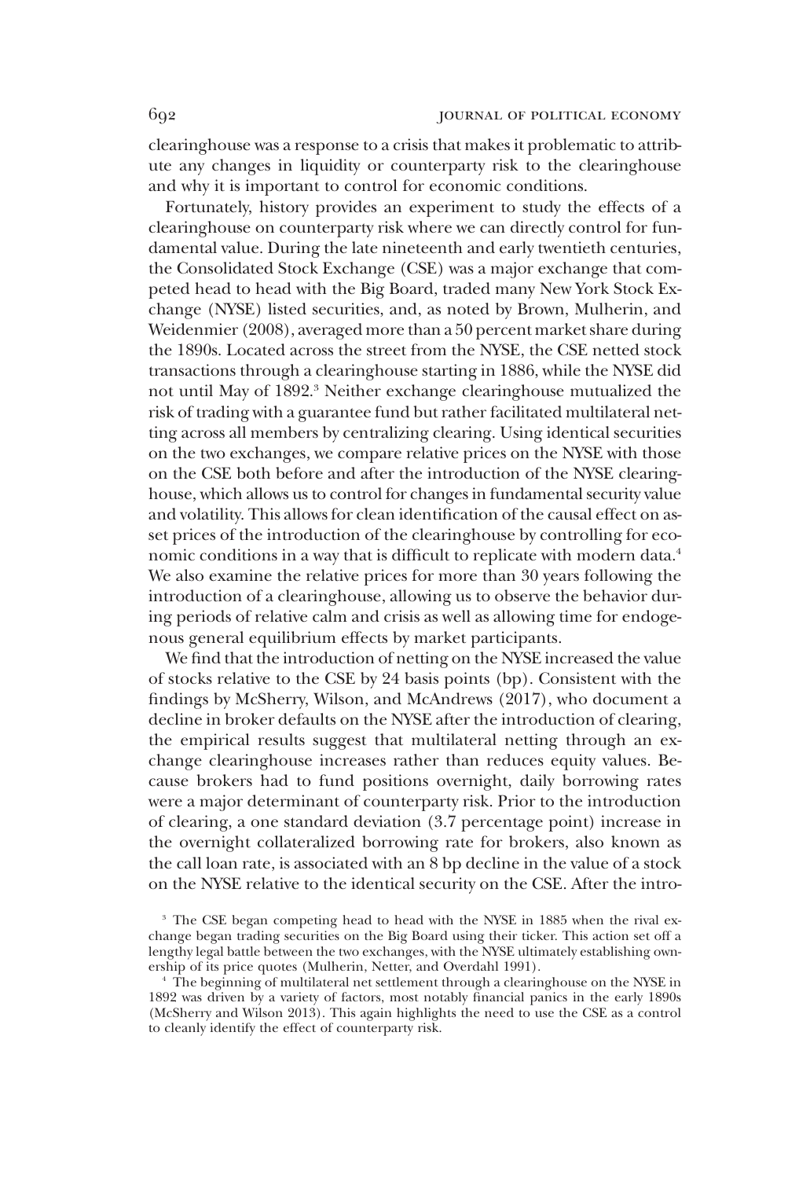clearinghouse was a response to a crisis that makes it problematic to attribute any changes in liquidity or counterparty risk to the clearinghouse and why it is important to control for economic conditions.

Fortunately, history provides an experiment to study the effects of a clearinghouse on counterparty risk where we can directly control for fundamental value. During the late nineteenth and early twentieth centuries, the Consolidated Stock Exchange (CSE) was a major exchange that competed head to head with the Big Board, traded many New York Stock Exchange (NYSE) listed securities, and, as noted by Brown, Mulherin, and Weidenmier (2008), averaged more than a 50 percent market share during the 1890s. Located across the street from the NYSE, the CSE netted stock transactions through a clearinghouse starting in 1886, while the NYSE did not until May of 1892.[3] Neither exchange clearinghouse mutualized the risk of trading with a guarantee fund but rather facilitated multilateral netting across all members by centralizing clearing. Using identical securities on the two exchanges, we compare relative prices on the NYSE with those on the CSE both before and after the introduction of the NYSE clearinghouse, which allows us to control for changes in fundamental security value and volatility. This allows for clean identification of the causal effect on asset prices of the introduction of the clearinghouse by controlling for economic conditions in a way that is difficult to replicate with modern data.[4] We also examine the relative prices for more than 30 years following the introduction of a clearinghouse, allowing us to observe the behavior during periods of relative calm and crisis as well as allowing time for endogenous general equilibrium effects by market participants.

We find that the introduction of netting on the NYSE increased the value of stocks relative to the CSE by 24 basis points (bp). Consistent with the findings by McSherry, Wilson, and McAndrews (2017), who document a decline in broker defaults on the NYSE after the introduction of clearing, the empirical results suggest that multilateral netting through an exchange clearinghouse increases rather than reduces equity values. Because brokers had to fund positions overnight, daily borrowing rates were a major determinant of counterparty risk. Prior to the introduction of clearing, a one standard deviation (3.7 percentage point) increase in the overnight collateralized borrowing rate for brokers, also known as the call loan rate, is associated with an 8 bp decline in the value of a stock on the NYSE relative to the identical security on the CSE. After the intro-

[3] The CSE began competing head to head with the NYSE in 1885 when the rival exchange began trading securities on the Big Board using their ticker. This action set off a lengthy legal battle between the two exchanges, with the NYSE ultimately establishing ownership of its price quotes (Mulherin, Netter, and Overdahl 1991).

[4] The beginning of multilateral net settlement through a clearinghouse on the NYSE in 1892 was driven by a variety of factors, most notably financial panics in the early 1890s (McSherry and Wilson 2013). This again highlights the need to use the CSE as a control to cleanly identify the effect of counterparty risk.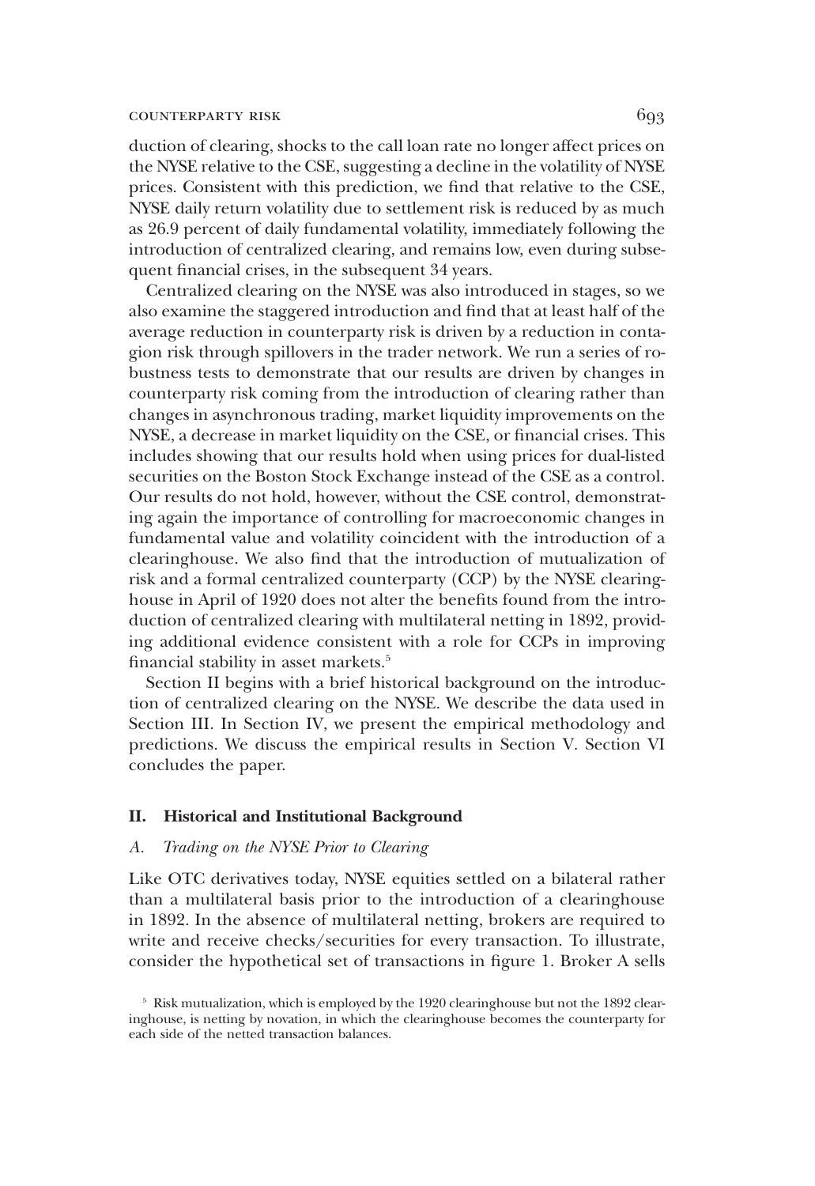duction of clearing, shocks to the call loan rate no longer affect prices on the NYSE relative to the CSE, suggesting a decline in the volatility of NYSE prices. Consistent with this prediction, we find that relative to the CSE, NYSE daily return volatility due to settlement risk is reduced by as much as 26.9 percent of daily fundamental volatility, immediately following the introduction of centralized clearing, and remains low, even during subsequent financial crises, in the subsequent 34 years.

Centralized clearing on the NYSE was also introduced in stages, so we also examine the staggered introduction and find that at least half of the average reduction in counterparty risk is driven by a reduction in contagion risk through spillovers in the trader network. We run a series of robustness tests to demonstrate that our results are driven by changes in counterparty risk coming from the introduction of clearing rather than changes in asynchronous trading, market liquidity improvements on the NYSE, a decrease in market liquidity on the CSE, or financial crises. This includes showing that our results hold when using prices for dual-listed securities on the Boston Stock Exchange instead of the CSE as a control. Our results do not hold, however, without the CSE control, demonstrating again the importance of controlling for macroeconomic changes in fundamental value and volatility coincident with the introduction of a clearinghouse. We also find that the introduction of mutualization of risk and a formal centralized counterparty (CCP) by the NYSE clearinghouse in April of 1920 does not alter the benefits found from the introduction of centralized clearing with multilateral netting in 1892, providing additional evidence consistent with a role for CCPs in improving financial stability in asset markets.[5]

Section II begins with a brief historical background on the introduction of centralized clearing on the NYSE. We describe the data used in Section III. In Section IV, we present the empirical methodology and predictions. We discuss the empirical results in Section V. Section VI concludes the paper.

## II. Historical and Institutional Background

### A. *Trading on the NYSE Prior to Clearing*

Like OTC derivatives today, NYSE equities settled on a bilateral rather than a multilateral basis prior to the introduction of a clearinghouse in 1892. In the absence of multilateral netting, brokers are required to write and receive checks/securities for every transaction. To illustrate, consider the hypothetical set of transactions in figure 1. Broker A sells

[5] Risk mutualization, which is employed by the 1920 clearinghouse but not the 1892 clearinghouse, is netting by novation, in which the clearinghouse becomes the counterparty for each side of the netted transaction balances.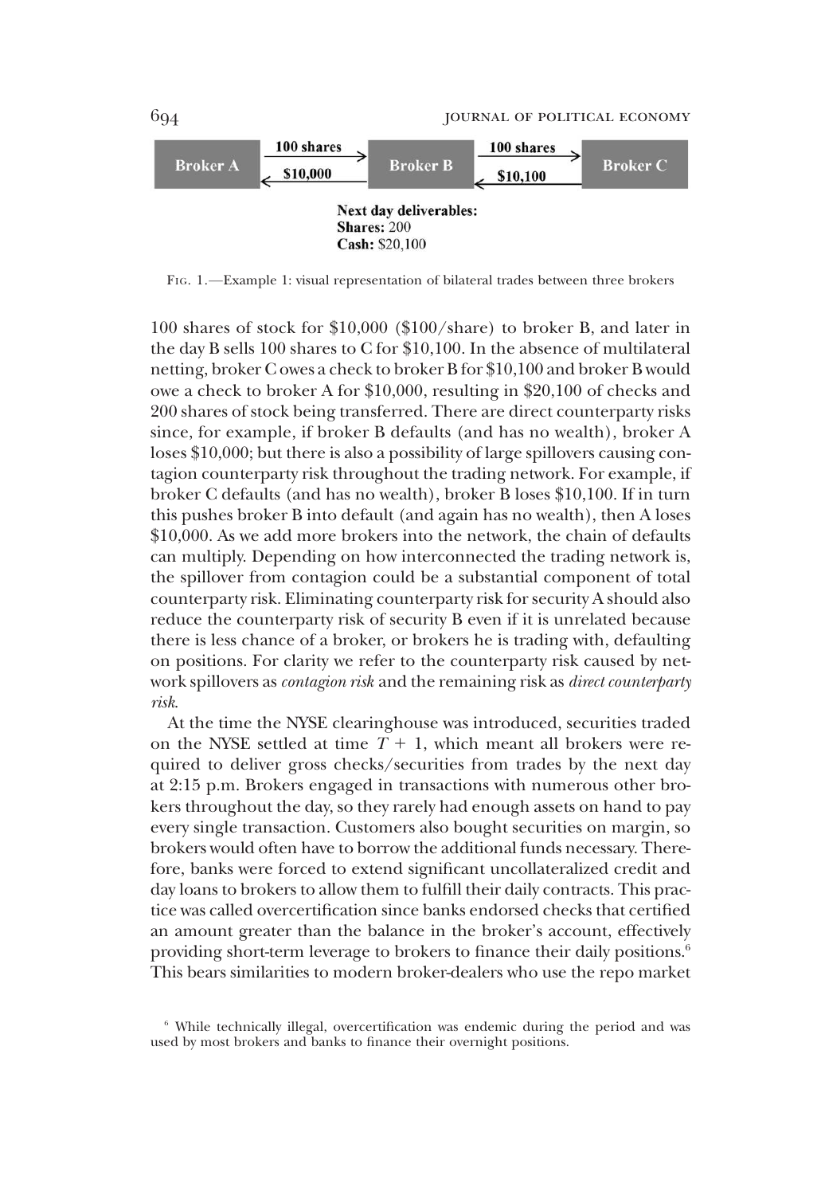| Broker A | → 100 shares → / ← $10,000 ← | Broker B | → 100 shares → / ← $10,100 ← | Broker C |
|---|---|---|---|---|

**Next day deliverables:**
**Shares:** 200
**Cash:** $20,100

Fig. 1.—Example 1: visual representation of bilateral trades between three brokers

100 shares of stock for $10,000 ($100/share) to broker B, and later in the day B sells 100 shares to C for $10,100. In the absence of multilateral netting, broker C owes a check to broker B for $10,100 and broker B would owe a check to broker A for $10,000, resulting in $20,100 of checks and 200 shares of stock being transferred. There are direct counterparty risks since, for example, if broker B defaults (and has no wealth), broker A loses $10,000; but there is also a possibility of large spillovers causing contagion counterparty risk throughout the trading network. For example, if broker C defaults (and has no wealth), broker B loses $10,100. If in turn this pushes broker B into default (and again has no wealth), then A loses $10,000. As we add more brokers into the network, the chain of defaults can multiply. Depending on how interconnected the trading network is, the spillover from contagion could be a substantial component of total counterparty risk. Eliminating counterparty risk for security A should also reduce the counterparty risk of security B even if it is unrelated because there is less chance of a broker, or brokers he is trading with, defaulting on positions. For clarity we refer to the counterparty risk caused by network spillovers as *contagion risk* and the remaining risk as *direct counterparty risk*.

At the time the NYSE clearinghouse was introduced, securities traded on the NYSE settled at time $T + 1$, which meant all brokers were required to deliver gross checks/securities from trades by the next day at 2:15 p.m. Brokers engaged in transactions with numerous other brokers throughout the day, so they rarely had enough assets on hand to pay every single transaction. Customers also bought securities on margin, so brokers would often have to borrow the additional funds necessary. Therefore, banks were forced to extend significant uncollateralized credit and day loans to brokers to allow them to fulfill their daily contracts. This practice was called overcertification since banks endorsed checks that certified an amount greater than the balance in the broker's account, effectively providing short-term leverage to brokers to finance their daily positions.[6] This bears similarities to modern broker-dealers who use the repo market

[6] While technically illegal, overcertification was endemic during the period and was used by most brokers and banks to finance their overnight positions.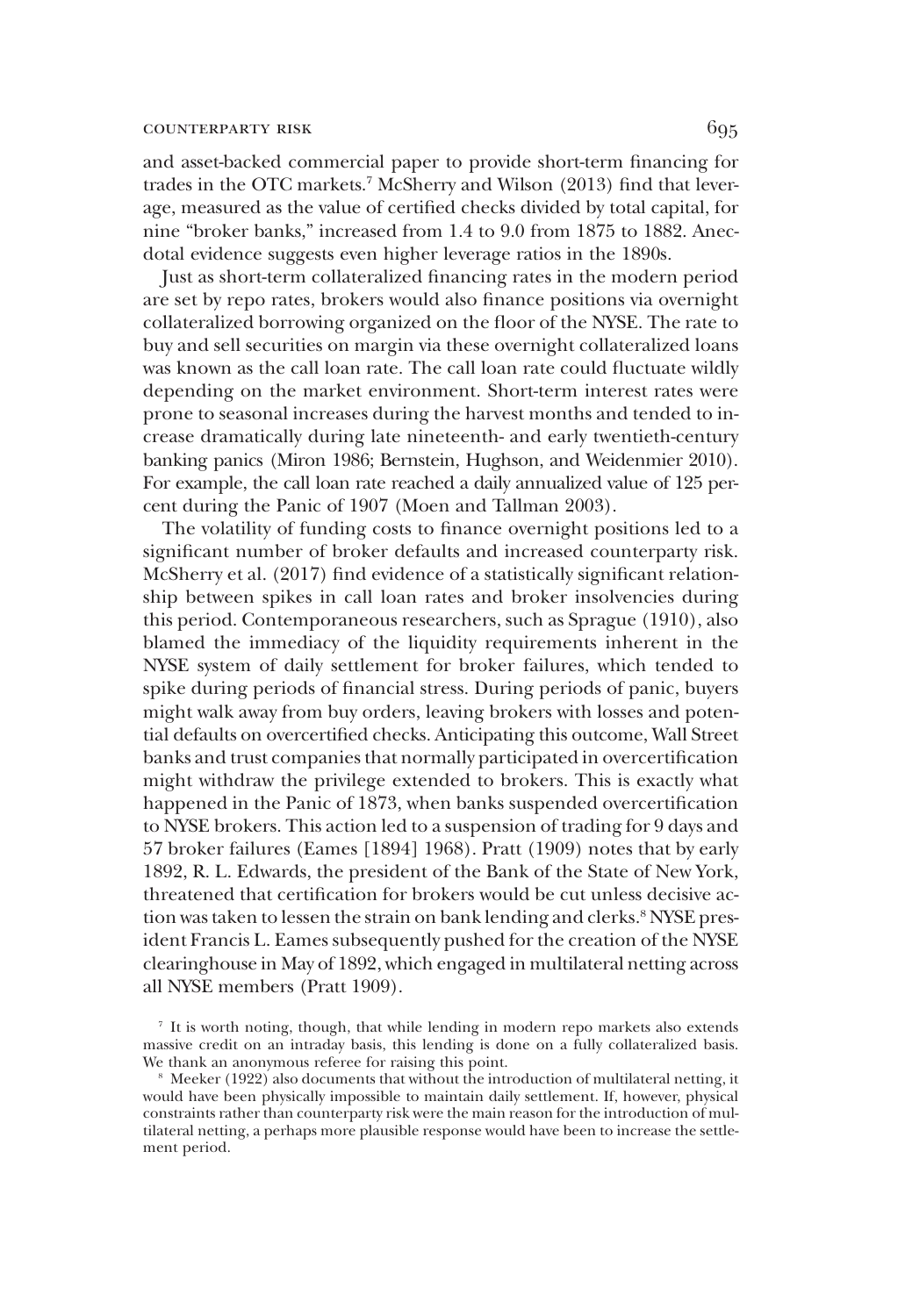and asset-backed commercial paper to provide short-term financing for trades in the OTC markets.[7] McSherry and Wilson (2013) find that leverage, measured as the value of certified checks divided by total capital, for nine "broker banks," increased from 1.4 to 9.0 from 1875 to 1882. Anecdotal evidence suggests even higher leverage ratios in the 1890s.

Just as short-term collateralized financing rates in the modern period are set by repo rates, brokers would also finance positions via overnight collateralized borrowing organized on the floor of the NYSE. The rate to buy and sell securities on margin via these overnight collateralized loans was known as the call loan rate. The call loan rate could fluctuate wildly depending on the market environment. Short-term interest rates were prone to seasonal increases during the harvest months and tended to increase dramatically during late nineteenth- and early twentieth-century banking panics (Miron 1986; Bernstein, Hughson, and Weidenmier 2010). For example, the call loan rate reached a daily annualized value of 125 percent during the Panic of 1907 (Moen and Tallman 2003).

The volatility of funding costs to finance overnight positions led to a significant number of broker defaults and increased counterparty risk. McSherry et al. (2017) find evidence of a statistically significant relationship between spikes in call loan rates and broker insolvencies during this period. Contemporaneous researchers, such as Sprague (1910), also blamed the immediacy of the liquidity requirements inherent in the NYSE system of daily settlement for broker failures, which tended to spike during periods of financial stress. During periods of panic, buyers might walk away from buy orders, leaving brokers with losses and potential defaults on overcertified checks. Anticipating this outcome, Wall Street banks and trust companies that normally participated in overcertification might withdraw the privilege extended to brokers. This is exactly what happened in the Panic of 1873, when banks suspended overcertification to NYSE brokers. This action led to a suspension of trading for 9 days and 57 broker failures (Eames [1894] 1968). Pratt (1909) notes that by early 1892, R. L. Edwards, the president of the Bank of the State of New York, threatened that certification for brokers would be cut unless decisive action was taken to lessen the strain on bank lending and clerks.[8] NYSE president Francis L. Eames subsequently pushed for the creation of the NYSE clearinghouse in May of 1892, which engaged in multilateral netting across all NYSE members (Pratt 1909).

[7] It is worth noting, though, that while lending in modern repo markets also extends massive credit on an intraday basis, this lending is done on a fully collateralized basis. We thank an anonymous referee for raising this point.

[8] Meeker (1922) also documents that without the introduction of multilateral netting, it would have been physically impossible to maintain daily settlement. If, however, physical constraints rather than counterparty risk were the main reason for the introduction of multilateral netting, a perhaps more plausible response would have been to increase the settlement period.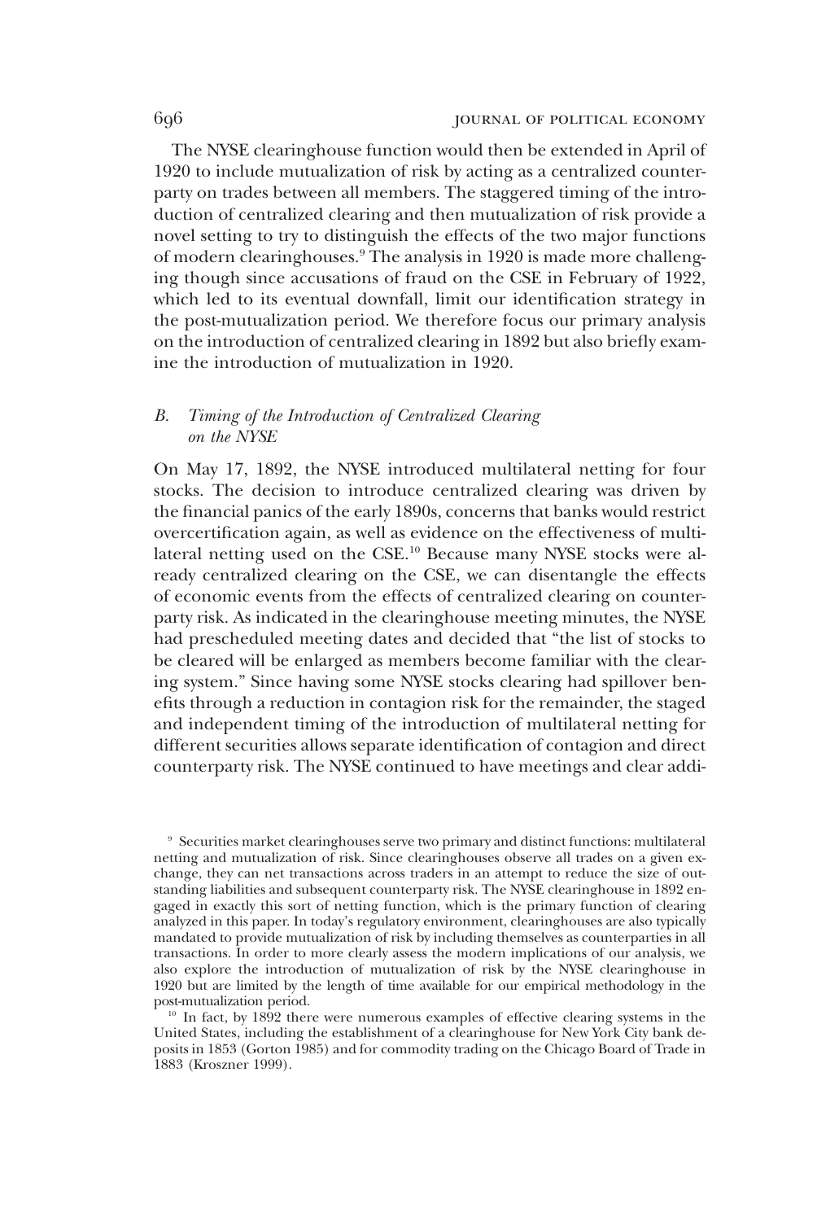The NYSE clearinghouse function would then be extended in April of 1920 to include mutualization of risk by acting as a centralized counterparty on trades between all members. The staggered timing of the introduction of centralized clearing and then mutualization of risk provide a novel setting to try to distinguish the effects of the two major functions of modern clearinghouses.[9] The analysis in 1920 is made more challenging though since accusations of fraud on the CSE in February of 1922, which led to its eventual downfall, limit our identification strategy in the post-mutualization period. We therefore focus our primary analysis on the introduction of centralized clearing in 1892 but also briefly examine the introduction of mutualization in 1920.

### *B. Timing of the Introduction of Centralized Clearing on the NYSE*

On May 17, 1892, the NYSE introduced multilateral netting for four stocks. The decision to introduce centralized clearing was driven by the financial panics of the early 1890s, concerns that banks would restrict overcertification again, as well as evidence on the effectiveness of multilateral netting used on the CSE.[10] Because many NYSE stocks were already centralized clearing on the CSE, we can disentangle the effects of economic events from the effects of centralized clearing on counterparty risk. As indicated in the clearinghouse meeting minutes, the NYSE had prescheduled meeting dates and decided that "the list of stocks to be cleared will be enlarged as members become familiar with the clearing system." Since having some NYSE stocks clearing had spillover benefits through a reduction in contagion risk for the remainder, the staged and independent timing of the introduction of multilateral netting for different securities allows separate identification of contagion and direct counterparty risk. The NYSE continued to have meetings and clear addi-

[9] Securities market clearinghouses serve two primary and distinct functions: multilateral netting and mutualization of risk. Since clearinghouses observe all trades on a given exchange, they can net transactions across traders in an attempt to reduce the size of outstanding liabilities and subsequent counterparty risk. The NYSE clearinghouse in 1892 engaged in exactly this sort of netting function, which is the primary function of clearing analyzed in this paper. In today's regulatory environment, clearinghouses are also typically mandated to provide mutualization of risk by including themselves as counterparties in all transactions. In order to more clearly assess the modern implications of our analysis, we also explore the introduction of mutualization of risk by the NYSE clearinghouse in 1920 but are limited by the length of time available for our empirical methodology in the post-mutualization period.

[10] In fact, by 1892 there were numerous examples of effective clearing systems in the United States, including the establishment of a clearinghouse for New York City bank deposits in 1853 (Gorton 1985) and for commodity trading on the Chicago Board of Trade in 1883 (Kroszner 1999).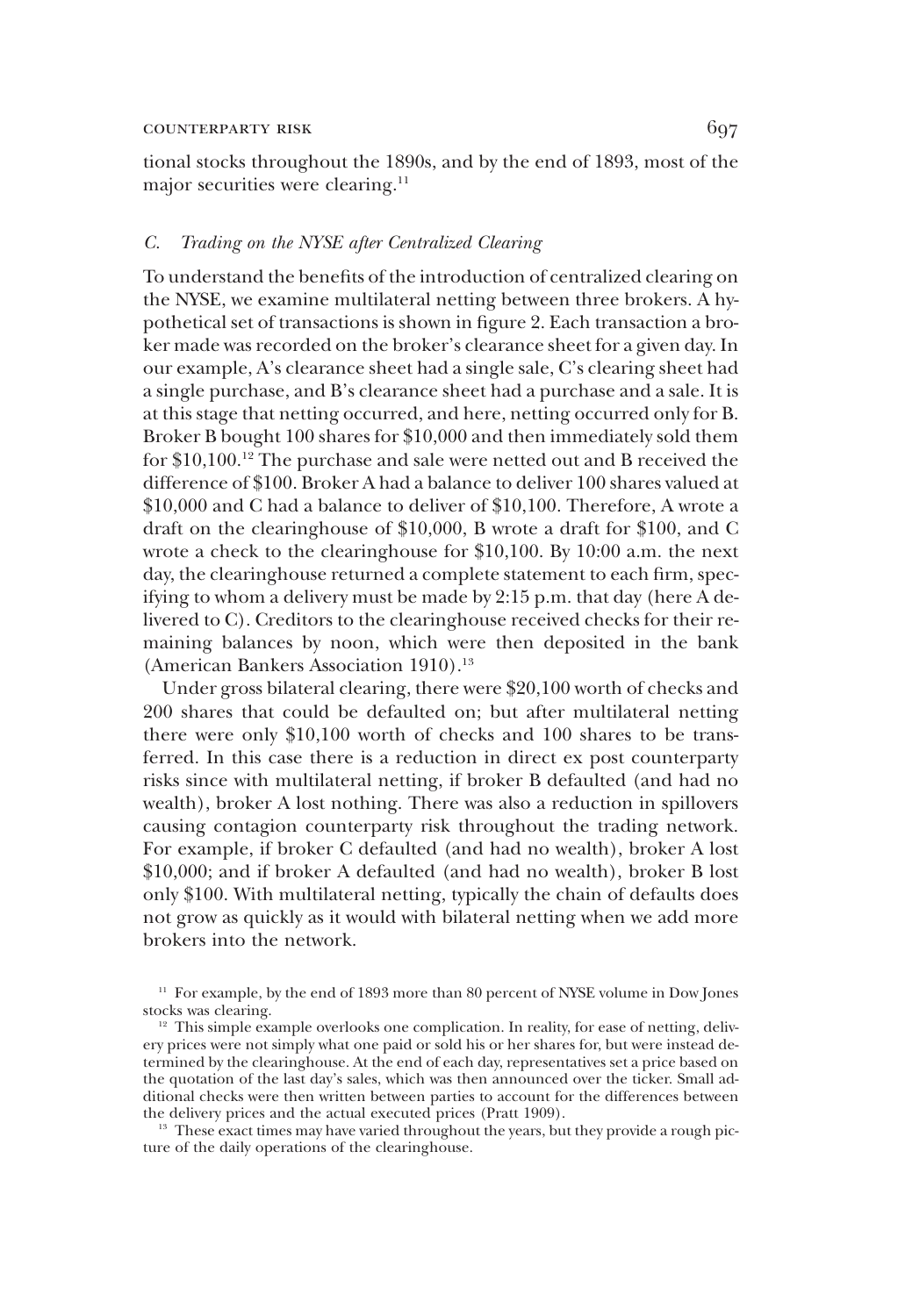tional stocks throughout the 1890s, and by the end of 1893, most of the major securities were clearing.[11]

### C. *Trading on the NYSE after Centralized Clearing*

To understand the benefits of the introduction of centralized clearing on the NYSE, we examine multilateral netting between three brokers. A hypothetical set of transactions is shown in figure 2. Each transaction a broker made was recorded on the broker's clearance sheet for a given day. In our example, A's clearance sheet had a single sale, C's clearing sheet had a single purchase, and B's clearance sheet had a purchase and a sale. It is at this stage that netting occurred, and here, netting occurred only for B. Broker B bought 100 shares for $10,000 and then immediately sold them for $10,100.[12] The purchase and sale were netted out and B received the difference of $100. Broker A had a balance to deliver 100 shares valued at $10,000 and C had a balance to deliver of $10,100. Therefore, A wrote a draft on the clearinghouse of $10,000, B wrote a draft for $100, and C wrote a check to the clearinghouse for $10,100. By 10:00 a.m. the next day, the clearinghouse returned a complete statement to each firm, specifying to whom a delivery must be made by 2:15 p.m. that day (here A delivered to C). Creditors to the clearinghouse received checks for their remaining balances by noon, which were then deposited in the bank (American Bankers Association 1910).[13]

Under gross bilateral clearing, there were $20,100 worth of checks and 200 shares that could be defaulted on; but after multilateral netting there were only $10,100 worth of checks and 100 shares to be transferred. In this case there is a reduction in direct ex post counterparty risks since with multilateral netting, if broker B defaulted (and had no wealth), broker A lost nothing. There was also a reduction in spillovers causing contagion counterparty risk throughout the trading network. For example, if broker C defaulted (and had no wealth), broker A lost $10,000; and if broker A defaulted (and had no wealth), broker B lost only $100. With multilateral netting, typically the chain of defaults does not grow as quickly as it would with bilateral netting when we add more brokers into the network.

[11] For example, by the end of 1893 more than 80 percent of NYSE volume in Dow Jones stocks was clearing.

[12] This simple example overlooks one complication. In reality, for ease of netting, delivery prices were not simply what one paid or sold his or her shares for, but were instead determined by the clearinghouse. At the end of each day, representatives set a price based on the quotation of the last day's sales, which was then announced over the ticker. Small additional checks were then written between parties to account for the differences between the delivery prices and the actual executed prices (Pratt 1909).

[13] These exact times may have varied throughout the years, but they provide a rough picture of the daily operations of the clearinghouse.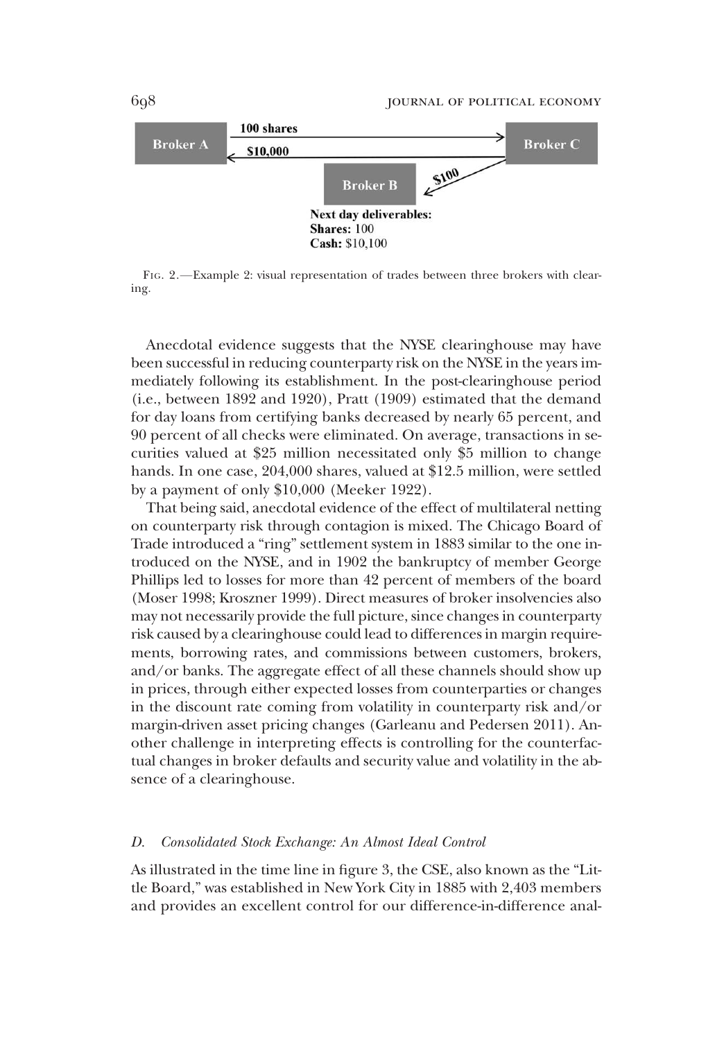Broker A — 100 shares → Broker C

Broker A ← $10,000 — Broker C

Broker B ← $100 — Broker C

**Next day deliverables:**
**Shares:** 100
**Cash:** $10,100

Fig. 2.—Example 2: visual representation of trades between three brokers with clearing.

Anecdotal evidence suggests that the NYSE clearinghouse may have been successful in reducing counterparty risk on the NYSE in the years immediately following its establishment. In the post-clearinghouse period (i.e., between 1892 and 1920), Pratt (1909) estimated that the demand for day loans from certifying banks decreased by nearly 65 percent, and 90 percent of all checks were eliminated. On average, transactions in securities valued at $25 million necessitated only $5 million to change hands. In one case, 204,000 shares, valued at $12.5 million, were settled by a payment of only $10,000 (Meeker 1922).

That being said, anecdotal evidence of the effect of multilateral netting on counterparty risk through contagion is mixed. The Chicago Board of Trade introduced a "ring" settlement system in 1883 similar to the one introduced on the NYSE, and in 1902 the bankruptcy of member George Phillips led to losses for more than 42 percent of members of the board (Moser 1998; Kroszner 1999). Direct measures of broker insolvencies also may not necessarily provide the full picture, since changes in counterparty risk caused by a clearinghouse could lead to differences in margin requirements, borrowing rates, and commissions between customers, brokers, and/or banks. The aggregate effect of all these channels should show up in prices, through either expected losses from counterparties or changes in the discount rate coming from volatility in counterparty risk and/or margin-driven asset pricing changes (Garleanu and Pedersen 2011). Another challenge in interpreting effects is controlling for the counterfactual changes in broker defaults and security value and volatility in the absence of a clearinghouse.

### *D. Consolidated Stock Exchange: An Almost Ideal Control*

As illustrated in the time line in figure 3, the CSE, also known as the "Little Board," was established in New York City in 1885 with 2,403 members and provides an excellent control for our difference-in-difference anal-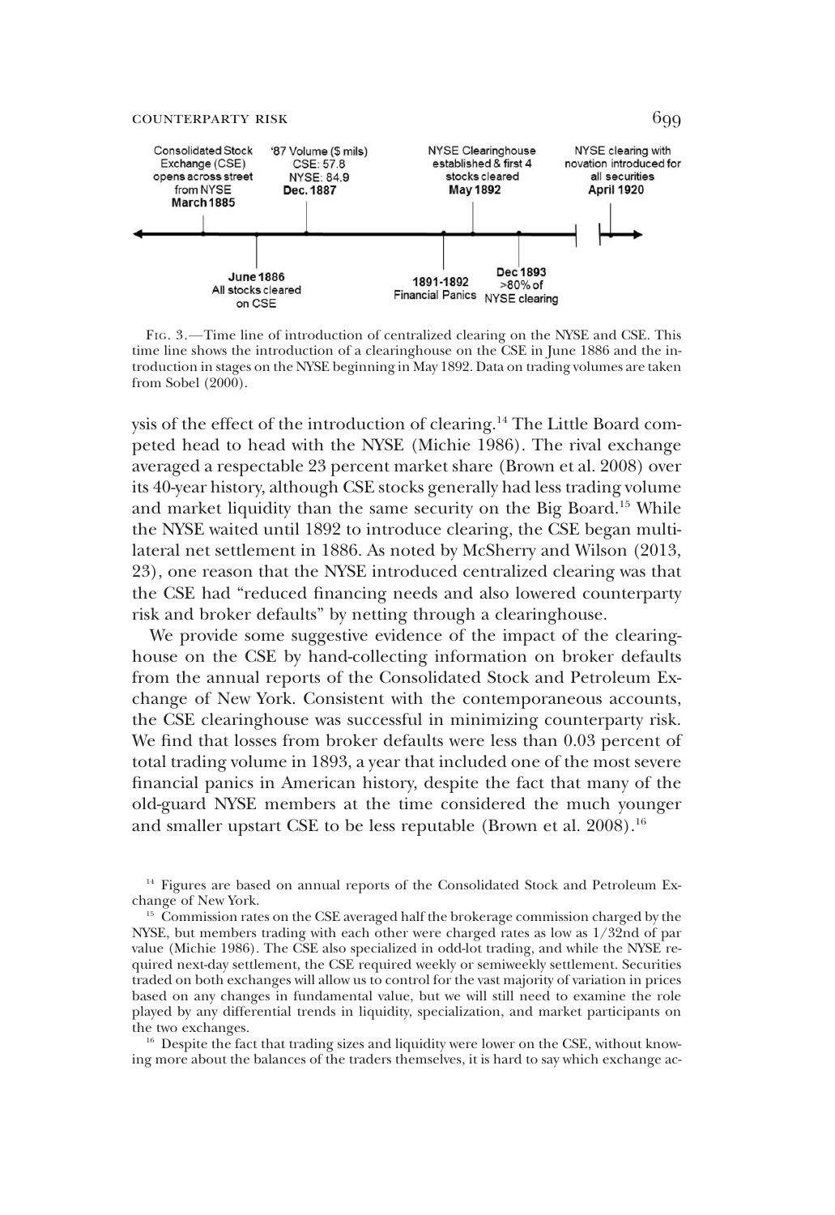Consolidated Stock Exchange (CSE) opens across street from NYSE **March 1885**

**June 1886** All stocks cleared on CSE

'87 Volume ($ mils) CSE: 57.8 NYSE: 84.9 **Dec. 1887**

**1891-1892** Financial Panics

NYSE Clearinghouse established & first 4 stocks cleared **May 1892**

**Dec 1893** >80% of NYSE clearing

NYSE clearing with novation introduced for all securities **April 1920**

Fig. 3.—Time line of introduction of centralized clearing on the NYSE and CSE. This time line shows the introduction of a clearinghouse on the CSE in June 1886 and the introduction in stages on the NYSE beginning in May 1892. Data on trading volumes are taken from Sobel (2000).

ysis of the effect of the introduction of clearing.[14] The Little Board competed head to head with the NYSE (Michie 1986). The rival exchange averaged a respectable 23 percent market share (Brown et al. 2008) over its 40-year history, although CSE stocks generally had less trading volume and market liquidity than the same security on the Big Board.[15] While the NYSE waited until 1892 to introduce clearing, the CSE began multilateral net settlement in 1886. As noted by McSherry and Wilson (2013, 23), one reason that the NYSE introduced centralized clearing was that the CSE had "reduced financing needs and also lowered counterparty risk and broker defaults" by netting through a clearinghouse.

We provide some suggestive evidence of the impact of the clearinghouse on the CSE by hand-collecting information on broker defaults from the annual reports of the Consolidated Stock and Petroleum Exchange of New York. Consistent with the contemporaneous accounts, the CSE clearinghouse was successful in minimizing counterparty risk. We find that losses from broker defaults were less than 0.03 percent of total trading volume in 1893, a year that included one of the most severe financial panics in American history, despite the fact that many of the old-guard NYSE members at the time considered the much younger and smaller upstart CSE to be less reputable (Brown et al. 2008).[16]

[14] Figures are based on annual reports of the Consolidated Stock and Petroleum Exchange of New York.

[15] Commission rates on the CSE averaged half the brokerage commission charged by the NYSE, but members trading with each other were charged rates as low as 1/32nd of par value (Michie 1986). The CSE also specialized in odd-lot trading, and while the NYSE required next-day settlement, the CSE required weekly or semiweekly settlement. Securities traded on both exchanges will allow us to control for the vast majority of variation in prices based on any changes in fundamental value, but we will still need to examine the role played by any differential trends in liquidity, specialization, and market participants on the two exchanges.

[16] Despite the fact that trading sizes and liquidity were lower on the CSE, without knowing more about the balances of the traders themselves, it is hard to say which exchange ac-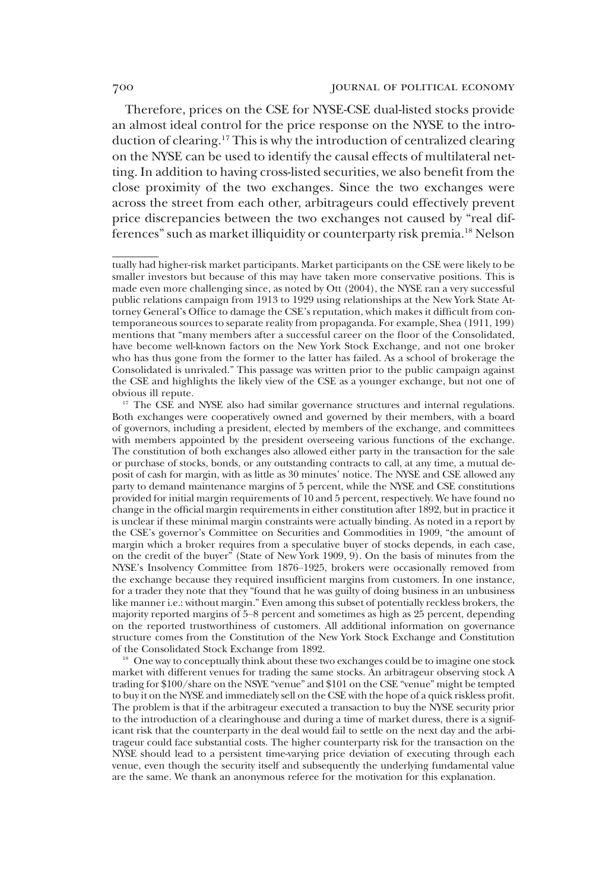Therefore, prices on the CSE for NYSE-CSE dual-listed stocks provide an almost ideal control for the price response on the NYSE to the introduction of clearing.[17] This is why the introduction of centralized clearing on the NYSE can be used to identify the causal effects of multilateral netting. In addition to having cross-listed securities, we also benefit from the close proximity of the two exchanges. Since the two exchanges were across the street from each other, arbitrageurs could effectively prevent price discrepancies between the two exchanges not caused by "real differences" such as market illiquidity or counterparty risk premia.[18] Nelson

---

tually had higher-risk market participants. Market participants on the CSE were likely to be smaller investors but because of this may have taken more conservative positions. This is made even more challenging since, as noted by Ott (2004), the NYSE ran a very successful public relations campaign from 1913 to 1929 using relationships at the New York State Attorney General's Office to damage the CSE's reputation, which makes it difficult from contemporaneous sources to separate reality from propaganda. For example, Shea (1911, 199) mentions that "many members after a successful career on the floor of the Consolidated, have become well-known factors on the New York Stock Exchange, and not one broker who has thus gone from the former to the latter has failed. As a school of brokerage the Consolidated is unrivaled." This passage was written prior to the public campaign against the CSE and highlights the likely view of the CSE as a younger exchange, but not one of obvious ill repute.

[17] The CSE and NYSE also had similar governance structures and internal regulations. Both exchanges were cooperatively owned and governed by their members, with a board of governors, including a president, elected by members of the exchange, and committees with members appointed by the president overseeing various functions of the exchange. The constitution of both exchanges also allowed either party in the transaction for the sale or purchase of stocks, bonds, or any outstanding contracts to call, at any time, a mutual deposit of cash for margin, with as little as 30 minutes' notice. The NYSE and CSE allowed any party to demand maintenance margins of 5 percent, while the NYSE and CSE constitutions provided for initial margin requirements of 10 and 5 percent, respectively. We have found no change in the official margin requirements in either constitution after 1892, but in practice it is unclear if these minimal margin constraints were actually binding. As noted in a report by the CSE's governor's Committee on Securities and Commodities in 1909, "the amount of margin which a broker requires from a speculative buyer of stocks depends, in each case, on the credit of the buyer" (State of New York 1909, 9). On the basis of minutes from the NYSE's Insolvency Committee from 1876–1925, brokers were occasionally removed from the exchange because they required insufficient margins from customers. In one instance, for a trader they note that they "found that he was guilty of doing business in an unbusiness like manner i.e.: without margin." Even among this subset of potentially reckless brokers, the majority reported margins of 5–8 percent and sometimes as high as 25 percent, depending on the reported trustworthiness of customers. All additional information on governance structure comes from the Constitution of the New York Stock Exchange and Constitution of the Consolidated Stock Exchange from 1892.

[18] One way to conceptually think about these two exchanges could be to imagine one stock market with different venues for trading the same stocks. An arbitrageur observing stock A trading for $100/share on the NSYE "venue" and $101 on the CSE "venue" might be tempted to buy it on the NYSE and immediately sell on the CSE with the hope of a quick riskless profit. The problem is that if the arbitrageur executed a transaction to buy the NYSE security prior to the introduction of a clearinghouse and during a time of market duress, there is a significant risk that the counterparty in the deal would fail to settle on the next day and the arbitrageur could face substantial costs. The higher counterparty risk for the transaction on the NYSE should lead to a persistent time-varying price deviation of executing through each venue, even though the security itself and subsequently the underlying fundamental value are the same. We thank an anonymous referee for the motivation for this explanation.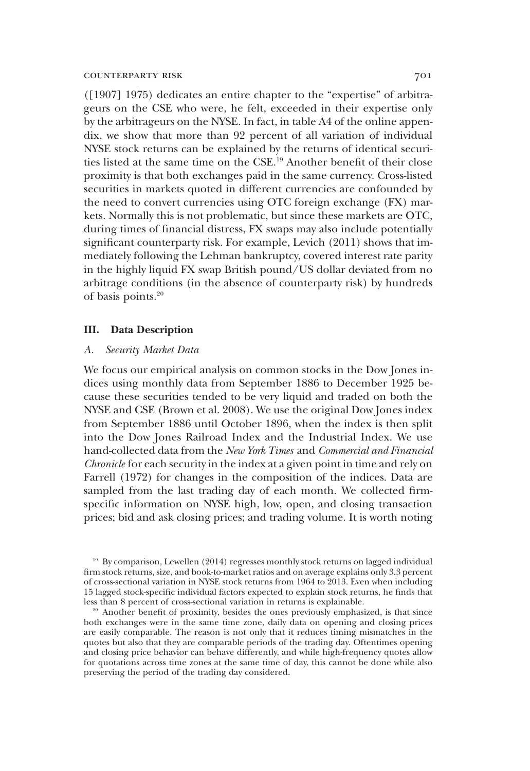([1907] 1975) dedicates an entire chapter to the "expertise" of arbitrageurs on the CSE who were, he felt, exceeded in their expertise only by the arbitrageurs on the NYSE. In fact, in table A4 of the online appendix, we show that more than 92 percent of all variation of individual NYSE stock returns can be explained by the returns of identical securities listed at the same time on the CSE.[19] Another benefit of their close proximity is that both exchanges paid in the same currency. Cross-listed securities in markets quoted in different currencies are confounded by the need to convert currencies using OTC foreign exchange (FX) markets. Normally this is not problematic, but since these markets are OTC, during times of financial distress, FX swaps may also include potentially significant counterparty risk. For example, Levich (2011) shows that immediately following the Lehman bankruptcy, covered interest rate parity in the highly liquid FX swap British pound/US dollar deviated from no arbitrage conditions (in the absence of counterparty risk) by hundreds of basis points.[20]

## III. Data Description

### A. *Security Market Data*

We focus our empirical analysis on common stocks in the Dow Jones indices using monthly data from September 1886 to December 1925 because these securities tended to be very liquid and traded on both the NYSE and CSE (Brown et al. 2008). We use the original Dow Jones index from September 1886 until October 1896, when the index is then split into the Dow Jones Railroad Index and the Industrial Index. We use hand-collected data from the *New York Times* and *Commercial and Financial Chronicle* for each security in the index at a given point in time and rely on Farrell (1972) for changes in the composition of the indices. Data are sampled from the last trading day of each month. We collected firm-specific information on NYSE high, low, open, and closing transaction prices; bid and ask closing prices; and trading volume. It is worth noting

[19] By comparison, Lewellen (2014) regresses monthly stock returns on lagged individual firm stock returns, size, and book-to-market ratios and on average explains only 3.3 percent of cross-sectional variation in NYSE stock returns from 1964 to 2013. Even when including 15 lagged stock-specific individual factors expected to explain stock returns, he finds that less than 8 percent of cross-sectional variation in returns is explainable.

[20] Another benefit of proximity, besides the ones previously emphasized, is that since both exchanges were in the same time zone, daily data on opening and closing prices are easily comparable. The reason is not only that it reduces timing mismatches in the quotes but also that they are comparable periods of the trading day. Oftentimes opening and closing price behavior can behave differently, and while high-frequency quotes allow for quotations across time zones at the same time of day, this cannot be done while also preserving the period of the trading day considered.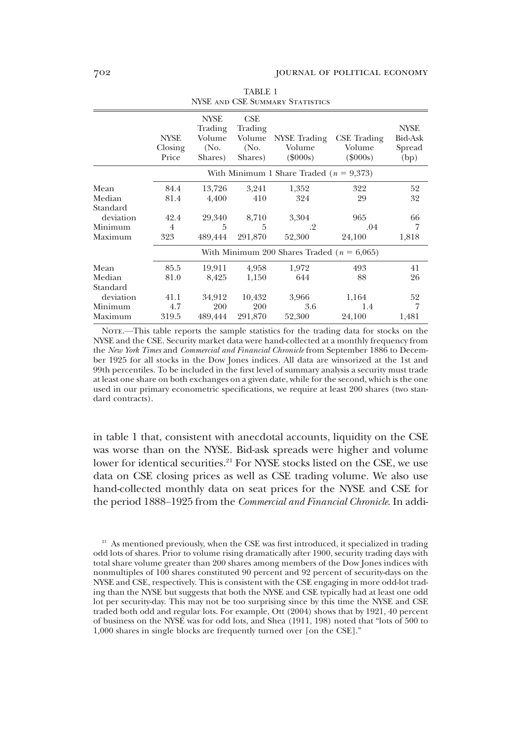TABLE 1

NYSE and CSE Summary Statistics

| | NYSE Closing Price | NYSE Trading Volume (No. Shares) | CSE Trading Volume (No. Shares) | NYSE Trading Volume ($000s) | CSE Trading Volume ($000s) | NYSE Bid-Ask Spread (bp) |
|---|---|---|---|---|---|---|
| | With Minimum 1 Share Traded ($n$ = 9,373) | | | | | |
| Mean | 84.4 | 13,726 | 3,241 | 1,352 | 322 | 52 |
| Median | 81.4 | 4,400 | 410 | 324 | 29 | 32 |
| Standard deviation | 42.4 | 29,340 | 8,710 | 3,304 | 965 | 66 |
| Minimum | 4 | 5 | 5 | .2 | .04 | 7 |
| Maximum | 323 | 489,444 | 291,870 | 52,300 | 24,100 | 1,818 |
| | With Minimum 200 Shares Traded ($n$ = 6,065) | | | | | |
| Mean | 85.5 | 19,911 | 4,958 | 1,972 | 493 | 41 |
| Median | 81.0 | 8,425 | 1,150 | 644 | 88 | 26 |
| Standard deviation | 41.1 | 34,912 | 10,432 | 3,966 | 1,164 | 52 |
| Minimum | 4.7 | 200 | 200 | 3.6 | 1.4 | 7 |
| Maximum | 319.5 | 489,444 | 291,870 | 52,300 | 24,100 | 1,481 |

Note.—This table reports the sample statistics for the trading data for stocks on the NYSE and the CSE. Security market data were hand-collected at a monthly frequency from the *New York Times* and *Commercial and Financial Chronicle* from September 1886 to December 1925 for all stocks in the Dow Jones indices. All data are winsorized at the 1st and 99th percentiles. To be included in the first level of summary analysis a security must trade at least one share on both exchanges on a given date, while for the second, which is the one used in our primary econometric specifications, we require at least 200 shares (two standard contracts).

in table 1 that, consistent with anecdotal accounts, liquidity on the CSE was worse than on the NYSE. Bid-ask spreads were higher and volume lower for identical securities.[21] For NYSE stocks listed on the CSE, we use data on CSE closing prices as well as CSE trading volume. We also use hand-collected monthly data on seat prices for the NYSE and CSE for the period 1888–1925 from the *Commercial and Financial Chronicle*. In addi-

[21] As mentioned previously, when the CSE was first introduced, it specialized in trading odd lots of shares. Prior to volume rising dramatically after 1900, security trading days with total share volume greater than 200 shares among members of the Dow Jones indices with nonmultiples of 100 shares constituted 90 percent and 92 percent of security-days on the NYSE and CSE, respectively. This is consistent with the CSE engaging in more odd-lot trading than the NYSE but suggests that both the NYSE and CSE typically had at least one odd lot per security-day. This may not be too surprising since by this time the NYSE and CSE traded both odd and regular lots. For example, Ott (2004) shows that by 1921, 40 percent of business on the NYSE was for odd lots, and Shea (1911, 198) noted that "lots of 500 to 1,000 shares in single blocks are frequently turned over [on the CSE]."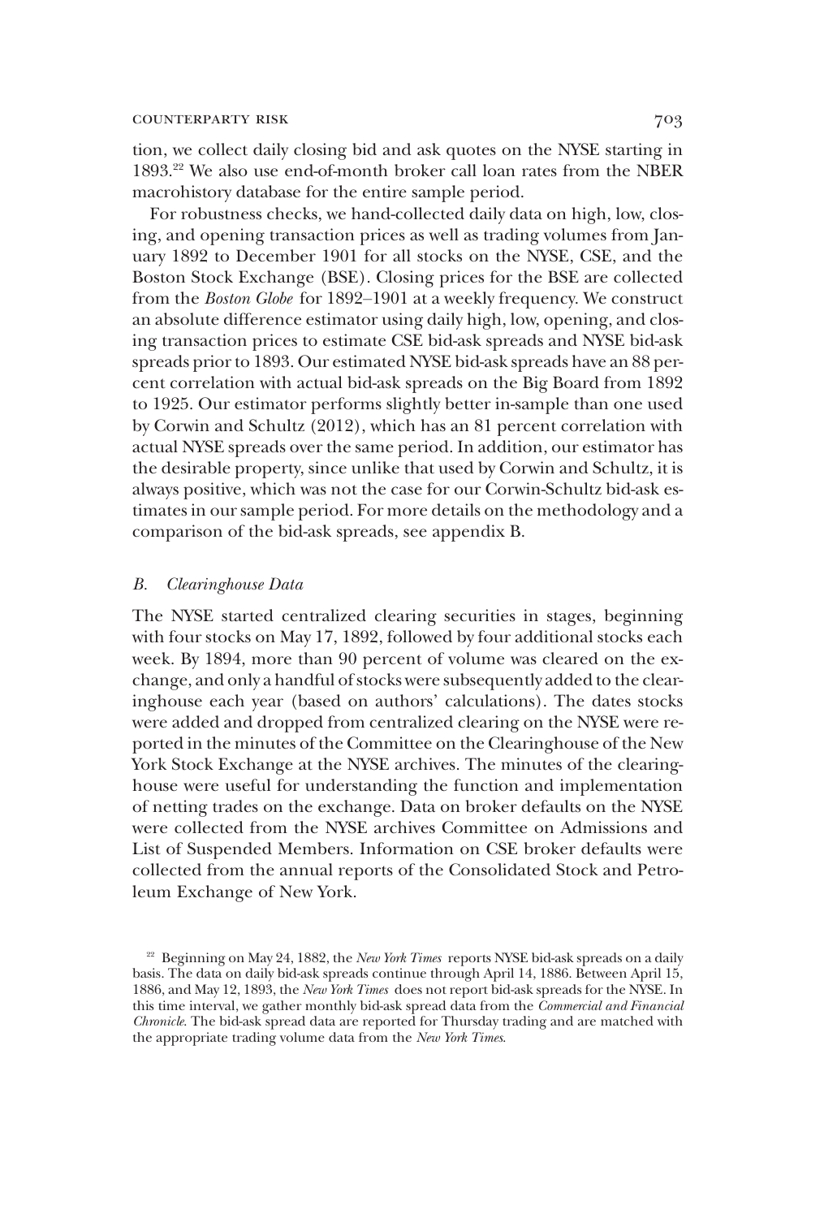tion, we collect daily closing bid and ask quotes on the NYSE starting in 1893.[22] We also use end-of-month broker call loan rates from the NBER macrohistory database for the entire sample period.

For robustness checks, we hand-collected daily data on high, low, closing, and opening transaction prices as well as trading volumes from January 1892 to December 1901 for all stocks on the NYSE, CSE, and the Boston Stock Exchange (BSE). Closing prices for the BSE are collected from the *Boston Globe* for 1892–1901 at a weekly frequency. We construct an absolute difference estimator using daily high, low, opening, and closing transaction prices to estimate CSE bid-ask spreads and NYSE bid-ask spreads prior to 1893. Our estimated NYSE bid-ask spreads have an 88 percent correlation with actual bid-ask spreads on the Big Board from 1892 to 1925. Our estimator performs slightly better in-sample than one used by Corwin and Schultz (2012), which has an 81 percent correlation with actual NYSE spreads over the same period. In addition, our estimator has the desirable property, since unlike that used by Corwin and Schultz, it is always positive, which was not the case for our Corwin-Schultz bid-ask estimates in our sample period. For more details on the methodology and a comparison of the bid-ask spreads, see appendix B.

### *B. Clearinghouse Data*

The NYSE started centralized clearing securities in stages, beginning with four stocks on May 17, 1892, followed by four additional stocks each week. By 1894, more than 90 percent of volume was cleared on the exchange, and only a handful of stocks were subsequently added to the clearinghouse each year (based on authors' calculations). The dates stocks were added and dropped from centralized clearing on the NYSE were reported in the minutes of the Committee on the Clearinghouse of the New York Stock Exchange at the NYSE archives. The minutes of the clearinghouse were useful for understanding the function and implementation of netting trades on the exchange. Data on broker defaults on the NYSE were collected from the NYSE archives Committee on Admissions and List of Suspended Members. Information on CSE broker defaults were collected from the annual reports of the Consolidated Stock and Petroleum Exchange of New York.

[22] Beginning on May 24, 1882, the *New York Times* reports NYSE bid-ask spreads on a daily basis. The data on daily bid-ask spreads continue through April 14, 1886. Between April 15, 1886, and May 12, 1893, the *New York Times* does not report bid-ask spreads for the NYSE. In this time interval, we gather monthly bid-ask spread data from the *Commercial and Financial Chronicle*. The bid-ask spread data are reported for Thursday trading and are matched with the appropriate trading volume data from the *New York Times*.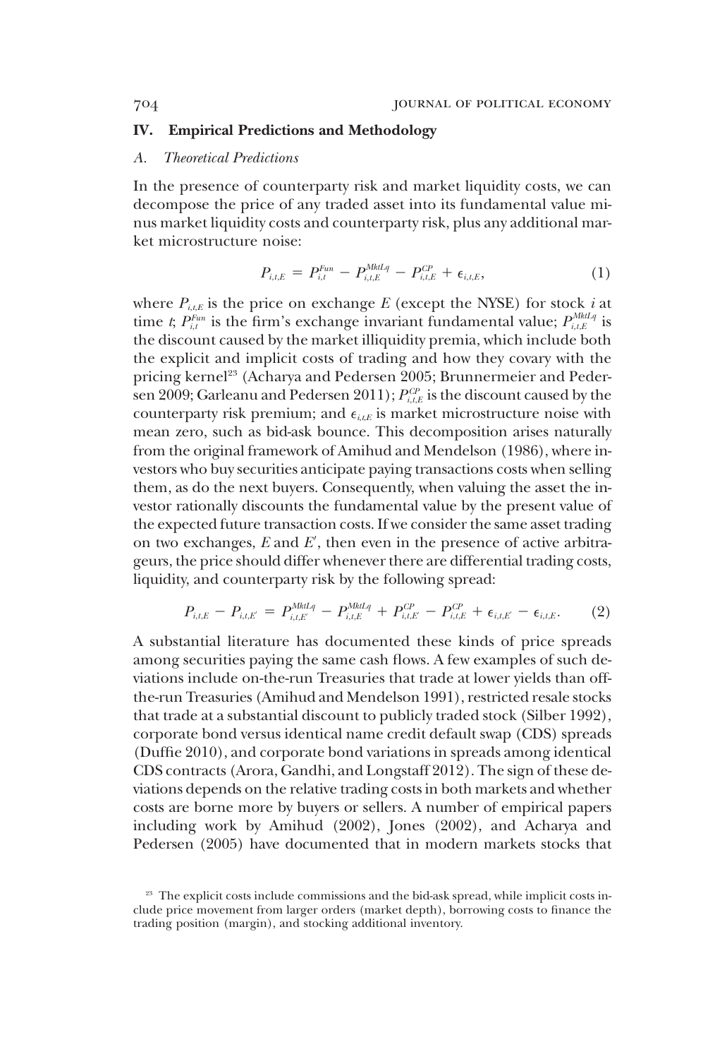## IV. Empirical Predictions and Methodology

### *A. Theoretical Predictions*

In the presence of counterparty risk and market liquidity costs, we can decompose the price of any traded asset into its fundamental value minus market liquidity costs and counterparty risk, plus any additional market microstructure noise:

$$P_{i,t,E} = P_{i,t}^{Fun} - P_{i,t,E}^{MktLq} - P_{i,t,E}^{CP} + \epsilon_{i,t,E}, \tag{1}$$

where $P_{i,t,E}$ is the price on exchange $E$ (except the NYSE) for stock $i$ at time $t$; $P_{i,t}^{Fun}$ is the firm's exchange invariant fundamental value; $P_{i,t,E}^{MktLq}$ is the discount caused by the market illiquidity premia, which include both the explicit and implicit costs of trading and how they covary with the pricing kernel[23] (Acharya and Pedersen 2005; Brunnermeier and Pedersen 2009; Garleanu and Pedersen 2011); $P_{i,t,E}^{CP}$ is the discount caused by the counterparty risk premium; and $\epsilon_{i,t,E}$ is market microstructure noise with mean zero, such as bid-ask bounce. This decomposition arises naturally from the original framework of Amihud and Mendelson (1986), where investors who buy securities anticipate paying transactions costs when selling them, as do the next buyers. Consequently, when valuing the asset the investor rationally discounts the fundamental value by the present value of the expected future transaction costs. If we consider the same asset trading on two exchanges, $E$ and $E'$, then even in the presence of active arbitrageurs, the price should differ whenever there are differential trading costs, liquidity, and counterparty risk by the following spread:

$$P_{i,t,E} - P_{i,t,E'} = P_{i,t,E'}^{MktLq} - P_{i,t,E}^{MktLq} + P_{i,t,E'}^{CP} - P_{i,t,E}^{CP} + \epsilon_{i,t,E'} - \epsilon_{i,t,E}. \tag{2}$$

A substantial literature has documented these kinds of price spreads among securities paying the same cash flows. A few examples of such deviations include on-the-run Treasuries that trade at lower yields than off-the-run Treasuries (Amihud and Mendelson 1991), restricted resale stocks that trade at a substantial discount to publicly traded stock (Silber 1992), corporate bond versus identical name credit default swap (CDS) spreads (Duffie 2010), and corporate bond variations in spreads among identical CDS contracts (Arora, Gandhi, and Longstaff 2012). The sign of these deviations depends on the relative trading costs in both markets and whether costs are borne more by buyers or sellers. A number of empirical papers including work by Amihud (2002), Jones (2002), and Acharya and Pedersen (2005) have documented that in modern markets stocks that

[23] The explicit costs include commissions and the bid-ask spread, while implicit costs include price movement from larger orders (market depth), borrowing costs to finance the trading position (margin), and stocking additional inventory.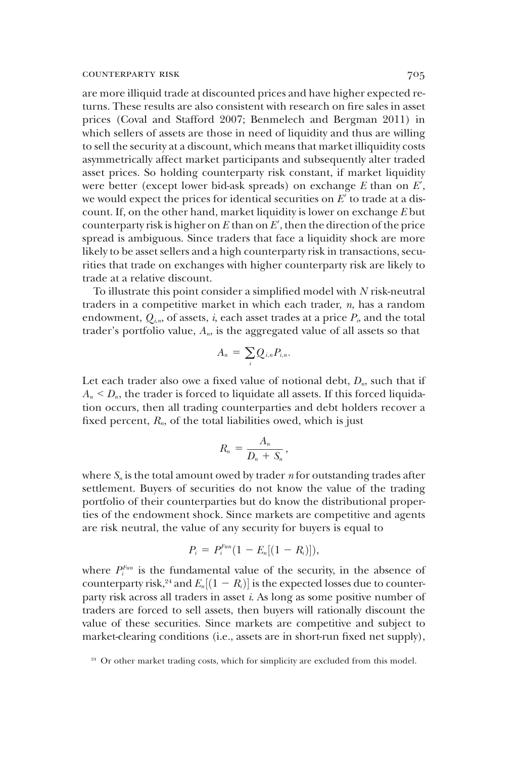are more illiquid trade at discounted prices and have higher expected returns. These results are also consistent with research on fire sales in asset prices (Coval and Stafford 2007; Benmelech and Bergman 2011) in which sellers of assets are those in need of liquidity and thus are willing to sell the security at a discount, which means that market illiquidity costs asymmetrically affect market participants and subsequently alter traded asset prices. So holding counterparty risk constant, if market liquidity were better (except lower bid-ask spreads) on exchange $E$ than on $E'$, we would expect the prices for identical securities on $E'$ to trade at a discount. If, on the other hand, market liquidity is lower on exchange $E$ but counterparty risk is higher on $E$ than on $E'$, then the direction of the price spread is ambiguous. Since traders that face a liquidity shock are more likely to be asset sellers and a high counterparty risk in transactions, securities that trade on exchanges with higher counterparty risk are likely to trade at a relative discount.

To illustrate this point consider a simplified model with $N$ risk-neutral traders in a competitive market in which each trader, $n$, has a random endowment, $Q_{i,n}$, of assets, $i$, each asset trades at a price $P_i$, and the total trader's portfolio value, $A_n$, is the aggregated value of all assets so that

$$A_n = \sum_i Q_{i,n} P_{i,n}.$$

Let each trader also owe a fixed value of notional debt, $D_n$, such that if $A_n < D_n$, the trader is forced to liquidate all assets. If this forced liquidation occurs, then all trading counterparties and debt holders recover a fixed percent, $R_n$, of the total liabilities owed, which is just

$$R_n = \frac{A_n}{D_n + S_n},$$

where $S_n$ is the total amount owed by trader $n$ for outstanding trades after settlement. Buyers of securities do not know the value of the trading portfolio of their counterparties but do know the distributional properties of the endowment shock. Since markets are competitive and agents are risk neutral, the value of any security for buyers is equal to

$$P_i = P_i^{Fun}(1 - E_n[(1 - R_i)]),$$

where $P_i^{Fun}$ is the fundamental value of the security, in the absence of counterparty risk,[24] and $E_n[(1 - R_i)]$ is the expected losses due to counterparty risk across all traders in asset $i$. As long as some positive number of traders are forced to sell assets, then buyers will rationally discount the value of these securities. Since markets are competitive and subject to market-clearing conditions (i.e., assets are in short-run fixed net supply),

[24] Or other market trading costs, which for simplicity are excluded from this model.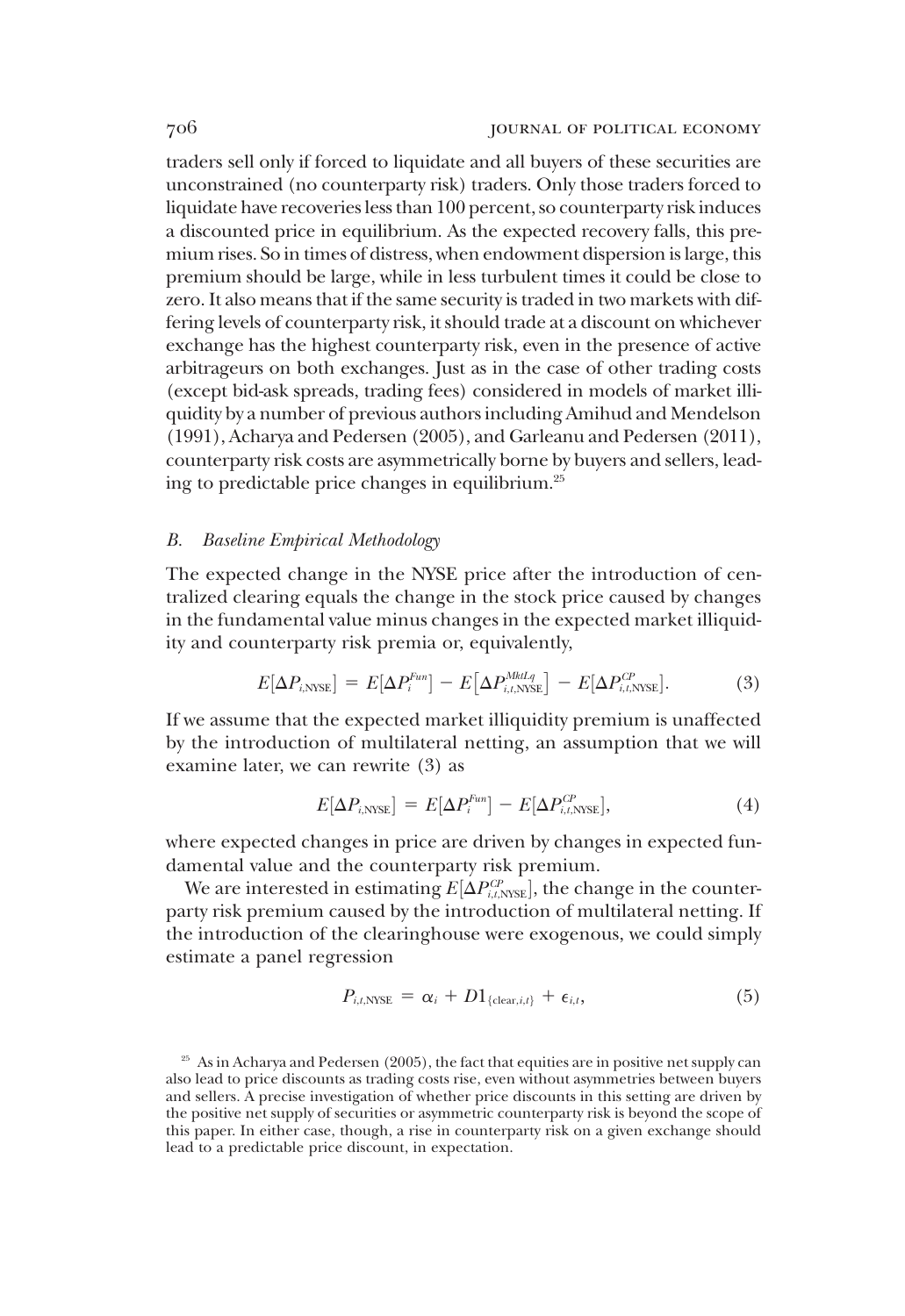traders sell only if forced to liquidate and all buyers of these securities are unconstrained (no counterparty risk) traders. Only those traders forced to liquidate have recoveries less than 100 percent, so counterparty risk induces a discounted price in equilibrium. As the expected recovery falls, this premium rises. So in times of distress, when endowment dispersion is large, this premium should be large, while in less turbulent times it could be close to zero. It also means that if the same security is traded in two markets with differing levels of counterparty risk, it should trade at a discount on whichever exchange has the highest counterparty risk, even in the presence of active arbitrageurs on both exchanges. Just as in the case of other trading costs (except bid-ask spreads, trading fees) considered in models of market illiquidity by a number of previous authors including Amihud and Mendelson (1991), Acharya and Pedersen (2005), and Garleanu and Pedersen (2011), counterparty risk costs are asymmetrically borne by buyers and sellers, leading to predictable price changes in equilibrium.[25]

### *B. Baseline Empirical Methodology*

The expected change in the NYSE price after the introduction of centralized clearing equals the change in the stock price caused by changes in the fundamental value minus changes in the expected market illiquidity and counterparty risk premia or, equivalently,

$$E[\Delta P_{i,\mathrm{NYSE}}] = E[\Delta P_i^{Fun}] - E[\Delta P_{i,t,\mathrm{NYSE}}^{MktLq}] - E[\Delta P_{i,t,\mathrm{NYSE}}^{CP}]. \tag{3}$$

If we assume that the expected market illiquidity premium is unaffected by the introduction of multilateral netting, an assumption that we will examine later, we can rewrite (3) as

$$E[\Delta P_{i,\mathrm{NYSE}}] = E[\Delta P_i^{Fun}] - E[\Delta P_{i,t,\mathrm{NYSE}}^{CP}], \tag{4}$$

where expected changes in price are driven by changes in expected fundamental value and the counterparty risk premium.

We are interested in estimating $E[\Delta P_{i,t,\mathrm{NYSE}}^{CP}]$, the change in the counterparty risk premium caused by the introduction of multilateral netting. If the introduction of the clearinghouse were exogenous, we could simply estimate a panel regression

$$P_{i,t,\mathrm{NYSE}} = \alpha_i + D1_{\{\mathrm{clear},i,t\}} + \epsilon_{i,t}, \tag{5}$$

[25] As in Acharya and Pedersen (2005), the fact that equities are in positive net supply can also lead to price discounts as trading costs rise, even without asymmetries between buyers and sellers. A precise investigation of whether price discounts in this setting are driven by the positive net supply of securities or asymmetric counterparty risk is beyond the scope of this paper. In either case, though, a rise in counterparty risk on a given exchange should lead to a predictable price discount, in expectation.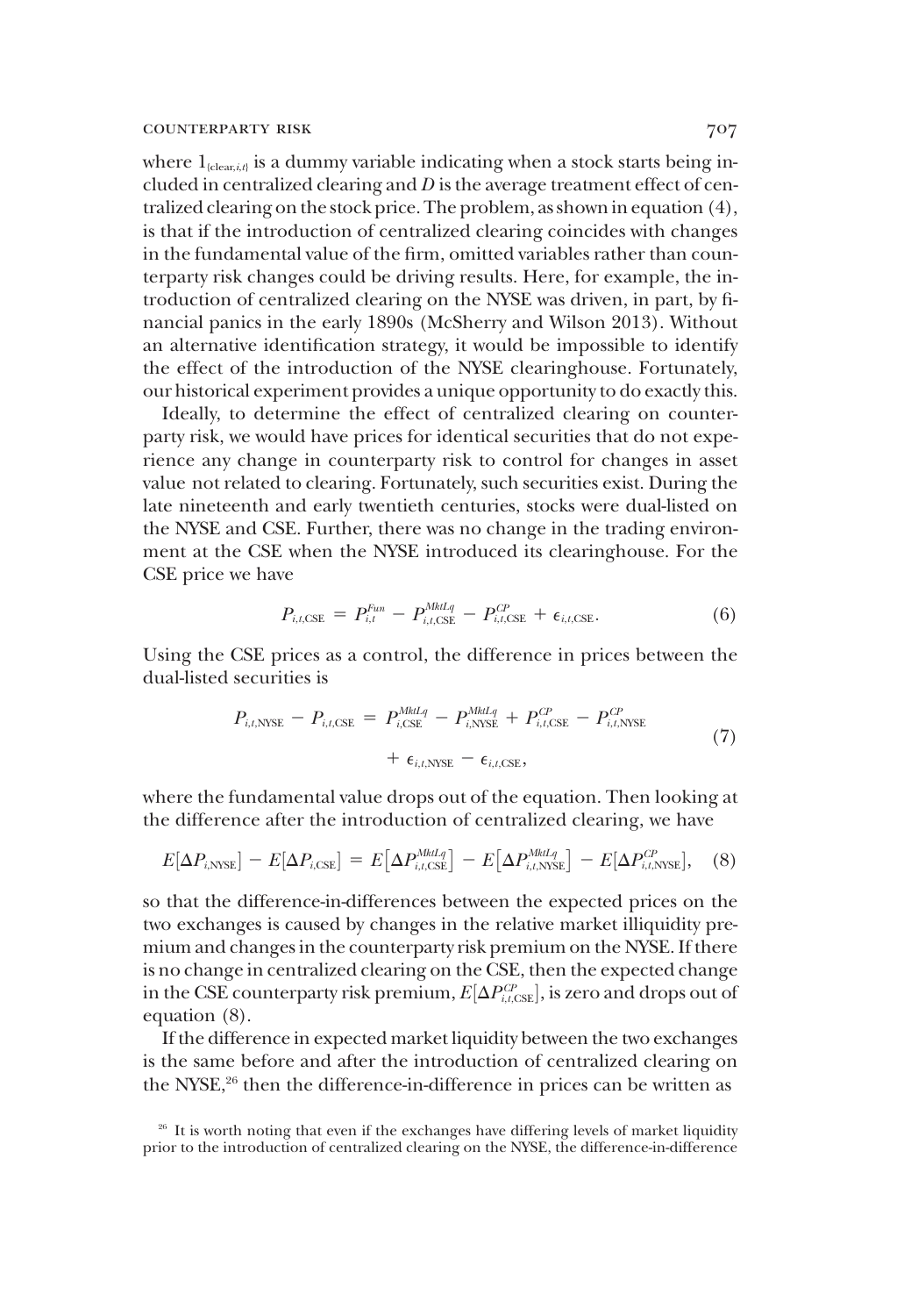where $1_{\{clear,i,t\}}$ is a dummy variable indicating when a stock starts being included in centralized clearing and $D$ is the average treatment effect of centralized clearing on the stock price. The problem, as shown in equation (4), is that if the introduction of centralized clearing coincides with changes in the fundamental value of the firm, omitted variables rather than counterparty risk changes could be driving results. Here, for example, the introduction of centralized clearing on the NYSE was driven, in part, by financial panics in the early 1890s (McSherry and Wilson 2013). Without an alternative identification strategy, it would be impossible to identify the effect of the introduction of the NYSE clearinghouse. Fortunately, our historical experiment provides a unique opportunity to do exactly this.

Ideally, to determine the effect of centralized clearing on counterparty risk, we would have prices for identical securities that do not experience any change in counterparty risk to control for changes in asset value not related to clearing. Fortunately, such securities exist. During the late nineteenth and early twentieth centuries, stocks were dual-listed on the NYSE and CSE. Further, there was no change in the trading environment at the CSE when the NYSE introduced its clearinghouse. For the CSE price we have

$$P_{i,t,\mathrm{CSE}} = P_{i,t}^{Fun} - P_{i,t,\mathrm{CSE}}^{MktLq} - P_{i,t,\mathrm{CSE}}^{CP} + \epsilon_{i,t,\mathrm{CSE}}. \tag{6}$$

Using the CSE prices as a control, the difference in prices between the dual-listed securities is

$$\begin{aligned} P_{i,t,\mathrm{NYSE}} - P_{i,t,\mathrm{CSE}} = {} & P_{i,\mathrm{CSE}}^{MktLq} - P_{i,\mathrm{NYSE}}^{MktLq} + P_{i,t,\mathrm{CSE}}^{CP} - P_{i,t,\mathrm{NYSE}}^{CP} \\ & + \epsilon_{i,t,\mathrm{NYSE}} - \epsilon_{i,t,\mathrm{CSE}}, \end{aligned} \tag{7}$$

where the fundamental value drops out of the equation. Then looking at the difference after the introduction of centralized clearing, we have

$$E[\Delta P_{i,\mathrm{NYSE}}] - E[\Delta P_{i,\mathrm{CSE}}] = E\big[\Delta P_{i,t,\mathrm{CSE}}^{MktLq}\big] - E\big[\Delta P_{i,t,\mathrm{NYSE}}^{MktLq}\big] - E[\Delta P_{i,t,\mathrm{NYSE}}^{CP}], \tag{8}$$

so that the difference-in-differences between the expected prices on the two exchanges is caused by changes in the relative market illiquidity premium and changes in the counterparty risk premium on the NYSE. If there is no change in centralized clearing on the CSE, then the expected change in the CSE counterparty risk premium, $E[\Delta P_{i,t,\mathrm{CSE}}^{CP}]$, is zero and drops out of equation (8).

If the difference in expected market liquidity between the two exchanges is the same before and after the introduction of centralized clearing on the NYSE,[26] then the difference-in-difference in prices can be written as

[26] It is worth noting that even if the exchanges have differing levels of market liquidity prior to the introduction of centralized clearing on the NYSE, the difference-in-difference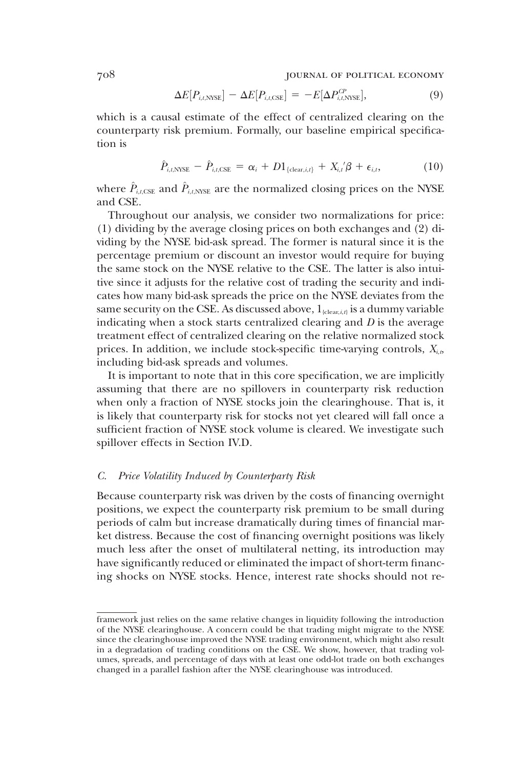$$\Delta E[P_{i,t,\text{NYSE}}] - \Delta E[P_{i,t,\text{CSE}}] = -E[\Delta P^{CP}_{i,t,\text{NYSE}}], \tag{9}$$

which is a causal estimate of the effect of centralized clearing on the counterparty risk premium. Formally, our baseline empirical specification is

$$\hat{P}_{i,t,\text{NYSE}} - \hat{P}_{i,t,\text{CSE}} = \alpha_i + D1_{\{\text{clear},i,t\}} + X_{i,t}{}'\beta + \epsilon_{i,t}, \tag{10}$$

where $\hat{P}_{i,t,\text{CSE}}$ and $\hat{P}_{i,t,\text{NYSE}}$ are the normalized closing prices on the NYSE and CSE.

Throughout our analysis, we consider two normalizations for price: (1) dividing by the average closing prices on both exchanges and (2) dividing by the NYSE bid-ask spread. The former is natural since it is the percentage premium or discount an investor would require for buying the same stock on the NYSE relative to the CSE. The latter is also intuitive since it adjusts for the relative cost of trading the security and indicates how many bid-ask spreads the price on the NYSE deviates from the same security on the CSE. As discussed above, $1_{\{\text{clear},i,t\}}$ is a dummy variable indicating when a stock starts centralized clearing and $D$ is the average treatment effect of centralized clearing on the relative normalized stock prices. In addition, we include stock-specific time-varying controls, $X_{i,t}$, including bid-ask spreads and volumes.

It is important to note that in this core specification, we are implicitly assuming that there are no spillovers in counterparty risk reduction when only a fraction of NYSE stocks join the clearinghouse. That is, it is likely that counterparty risk for stocks not yet cleared will fall once a sufficient fraction of NYSE stock volume is cleared. We investigate such spillover effects in Section IV.D.

### *C. Price Volatility Induced by Counterparty Risk*

Because counterparty risk was driven by the costs of financing overnight positions, we expect the counterparty risk premium to be small during periods of calm but increase dramatically during times of financial market distress. Because the cost of financing overnight positions was likely much less after the onset of multilateral netting, its introduction may have significantly reduced or eliminated the impact of short-term financing shocks on NYSE stocks. Hence, interest rate shocks should not re-

---

framework just relies on the same relative changes in liquidity following the introduction of the NYSE clearinghouse. A concern could be that trading might migrate to the NYSE since the clearinghouse improved the NYSE trading environment, which might also result in a degradation of trading conditions on the CSE. We show, however, that trading volumes, spreads, and percentage of days with at least one odd-lot trade on both exchanges changed in a parallel fashion after the NYSE clearinghouse was introduced.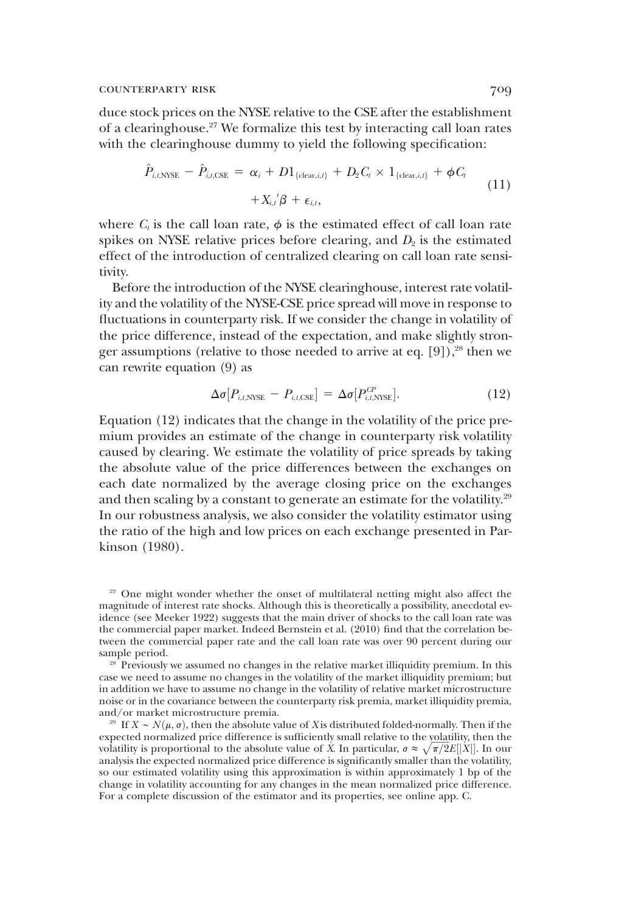duce stock prices on the NYSE relative to the CSE after the establishment of a clearinghouse.[27] We formalize this test by interacting call loan rates with the clearinghouse dummy to yield the following specification:

$$\hat{P}_{i,t,\mathrm{NYSE}} - \hat{P}_{i,t,\mathrm{CSE}} = \alpha_i + D1_{\{\mathrm{clear},i,t\}} + D_2 C_t \times 1_{\{\mathrm{clear},i,t\}} + \phi C_t + X_{i,t}{}'\beta + \epsilon_{i,t}, \tag{11}$$

where $C_t$ is the call loan rate, $\phi$ is the estimated effect of call loan rate spikes on NYSE relative prices before clearing, and $D_2$ is the estimated effect of the introduction of centralized clearing on call loan rate sensitivity.

Before the introduction of the NYSE clearinghouse, interest rate volatility and the volatility of the NYSE-CSE price spread will move in response to fluctuations in counterparty risk. If we consider the change in volatility of the price difference, instead of the expectation, and make slightly stronger assumptions (relative to those needed to arrive at eq. [9]),[28] then we can rewrite equation (9) as

$$\Delta\sigma[P_{i,t,\mathrm{NYSE}} - P_{i,t,\mathrm{CSE}}] = \Delta\sigma[P^{CP}_{i,t,\mathrm{NYSE}}]. \tag{12}$$

Equation (12) indicates that the change in the volatility of the price premium provides an estimate of the change in counterparty risk volatility caused by clearing. We estimate the volatility of price spreads by taking the absolute value of the price differences between the exchanges on each date normalized by the average closing price on the exchanges and then scaling by a constant to generate an estimate for the volatility.[29] In our robustness analysis, we also consider the volatility estimator using the ratio of the high and low prices on each exchange presented in Parkinson (1980).

[27] One might wonder whether the onset of multilateral netting might also affect the magnitude of interest rate shocks. Although this is theoretically a possibility, anecdotal evidence (see Meeker 1922) suggests that the main driver of shocks to the call loan rate was the commercial paper market. Indeed Bernstein et al. (2010) find that the correlation between the commercial paper rate and the call loan rate was over 90 percent during our sample period.

[28] Previously we assumed no changes in the relative market illiquidity premium. In this case we need to assume no changes in the volatility of the market illiquidity premium; but in addition we have to assume no change in the volatility of relative market microstructure noise or in the covariance between the counterparty risk premia, market illiquidity premia, and/or market microstructure premia.

[29] If $X \sim N(\mu, \sigma)$, then the absolute value of $X$ is distributed folded-normally. Then if the expected normalized price difference is sufficiently small relative to the volatility, then the volatility is proportional to the absolute value of $X$. In particular, $\sigma \approx \sqrt{\pi/2}E[|X|]$. In our analysis the expected normalized price difference is significantly smaller than the volatility, so our estimated volatility using this approximation is within approximately 1 bp of the change in volatility accounting for any changes in the mean normalized price difference. For a complete discussion of the estimator and its properties, see online app. C.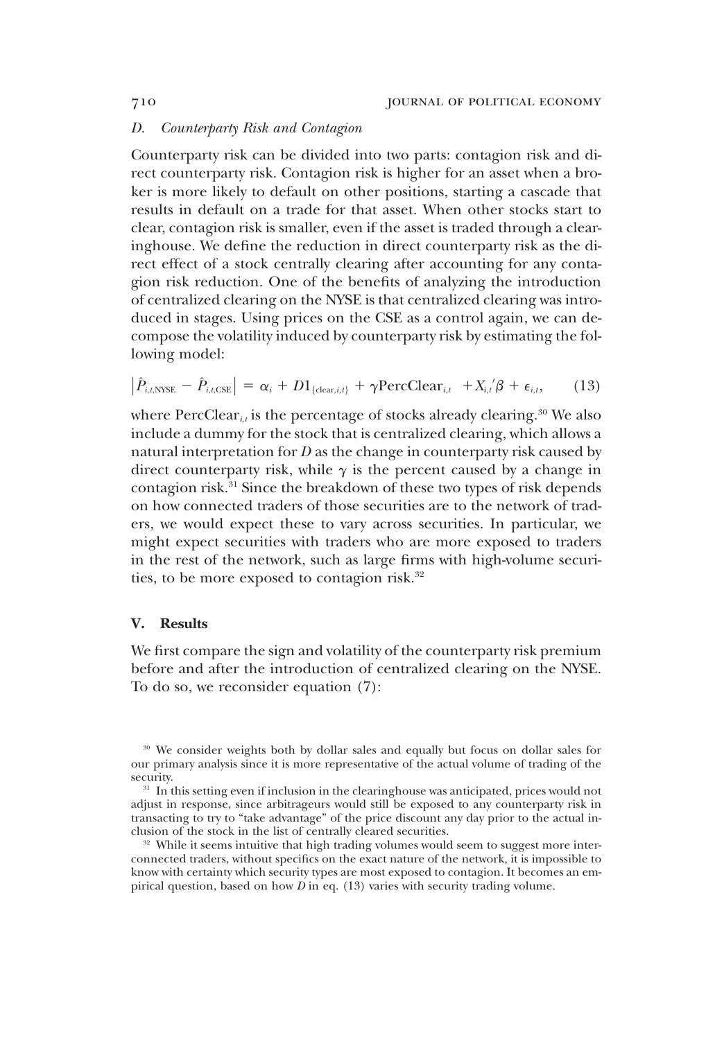### D. Counterparty Risk and Contagion

Counterparty risk can be divided into two parts: contagion risk and direct counterparty risk. Contagion risk is higher for an asset when a broker is more likely to default on other positions, starting a cascade that results in default on a trade for that asset. When other stocks start to clear, contagion risk is smaller, even if the asset is traded through a clearinghouse. We define the reduction in direct counterparty risk as the direct effect of a stock centrally clearing after accounting for any contagion risk reduction. One of the benefits of analyzing the introduction of centralized clearing on the NYSE is that centralized clearing was introduced in stages. Using prices on the CSE as a control again, we can decompose the volatility induced by counterparty risk by estimating the following model:

$$\left|\hat{P}_{i,t,\text{NYSE}} - \hat{P}_{i,t,\text{CSE}}\right| = \alpha_i + D1_{\{\text{clear},i,t\}} + \gamma \text{PercClear}_{i,t} + X_{i,t}{}'\beta + \epsilon_{i,t}, \tag{13}$$

where $\text{PercClear}_{i,t}$ is the percentage of stocks already clearing.[30] We also include a dummy for the stock that is centralized clearing, which allows a natural interpretation for $D$ as the change in counterparty risk caused by direct counterparty risk, while $\gamma$ is the percent caused by a change in contagion risk.[31] Since the breakdown of these two types of risk depends on how connected traders of those securities are to the network of traders, we would expect these to vary across securities. In particular, we might expect securities with traders who are more exposed to traders in the rest of the network, such as large firms with high-volume securities, to be more exposed to contagion risk.[32]

## V. Results

We first compare the sign and volatility of the counterparty risk premium before and after the introduction of centralized clearing on the NYSE. To do so, we reconsider equation (7):

---

[30] We consider weights both by dollar sales and equally but focus on dollar sales for our primary analysis since it is more representative of the actual volume of trading of the security.

[31] In this setting even if inclusion in the clearinghouse was anticipated, prices would not adjust in response, since arbitrageurs would still be exposed to any counterparty risk in transacting to try to "take advantage" of the price discount any day prior to the actual inclusion of the stock in the list of centrally cleared securities.

[32] While it seems intuitive that high trading volumes would seem to suggest more interconnected traders, without specifics on the exact nature of the network, it is impossible to know with certainty which security types are most exposed to contagion. It becomes an empirical question, based on how $D$ in eq. (13) varies with security trading volume.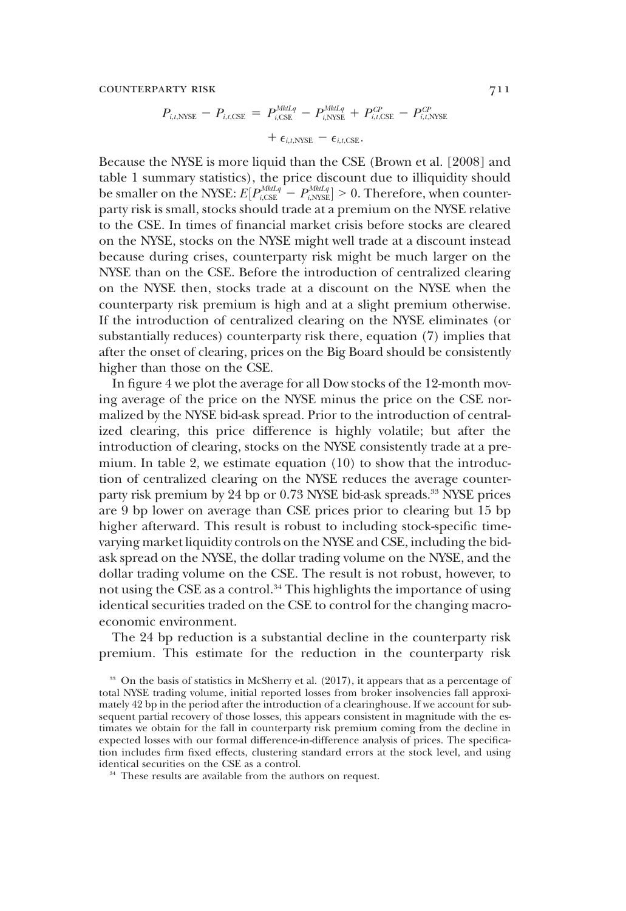$$P_{i,t,\text{NYSE}} - P_{i,t,\text{CSE}} = P^{MktLq}_{i,\text{CSE}} - P^{MktLq}_{i,\text{NYSE}} + P^{CP}_{i,t,\text{CSE}} - P^{CP}_{i,t,\text{NYSE}} + \epsilon_{i,t,\text{NYSE}} - \epsilon_{i,t,\text{CSE}}.$$

Because the NYSE is more liquid than the CSE (Brown et al. [2008] and table 1 summary statistics), the price discount due to illiquidity should be smaller on the NYSE: $E[P^{MktLq}_{i,\text{CSE}} - P^{MktLq}_{i,\text{NYSE}}] > 0$. Therefore, when counterparty risk is small, stocks should trade at a premium on the NYSE relative to the CSE. In times of financial market crisis before stocks are cleared on the NYSE, stocks on the NYSE might well trade at a discount instead because during crises, counterparty risk might be much larger on the NYSE than on the CSE. Before the introduction of centralized clearing on the NYSE then, stocks trade at a discount on the NYSE when the counterparty risk premium is high and at a slight premium otherwise. If the introduction of centralized clearing on the NYSE eliminates (or substantially reduces) counterparty risk there, equation (7) implies that after the onset of clearing, prices on the Big Board should be consistently higher than those on the CSE.

In figure 4 we plot the average for all Dow stocks of the 12-month moving average of the price on the NYSE minus the price on the CSE normalized by the NYSE bid-ask spread. Prior to the introduction of centralized clearing, this price difference is highly volatile; but after the introduction of clearing, stocks on the NYSE consistently trade at a premium. In table 2, we estimate equation (10) to show that the introduction of centralized clearing on the NYSE reduces the average counterparty risk premium by 24 bp or 0.73 NYSE bid-ask spreads.[33] NYSE prices are 9 bp lower on average than CSE prices prior to clearing but 15 bp higher afterward. This result is robust to including stock-specific time-varying market liquidity controls on the NYSE and CSE, including the bid-ask spread on the NYSE, the dollar trading volume on the NYSE, and the dollar trading volume on the CSE. The result is not robust, however, to not using the CSE as a control.[34] This highlights the importance of using identical securities traded on the CSE to control for the changing macroeconomic environment.

The 24 bp reduction is a substantial decline in the counterparty risk premium. This estimate for the reduction in the counterparty risk

[33] On the basis of statistics in McSherry et al. (2017), it appears that as a percentage of total NYSE trading volume, initial reported losses from broker insolvencies fall approximately 42 bp in the period after the introduction of a clearinghouse. If we account for subsequent partial recovery of those losses, this appears consistent in magnitude with the estimates we obtain for the fall in counterparty risk premium coming from the decline in expected losses with our formal difference-in-difference analysis of prices. The specification includes firm fixed effects, clustering standard errors at the stock level, and using identical securities on the CSE as a control.

[34] These results are available from the authors on request.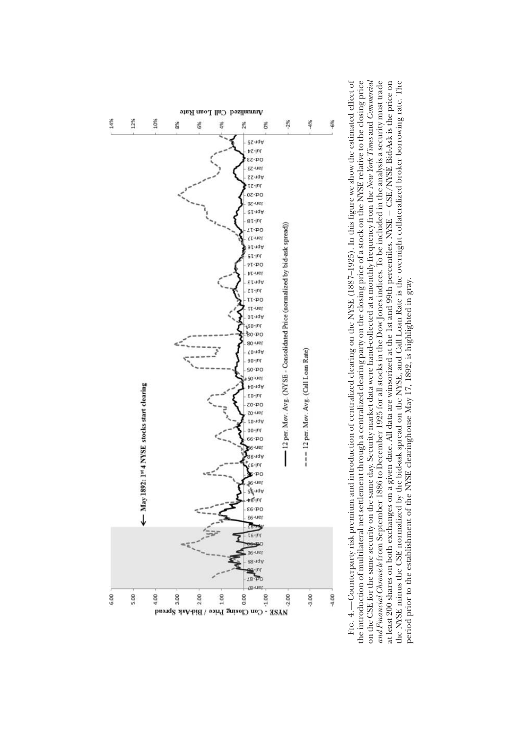Fig. 4.—Counterparty risk premium and introduction of centralized clearing on the NYSE (1887–1925). In this figure we show the estimated effect of the introduction of multilateral net settlement through a centralized clearing party on the closing price of a stock on the NYSE relative to the closing price on the CSE for the same security on the same day. Security market data were hand-collected at a monthly frequency from the *New York Times* and *Commercial and Financial Chronicle* from September 1886 to December 1925 for all stocks in the Dow Jones indices. To be included in the analysis a security must trade at least 200 shares on both exchanges on a given date. All data are winsorized at the 1st and 99th percentiles. NYSE − CSE/NYSE Bid-Ask is the price on the NYSE minus the CSE normalized by the bid-ask spread on the NYSE, and Call Loan Rate is the overnight collateralized broker borrowing rate. The period prior to the establishment of the NYSE clearinghouse May 17, 1892, is highlighted in gray.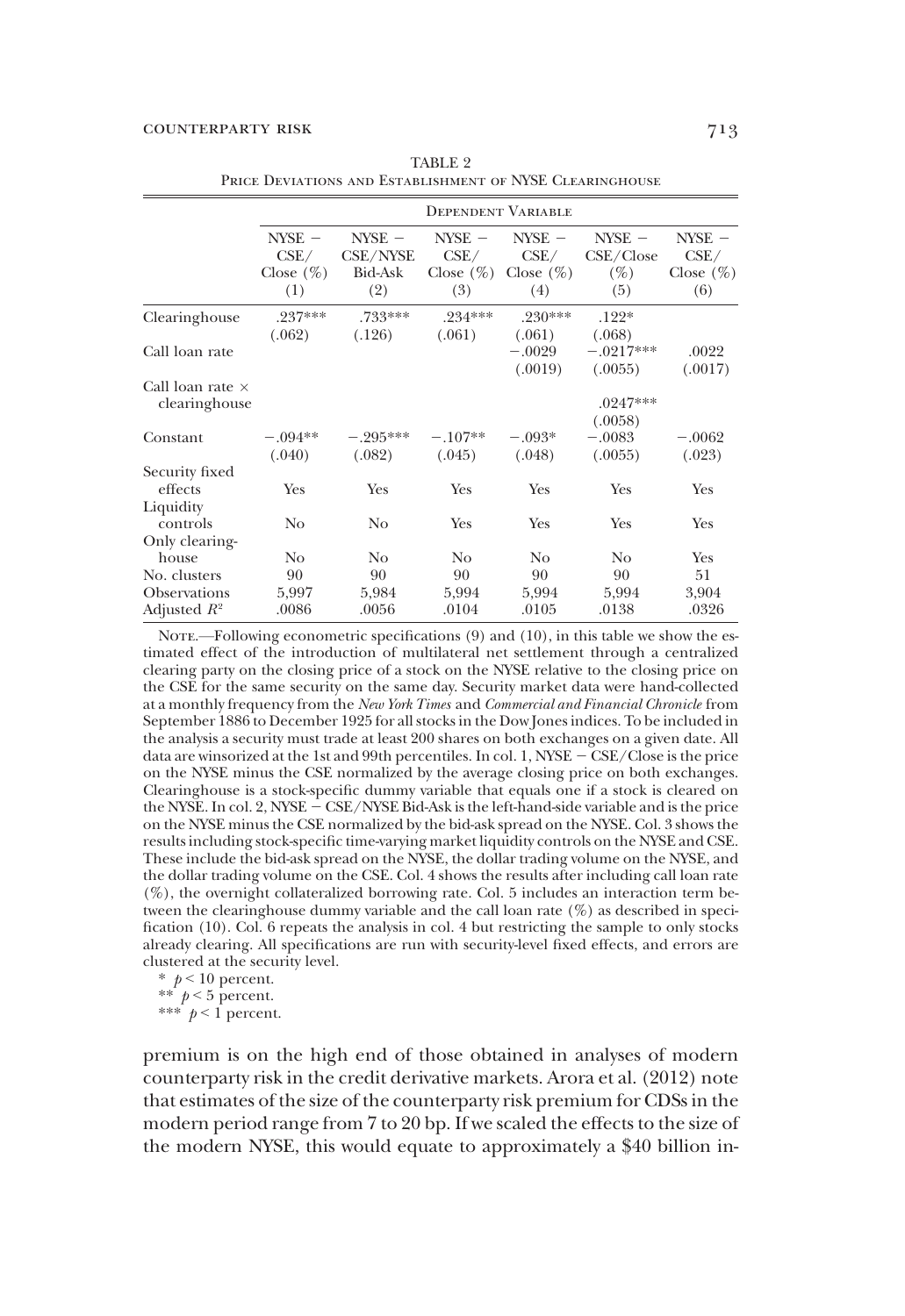TABLE 2
Price Deviations and Establishment of NYSE Clearinghouse

| | Dependent Variable | | | | | |
|---|---|---|---|---|---|---|
| | NYSE − CSE/ Close (%) (1) | NYSE − CSE/NYSE Bid-Ask (2) | NYSE − CSE/ Close (%) (3) | NYSE − CSE/ Close (%) (4) | NYSE − CSE/Close (%) (5) | NYSE − CSE/ Close (%) (6) |
| Clearinghouse | .237*** | .733*** | .234*** | .230*** | .122* | |
| | (.062) | (.126) | (.061) | (.061) | (.068) | |
| Call loan rate | | | | −.0029 | −.0217*** | .0022 |
| | | | | (.0019) | (.0055) | (.0017) |
| Call loan rate × clearinghouse | | | | | .0247*** | |
| | | | | | (.0058) | |
| Constant | −.094** | −.295*** | −.107** | −.093* | −.0083 | −.0062 |
| | (.040) | (.082) | (.045) | (.048) | (.0055) | (.023) |
| Security fixed effects | Yes | Yes | Yes | Yes | Yes | Yes |
| Liquidity controls | No | No | Yes | Yes | Yes | Yes |
| Only clearinghouse | No | No | No | No | No | Yes |
| No. clusters | 90 | 90 | 90 | 90 | 90 | 51 |
| Observations | 5,997 | 5,984 | 5,994 | 5,994 | 5,994 | 3,904 |
| Adjusted $R^2$ | .0086 | .0056 | .0104 | .0105 | .0138 | .0326 |

Note.—Following econometric specifications (9) and (10), in this table we show the estimated effect of the introduction of multilateral net settlement through a centralized clearing party on the closing price of a stock on the NYSE relative to the closing price on the CSE for the same security on the same day. Security market data were hand-collected at a monthly frequency from the *New York Times* and *Commercial and Financial Chronicle* from September 1886 to December 1925 for all stocks in the Dow Jones indices. To be included in the analysis a security must trade at least 200 shares on both exchanges on a given date. All data are winsorized at the 1st and 99th percentiles. In col. 1, NYSE − CSE/Close is the price on the NYSE minus the CSE normalized by the average closing price on both exchanges. Clearinghouse is a stock-specific dummy variable that equals one if a stock is cleared on the NYSE. In col. 2, NYSE − CSE/NYSE Bid-Ask is the left-hand-side variable and is the price on the NYSE minus the CSE normalized by the bid-ask spread on the NYSE. Col. 3 shows the results including stock-specific time-varying market liquidity controls on the NYSE and CSE. These include the bid-ask spread on the NYSE, the dollar trading volume on the NYSE, and the dollar trading volume on the CSE. Col. 4 shows the results after including call loan rate (%), the overnight collateralized borrowing rate. Col. 5 includes an interaction term between the clearinghouse dummy variable and the call loan rate (%) as described in specification (10). Col. 6 repeats the analysis in col. 4 but restricting the sample to only stocks already clearing. All specifications are run with security-level fixed effects, and errors are clustered at the security level.

\* $p < 10$ percent.
\*\* $p < 5$ percent.
\*\*\* $p < 1$ percent.

premium is on the high end of those obtained in analyses of modern counterparty risk in the credit derivative markets. Arora et al. (2012) note that estimates of the size of the counterparty risk premium for CDSs in the modern period range from 7 to 20 bp. If we scaled the effects to the size of the modern NYSE, this would equate to approximately a $40 billion in-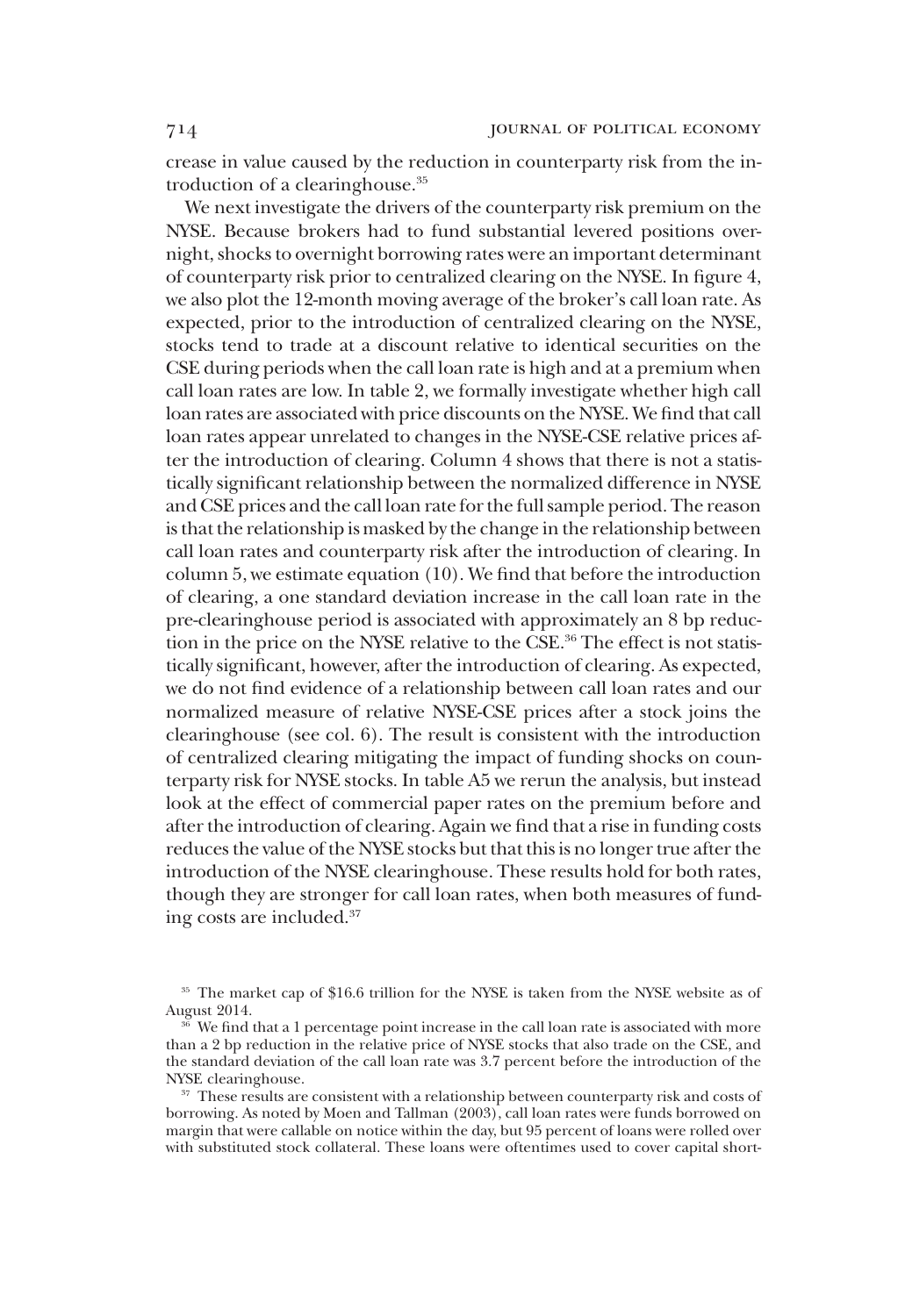crease in value caused by the reduction in counterparty risk from the introduction of a clearinghouse.[35]

We next investigate the drivers of the counterparty risk premium on the NYSE. Because brokers had to fund substantial levered positions overnight, shocks to overnight borrowing rates were an important determinant of counterparty risk prior to centralized clearing on the NYSE. In figure 4, we also plot the 12-month moving average of the broker's call loan rate. As expected, prior to the introduction of centralized clearing on the NYSE, stocks tend to trade at a discount relative to identical securities on the CSE during periods when the call loan rate is high and at a premium when call loan rates are low. In table 2, we formally investigate whether high call loan rates are associated with price discounts on the NYSE. We find that call loan rates appear unrelated to changes in the NYSE-CSE relative prices after the introduction of clearing. Column 4 shows that there is not a statistically significant relationship between the normalized difference in NYSE and CSE prices and the call loan rate for the full sample period. The reason is that the relationship is masked by the change in the relationship between call loan rates and counterparty risk after the introduction of clearing. In column 5, we estimate equation (10). We find that before the introduction of clearing, a one standard deviation increase in the call loan rate in the pre-clearinghouse period is associated with approximately an 8 bp reduction in the price on the NYSE relative to the CSE.[36] The effect is not statistically significant, however, after the introduction of clearing. As expected, we do not find evidence of a relationship between call loan rates and our normalized measure of relative NYSE-CSE prices after a stock joins the clearinghouse (see col. 6). The result is consistent with the introduction of centralized clearing mitigating the impact of funding shocks on counterparty risk for NYSE stocks. In table A5 we rerun the analysis, but instead look at the effect of commercial paper rates on the premium before and after the introduction of clearing. Again we find that a rise in funding costs reduces the value of the NYSE stocks but that this is no longer true after the introduction of the NYSE clearinghouse. These results hold for both rates, though they are stronger for call loan rates, when both measures of funding costs are included.[37]

[35] The market cap of \$16.6 trillion for the NYSE is taken from the NYSE website as of August 2014.

[36] We find that a 1 percentage point increase in the call loan rate is associated with more than a 2 bp reduction in the relative price of NYSE stocks that also trade on the CSE, and the standard deviation of the call loan rate was 3.7 percent before the introduction of the NYSE clearinghouse.

[37] These results are consistent with a relationship between counterparty risk and costs of borrowing. As noted by Moen and Tallman (2003), call loan rates were funds borrowed on margin that were callable on notice within the day, but 95 percent of loans were rolled over with substituted stock collateral. These loans were oftentimes used to cover capital short-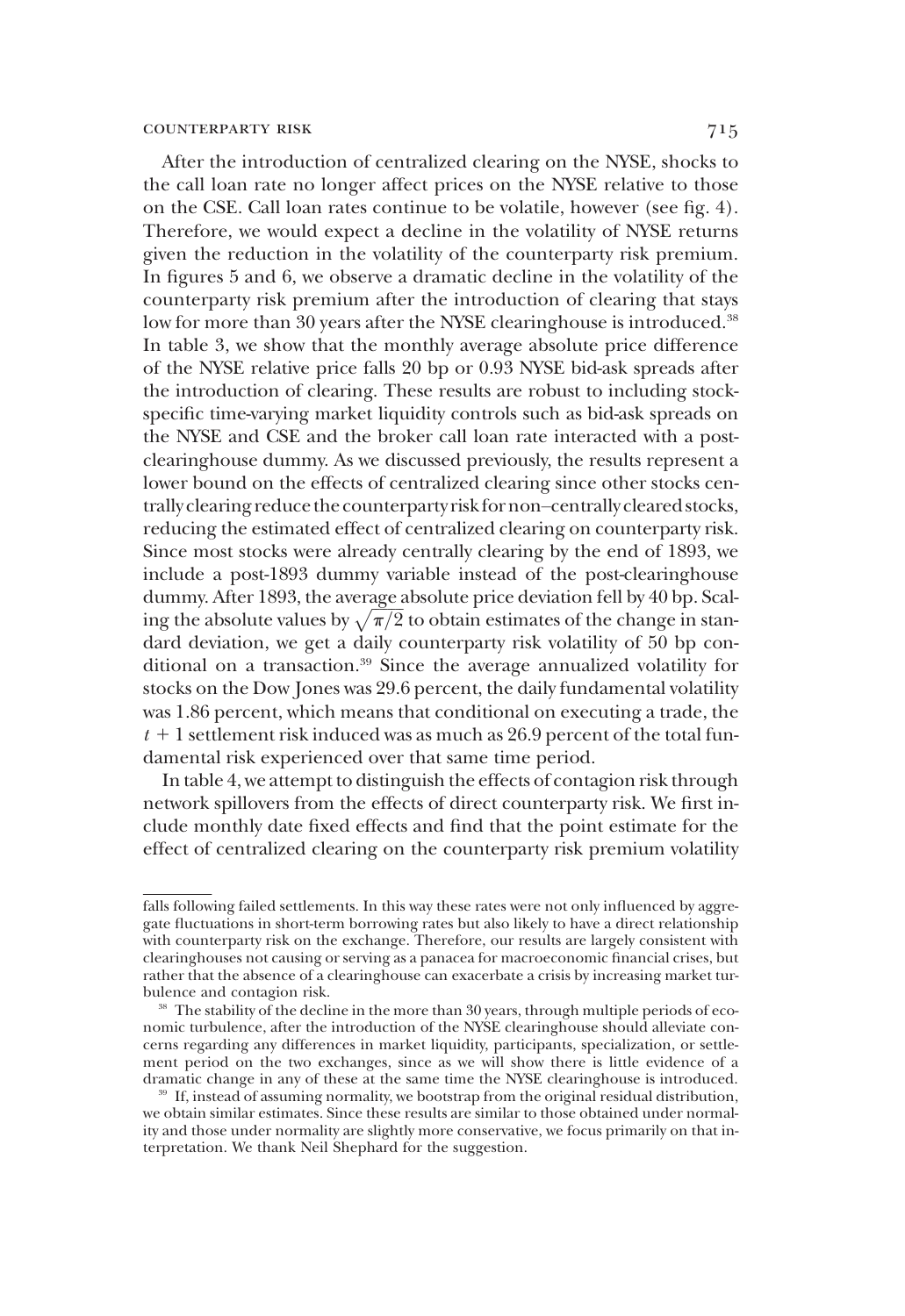After the introduction of centralized clearing on the NYSE, shocks to the call loan rate no longer affect prices on the NYSE relative to those on the CSE. Call loan rates continue to be volatile, however (see fig. 4). Therefore, we would expect a decline in the volatility of NYSE returns given the reduction in the volatility of the counterparty risk premium. In figures 5 and 6, we observe a dramatic decline in the volatility of the counterparty risk premium after the introduction of clearing that stays low for more than 30 years after the NYSE clearinghouse is introduced.[38] In table 3, we show that the monthly average absolute price difference of the NYSE relative price falls 20 bp or 0.93 NYSE bid-ask spreads after the introduction of clearing. These results are robust to including stock-specific time-varying market liquidity controls such as bid-ask spreads on the NYSE and CSE and the broker call loan rate interacted with a post-clearinghouse dummy. As we discussed previously, the results represent a lower bound on the effects of centralized clearing since other stocks centrally clearing reduce the counterparty risk for non–centrally cleared stocks, reducing the estimated effect of centralized clearing on counterparty risk. Since most stocks were already centrally clearing by the end of 1893, we include a post-1893 dummy variable instead of the post-clearinghouse dummy. After 1893, the average absolute price deviation fell by 40 bp. Scaling the absolute values by $\sqrt{\pi/2}$ to obtain estimates of the change in standard deviation, we get a daily counterparty risk volatility of 50 bp conditional on a transaction.[39] Since the average annualized volatility for stocks on the Dow Jones was 29.6 percent, the daily fundamental volatility was 1.86 percent, which means that conditional on executing a trade, the $t + 1$ settlement risk induced was as much as 26.9 percent of the total fundamental risk experienced over that same time period.

In table 4, we attempt to distinguish the effects of contagion risk through network spillovers from the effects of direct counterparty risk. We first include monthly date fixed effects and find that the point estimate for the effect of centralized clearing on the counterparty risk premium volatility

---

falls following failed settlements. In this way these rates were not only influenced by aggregate fluctuations in short-term borrowing rates but also likely to have a direct relationship with counterparty risk on the exchange. Therefore, our results are largely consistent with clearinghouses not causing or serving as a panacea for macroeconomic financial crises, but rather that the absence of a clearinghouse can exacerbate a crisis by increasing market turbulence and contagion risk.

[38] The stability of the decline in the more than 30 years, through multiple periods of economic turbulence, after the introduction of the NYSE clearinghouse should alleviate concerns regarding any differences in market liquidity, participants, specialization, or settlement period on the two exchanges, since as we will show there is little evidence of a dramatic change in any of these at the same time the NYSE clearinghouse is introduced.

[39] If, instead of assuming normality, we bootstrap from the original residual distribution, we obtain similar estimates. Since these results are similar to those obtained under normality and those under normality are slightly more conservative, we focus primarily on that interpretation. We thank Neil Shephard for the suggestion.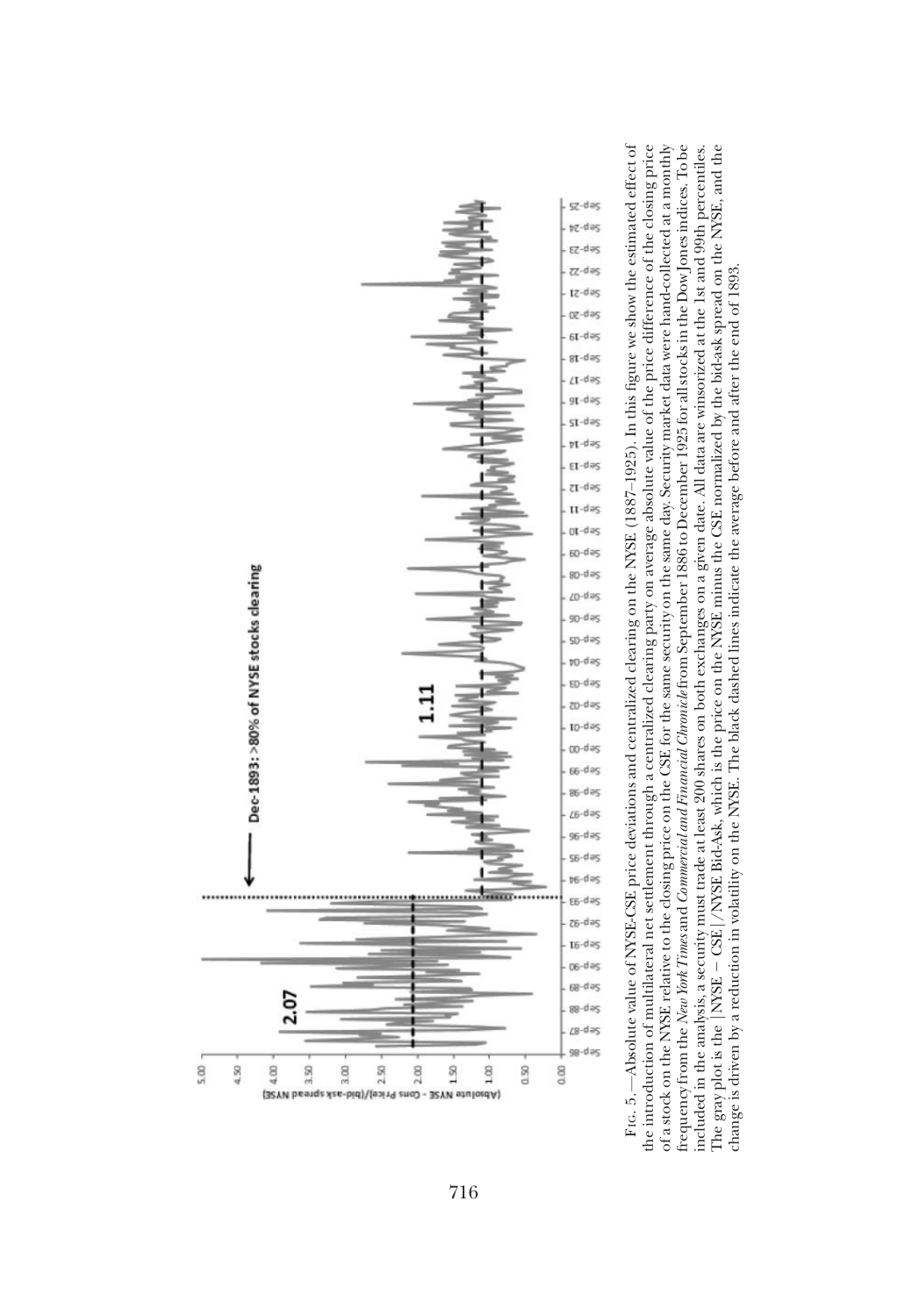FIG. 5.—Absolute value of NYSE-CSE price deviations and centralized clearing on the NYSE (1887–1925). In this figure we show the estimated effect of the introduction of multilateral net settlement through a centralized clearing party on average absolute value of the price difference of the closing price of a stock on the NYSE relative to the closing price on the CSE for the same security on the same day. Security market data were hand-collected at a monthly frequency from the *New York Times* and *Commercial and Financial Chronicle* from September 1886 to December 1925 for all stocks in the Dow Jones indices. To be included in the analysis, a security must trade at least 200 shares on both exchanges on a given date. All data are winsorized at the 1st and 99th percentiles. The gray plot is the |NYSE − CSE|/NYSE Bid-Ask, which is the price on the NYSE minus the CSE normalized by the bid-ask spread on the NYSE, and the change is driven by a reduction in volatility on the NYSE. The black dashed lines indicate the average before and after the end of 1893.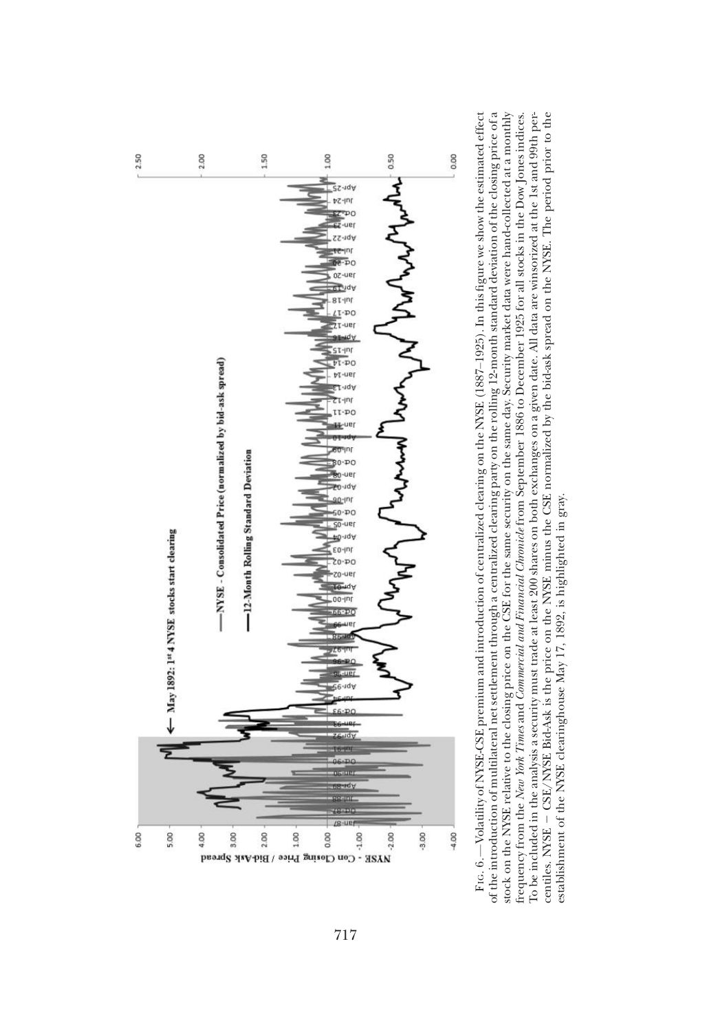Fig. 6.—Volatility of NYSE-CSE premium and introduction of centralized clearing on the NYSE (1887–1925). In this figure we show the estimated effect of the introduction of multilateral net settlement through a centralized clearing party on the rolling 12-month standard deviation of the closing price of a stock on the NYSE relative to the closing price on the CSE for the same security on the same day. Security market data were hand-collected at a monthly frequency from the *New York Times* and *Commercial and Financial Chronicle* from September 1886 to December 1925 for all stocks in the Dow Jones indices. To be included in the analysis a security must trade at least 200 shares on both exchanges on a given date. All data are winsorized at the 1st and 99th percentiles. NYSE − CSE/NYSE Bid-Ask is the price on the NYSE minus the CSE normalized by the bid-ask spread on the NYSE. The period prior to the establishment of the NYSE clearinghouse May 17, 1892, is highlighted in gray.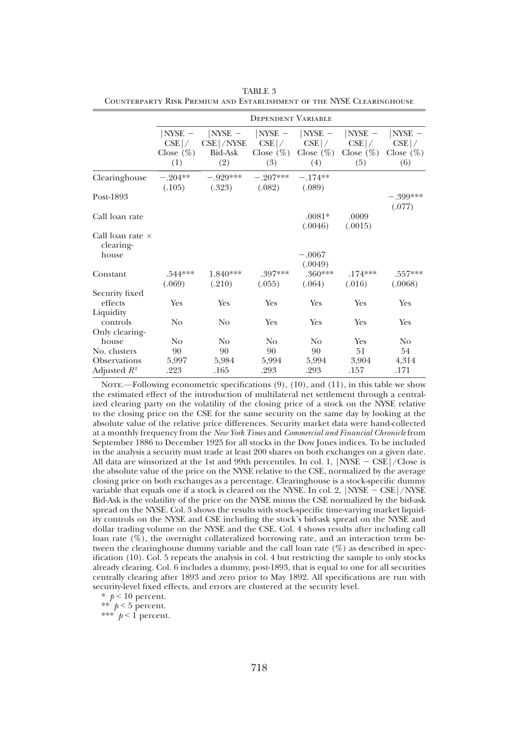TABLE 3

Counterparty Risk Premium and Establishment of the NYSE Clearinghouse

| | Dependent Variable | | | | | |
|---|---|---|---|---|---|---|
| | \|NYSE − CSE\|/ Close (%) (1) | \|NYSE − CSE\|/NYSE Bid-Ask (2) | \|NYSE − CSE\|/ Close (%) (3) | \|NYSE − CSE\|/ Close (%) (4) | \|NYSE − CSE\|/ Close (%) (5) | \|NYSE − CSE\|/ Close (%) (6) |
| Clearinghouse | −.204** | −.929*** | −.207*** | −.174** | | |
| | (.105) | (.323) | (.082) | (.089) | | |
| Post-1893 | | | | | | −.399*** |
| | | | | | | (.077) |
| Call loan rate | | | | .0081* | .0009 | |
| | | | | (.0046) | (.0015) | |
| Call loan rate × clearinghouse | | | | −.0067 | | |
| | | | | (.0049) | | |
| Constant | .544*** | 1.840*** | .397*** | .360*** | .174*** | .557*** |
| | (.069) | (.210) | (.055) | (.064) | (.016) | (.0068) |
| Security fixed effects | Yes | Yes | Yes | Yes | Yes | Yes |
| Liquidity controls | No | No | Yes | Yes | Yes | Yes |
| Only clearinghouse | No | No | No | No | Yes | No |
| No. clusters | 90 | 90 | 90 | 90 | 51 | 54 |
| Observations | 5,997 | 5,984 | 5,994 | 5,994 | 3,904 | 4,314 |
| Adjusted $R^2$ | .223 | .165 | .293 | .293 | .157 | .171 |

Note.—Following econometric specifications (9), (10), and (11), in this table we show the estimated effect of the introduction of multilateral net settlement through a centralized clearing party on the volatility of the closing price of a stock on the NYSE relative to the closing price on the CSE for the same security on the same day by looking at the absolute value of the relative price differences. Security market data were hand-collected at a monthly frequency from the *New York Times* and *Commercial and Financial Chronicle* from September 1886 to December 1925 for all stocks in the Dow Jones indices. To be included in the analysis a security must trade at least 200 shares on both exchanges on a given date. All data are winsorized at the 1st and 99th percentiles. In col. 1, |NYSE − CSE|/Close is the absolute value of the price on the NYSE relative to the CSE, normalized by the average closing price on both exchanges as a percentage. Clearinghouse is a stock-specific dummy variable that equals one if a stock is cleared on the NYSE. In col. 2, |NYSE − CSE|/NYSE Bid-Ask is the volatility of the price on the NYSE minus the CSE normalized by the bid-ask spread on the NYSE. Col. 3 shows the results with stock-specific time-varying market liquidity controls on the NYSE and CSE including the stock's bid-ask spread on the NYSE and dollar trading volume on the NYSE and the CSE. Col. 4 shows results after including call loan rate (%), the overnight collateralized borrowing rate, and an interaction term between the clearinghouse dummy variable and the call loan rate (%) as described in specification (10). Col. 5 repeats the analysis in col. 4 but restricting the sample to only stocks already clearing. Col. 6 includes a dummy, post-1893, that is equal to one for all securities centrally clearing after 1893 and zero prior to May 1892. All specifications are run with security-level fixed effects, and errors are clustered at the security level.

\* $p < 10$ percent.

\*\* $p < 5$ percent.

\*\*\* $p < 1$ percent.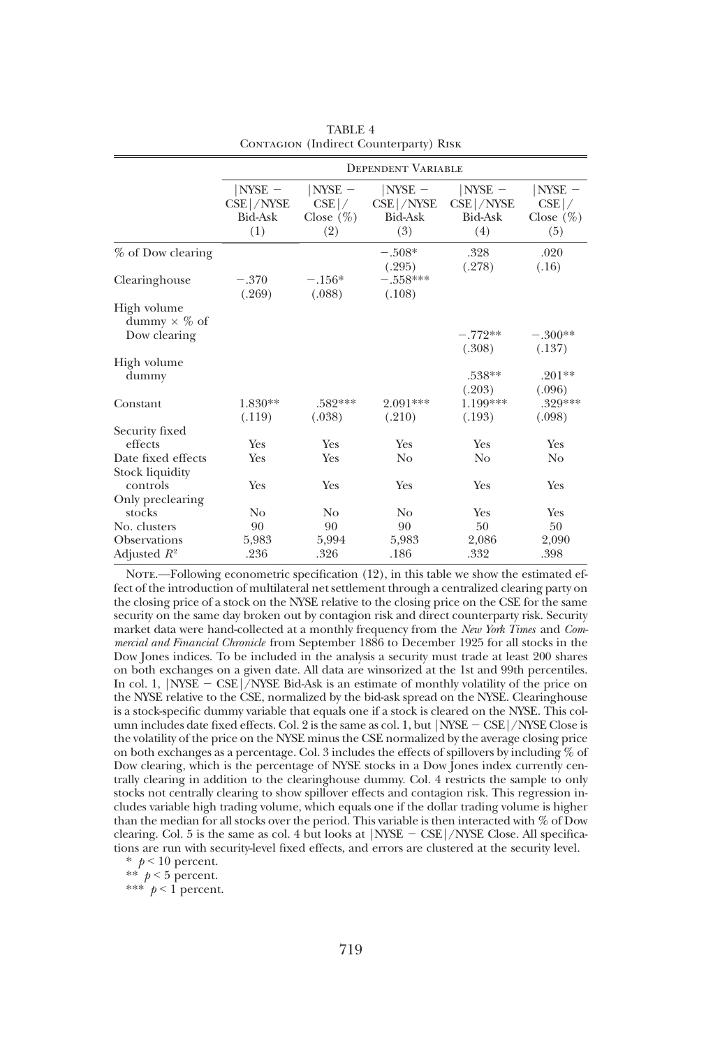TABLE 4
Contagion (Indirect Counterparty) Risk

| | Dependent Variable | | | | |
|---|---|---|---|---|---|
| | \|NYSE − CSE\|/NYSE Bid-Ask (1) | \|NYSE − CSE\|/ Close (%) (2) | \|NYSE − CSE\|/NYSE Bid-Ask (3) | \|NYSE − CSE\|/NYSE Bid-Ask (4) | \|NYSE − CSE\|/ Close (%) (5) |
| % of Dow clearing | | | −.508* | .328 | .020 |
| | | | (.295) | (.278) | (.16) |
| Clearinghouse | −.370 | −.156* | −.558*** | | |
| | (.269) | (.088) | (.108) | | |
| High volume dummy × % of Dow clearing | | | | −.772** | −.300** |
| | | | | (.308) | (.137) |
| High volume dummy | | | | .538** | .201** |
| | | | | (.203) | (.096) |
| Constant | 1.830** | .582*** | 2.091*** | 1.199*** | .329*** |
| | (.119) | (.038) | (.210) | (.193) | (.098) |
| Security fixed effects | Yes | Yes | Yes | Yes | Yes |
| Date fixed effects | Yes | Yes | No | No | No |
| Stock liquidity controls | Yes | Yes | Yes | Yes | Yes |
| Only preclearing stocks | No | No | No | Yes | Yes |
| No. clusters | 90 | 90 | 90 | 50 | 50 |
| Observations | 5,983 | 5,994 | 5,983 | 2,086 | 2,090 |
| Adjusted $R^2$ | .236 | .326 | .186 | .332 | .398 |

Note.—Following econometric specification (12), in this table we show the estimated effect of the introduction of multilateral net settlement through a centralized clearing party on the closing price of a stock on the NYSE relative to the closing price on the CSE for the same security on the same day broken out by contagion risk and direct counterparty risk. Security market data were hand-collected at a monthly frequency from the *New York Times* and *Commercial and Financial Chronicle* from September 1886 to December 1925 for all stocks in the Dow Jones indices. To be included in the analysis a security must trade at least 200 shares on both exchanges on a given date. All data are winsorized at the 1st and 99th percentiles. In col. 1, |NYSE − CSE|/NYSE Bid-Ask is an estimate of monthly volatility of the price on the NYSE relative to the CSE, normalized by the bid-ask spread on the NYSE. Clearinghouse is a stock-specific dummy variable that equals one if a stock is cleared on the NYSE. This column includes date fixed effects. Col. 2 is the same as col. 1, but |NYSE − CSE|/NYSE Close is the volatility of the price on the NYSE minus the CSE normalized by the average closing price on both exchanges as a percentage. Col. 3 includes the effects of spillovers by including % of Dow clearing, which is the percentage of NYSE stocks in a Dow Jones index currently centrally clearing in addition to the clearinghouse dummy. Col. 4 restricts the sample to only stocks not centrally clearing to show spillover effects and contagion risk. This regression includes variable high trading volume, which equals one if the dollar trading volume is higher than the median for all stocks over the period. This variable is then interacted with % of Dow clearing. Col. 5 is the same as col. 4 but looks at |NYSE − CSE|/NYSE Close. All specifications are run with security-level fixed effects, and errors are clustered at the security level.

\* $p < 10$ percent.

\*\* $p < 5$ percent.

\*\*\* $p < 1$ percent.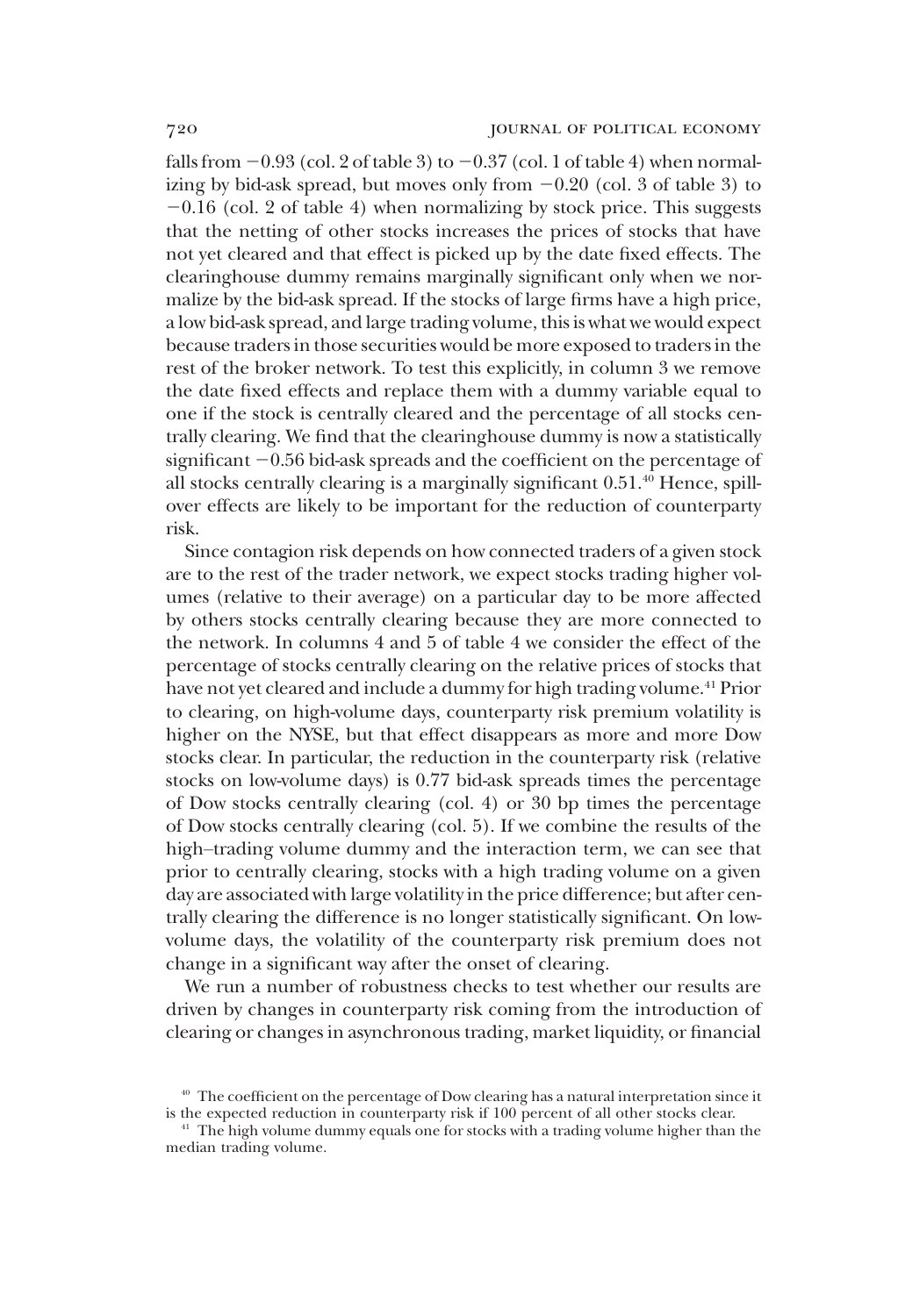falls from −0.93 (col. 2 of table 3) to −0.37 (col. 1 of table 4) when normalizing by bid-ask spread, but moves only from −0.20 (col. 3 of table 3) to −0.16 (col. 2 of table 4) when normalizing by stock price. This suggests that the netting of other stocks increases the prices of stocks that have not yet cleared and that effect is picked up by the date fixed effects. The clearinghouse dummy remains marginally significant only when we normalize by the bid-ask spread. If the stocks of large firms have a high price, a low bid-ask spread, and large trading volume, this is what we would expect because traders in those securities would be more exposed to traders in the rest of the broker network. To test this explicitly, in column 3 we remove the date fixed effects and replace them with a dummy variable equal to one if the stock is centrally cleared and the percentage of all stocks centrally clearing. We find that the clearinghouse dummy is now a statistically significant −0.56 bid-ask spreads and the coefficient on the percentage of all stocks centrally clearing is a marginally significant 0.51.[40] Hence, spillover effects are likely to be important for the reduction of counterparty risk.

Since contagion risk depends on how connected traders of a given stock are to the rest of the trader network, we expect stocks trading higher volumes (relative to their average) on a particular day to be more affected by others stocks centrally clearing because they are more connected to the network. In columns 4 and 5 of table 4 we consider the effect of the percentage of stocks centrally clearing on the relative prices of stocks that have not yet cleared and include a dummy for high trading volume.[41] Prior to clearing, on high-volume days, counterparty risk premium volatility is higher on the NYSE, but that effect disappears as more and more Dow stocks clear. In particular, the reduction in the counterparty risk (relative stocks on low-volume days) is 0.77 bid-ask spreads times the percentage of Dow stocks centrally clearing (col. 4) or 30 bp times the percentage of Dow stocks centrally clearing (col. 5). If we combine the results of the high–trading volume dummy and the interaction term, we can see that prior to centrally clearing, stocks with a high trading volume on a given day are associated with large volatility in the price difference; but after centrally clearing the difference is no longer statistically significant. On low-volume days, the volatility of the counterparty risk premium does not change in a significant way after the onset of clearing.

We run a number of robustness checks to test whether our results are driven by changes in counterparty risk coming from the introduction of clearing or changes in asynchronous trading, market liquidity, or financial

[40] The coefficient on the percentage of Dow clearing has a natural interpretation since it is the expected reduction in counterparty risk if 100 percent of all other stocks clear.

[41] The high volume dummy equals one for stocks with a trading volume higher than the median trading volume.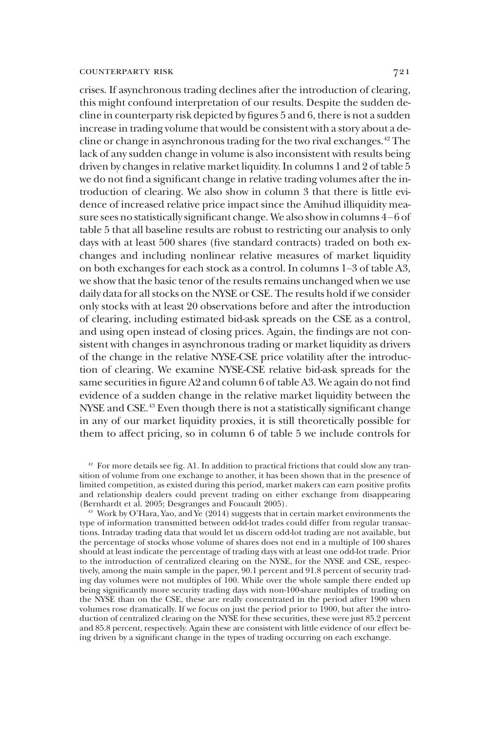crises. If asynchronous trading declines after the introduction of clearing, this might confound interpretation of our results. Despite the sudden decline in counterparty risk depicted by figures 5 and 6, there is not a sudden increase in trading volume that would be consistent with a story about a decline or change in asynchronous trading for the two rival exchanges.[42] The lack of any sudden change in volume is also inconsistent with results being driven by changes in relative market liquidity. In columns 1 and 2 of table 5 we do not find a significant change in relative trading volumes after the introduction of clearing. We also show in column 3 that there is little evidence of increased relative price impact since the Amihud illiquidity measure sees no statistically significant change. We also show in columns 4–6 of table 5 that all baseline results are robust to restricting our analysis to only days with at least 500 shares (five standard contracts) traded on both exchanges and including nonlinear relative measures of market liquidity on both exchanges for each stock as a control. In columns 1–3 of table A3, we show that the basic tenor of the results remains unchanged when we use daily data for all stocks on the NYSE or CSE. The results hold if we consider only stocks with at least 20 observations before and after the introduction of clearing, including estimated bid-ask spreads on the CSE as a control, and using open instead of closing prices. Again, the findings are not consistent with changes in asynchronous trading or market liquidity as drivers of the change in the relative NYSE-CSE price volatility after the introduction of clearing. We examine NYSE-CSE relative bid-ask spreads for the same securities in figure A2 and column 6 of table A3. We again do not find evidence of a sudden change in the relative market liquidity between the NYSE and CSE.[43] Even though there is not a statistically significant change in any of our market liquidity proxies, it is still theoretically possible for them to affect pricing, so in column 6 of table 5 we include controls for

[42] For more details see fig. A1. In addition to practical frictions that could slow any transition of volume from one exchange to another, it has been shown that in the presence of limited competition, as existed during this period, market makers can earn positive profits and relationship dealers could prevent trading on either exchange from disappearing (Bernhardt et al. 2005; Desgranges and Foucault 2005).

[43] Work by O'Hara, Yao, and Ye (2014) suggests that in certain market environments the type of information transmitted between odd-lot trades could differ from regular transactions. Intraday trading data that would let us discern odd-lot trading are not available, but the percentage of stocks whose volume of shares does not end in a multiple of 100 shares should at least indicate the percentage of trading days with at least one odd-lot trade. Prior to the introduction of centralized clearing on the NYSE, for the NYSE and CSE, respectively, among the main sample in the paper, 90.1 percent and 91.8 percent of security trading day volumes were not multiples of 100. While over the whole sample there ended up being significantly more security trading days with non-100-share multiples of trading on the NYSE than on the CSE, these are really concentrated in the period after 1900 when volumes rose dramatically. If we focus on just the period prior to 1900, but after the introduction of centralized clearing on the NYSE for these securities, these were just 85.2 percent and 85.8 percent, respectively. Again these are consistent with little evidence of our effect being driven by a significant change in the types of trading occurring on each exchange.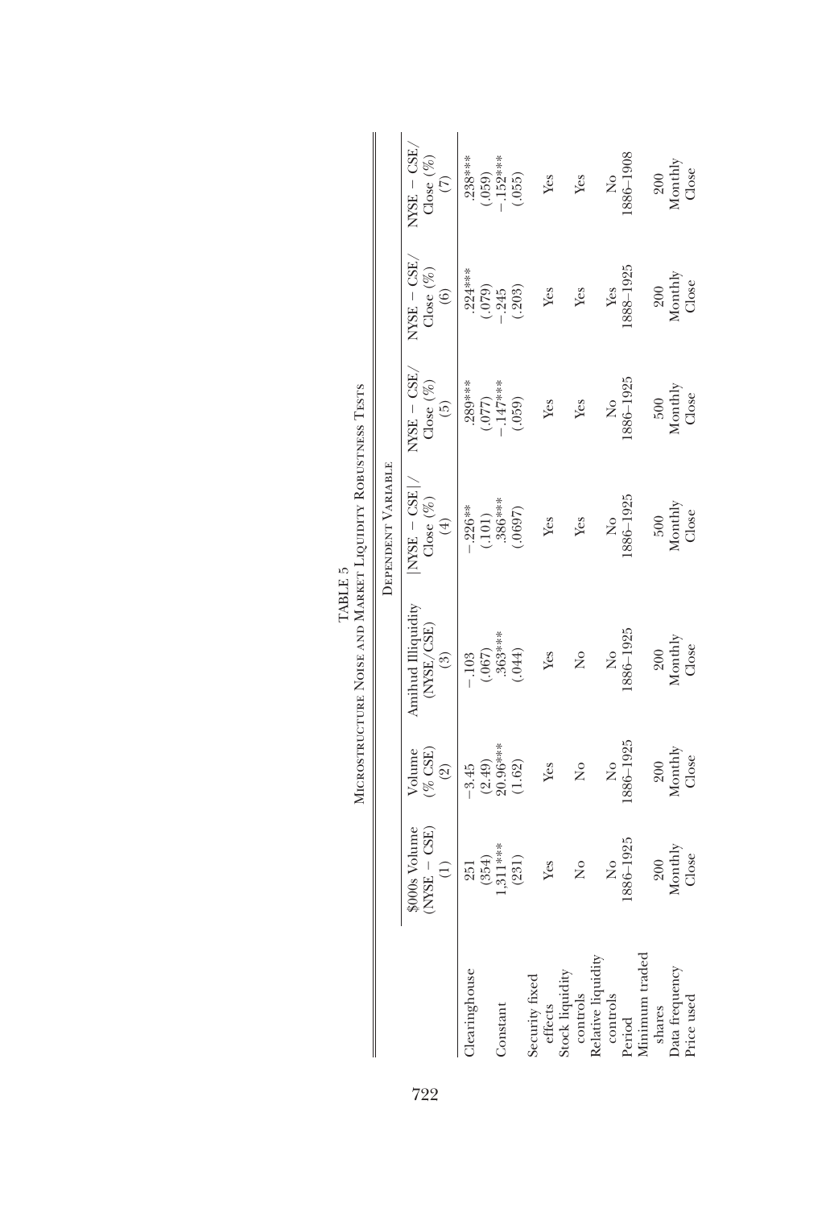TABLE 5

Microstructure Noise and Market Liquidity Robustness Tests

| | Dependent Variable | | | | | | |
|---|---|---|---|---|---|---|---|
| | \$000s Volume (NYSE − CSE) (1) | Volume (% CSE) (2) | Amihud Illiquidity (NYSE/CSE) (3) | \|NYSE − CSE\|/ Close (%) (4) | NYSE − CSE/ Close (%) (5) | NYSE − CSE/ Close (%) (6) | NYSE − CSE/ Close (%) (7) |
| Clearinghouse | 251 | −3.45 | −.103 | −.226** | .289*** | .224*** | .238*** |
| | (354) | (2.49) | (.067) | (.101) | (.077) | (.079) | (.059) |
| Constant | 1,311*** | 20.96*** | .363*** | .386*** | −.147*** | −.245 | −.152*** |
| | (231) | (1.62) | (.044) | (.0697) | (.059) | (.203) | (.055) |
| Security fixed effects | Yes | Yes | Yes | Yes | Yes | Yes | Yes |
| Stock liquidity controls | No | No | No | Yes | Yes | Yes | Yes |
| Relative liquidity controls | No | No | No | No | No | Yes | No |
| Period | 1886–1925 | 1886–1925 | 1886–1925 | 1886–1925 | 1886–1925 | 1888–1925 | 1886–1908 |
| Minimum traded shares | 200 | 200 | 200 | 500 | 500 | 200 | 200 |
| Data frequency | Monthly | Monthly | Monthly | Monthly | Monthly | Monthly | Monthly |
| Price used | Close | Close | Close | Close | Close | Close | Close |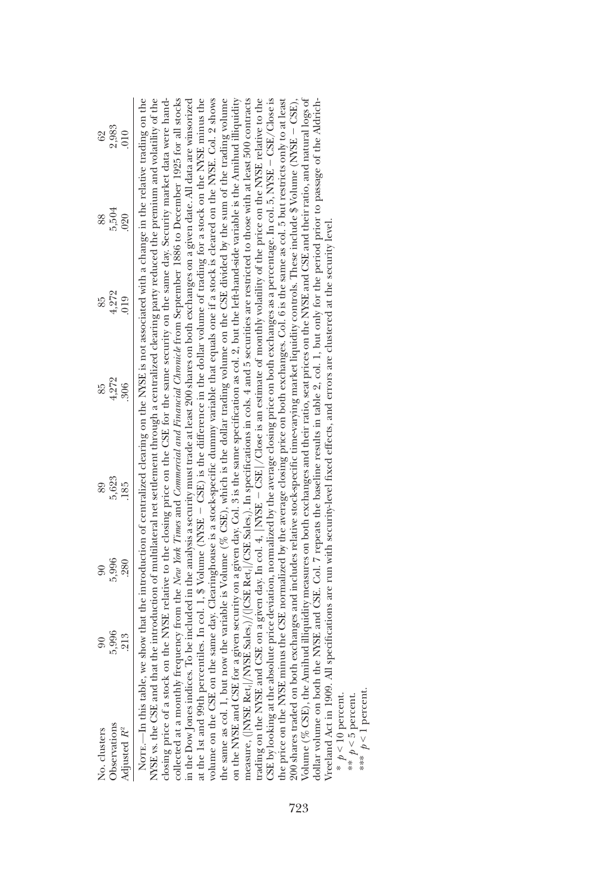| | (1) | (2) | (3) | (4) | (5) | (6) | (7) |
|---|---|---|---|---|---|---|---|
| No. clusters | 90 | 90 | 89 | 85 | 85 | 88 | 62 |
| Observations | 5,996 | 5,996 | 5,623 | 4,272 | 4,272 | 5,504 | 2,983 |
| Adjusted $R^2$ | .213 | .280 | .185 | .306 | .019 | .020 | .010 |

Note.—In this table, we show that the introduction of centralized clearing on the NYSE is not associated with a change in the relative trading on the NYSE vs. the CSE and that the introduction of multilateral net settlement through a centralized clearing party reduced the premium and volatility of the closing price of a stock on the NYSE relative to the closing price on the CSE for the same security on the same day. Security market data were hand-collected at a monthly frequency from the *New York Times* and *Commercial and Financial Chronicle* from September 1886 to December 1925 for all stocks in the Dow Jones indices. To be included in the analysis a security must trade at least 200 shares on both exchanges on a given date. All data are winsorized at the 1st and 99th percentiles. In col. 1, \$ Volume (NYSE − CSE) is the difference in the dollar volume of trading for a stock on the NYSE minus the volume on the CSE on the same day. Clearinghouse is a stock-specific dummy variable that equals one if a stock is cleared on the NYSE. Col. 2 shows the same as col. 1, but now the variable is Volume (% CSE), which is the dollar trading volume on the CSE divided by the sum of the trading volume on the NYSE and CSE for a given security on a given day. Col. 3 is the same specification as col. 2, but the left-hand-side variable is the Amihud illiquidity measure, $(|\text{NYSE Ret}_t|/\text{NYSE Sales}_t)/(|\text{CSE Ret}_t|/\text{CSE Sales}_t)$. In specifications in cols. 4 and 5 securities are restricted to those with at least 500 contracts trading on the NYSE and CSE on a given day. In col. 4, $|\text{NYSE} - \text{CSE}|/\text{Close}$ is an estimate of monthly volatility of the price on the NYSE relative to the CSE by looking at the absolute price deviation, normalized by the average closing price on both exchanges as a percentage. In col. 5, NYSE − CSE/Close is the price on the NYSE minus the CSE normalized by the average closing price on both exchanges. Col. 6 is the same as col. 5 but restricts only to at least 200 shares traded on both exchanges and includes relative stock-specific time-varying market liquidity controls. These include \$ Volume (NYSE − CSE), Volume (% CSE), the Amihud illiquidity measures on both exchanges and their ratio, seat prices on the NYSE and CSE and their ratio, and natural logs of dollar volume on both the NYSE and CSE. Col. 7 repeats the baseline results in table 2, col. 1, but only for the period prior to passage of the Aldrich-Vreeland Act in 1909. All specifications are run with security-level fixed effects, and errors are clustered at the security level.

\* $p < 10$ percent.
\*\* $p < 5$ percent.
\*\*\* $p < 1$ percent.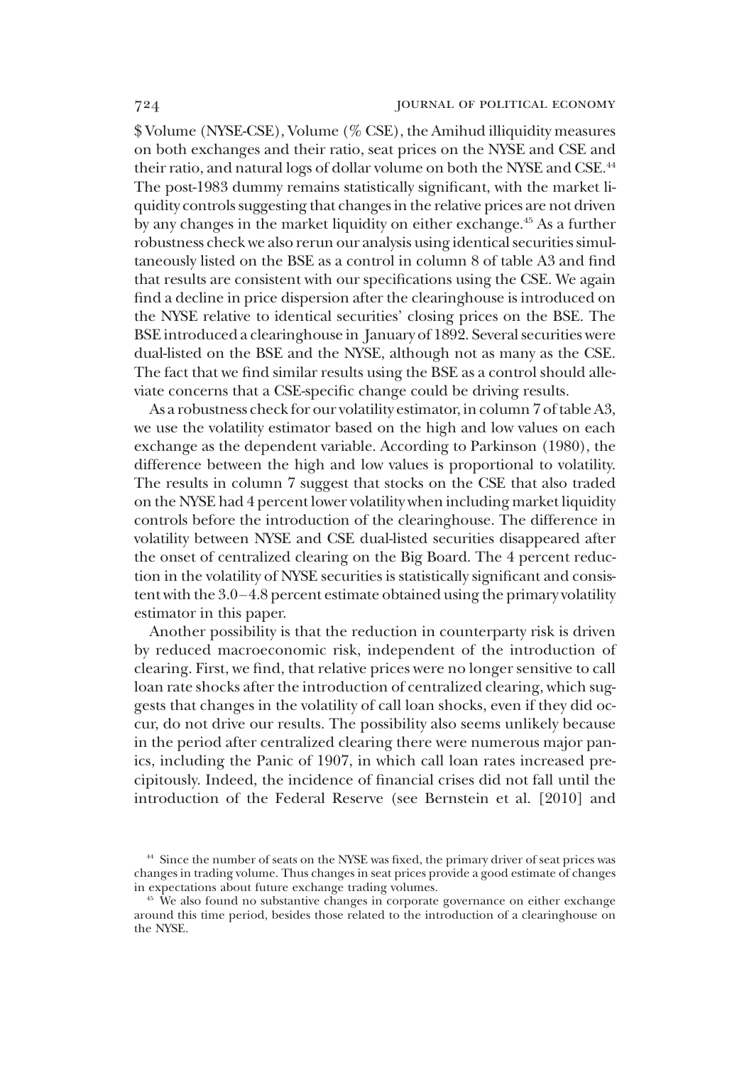$ Volume (NYSE-CSE), Volume (% CSE), the Amihud illiquidity measures on both exchanges and their ratio, seat prices on the NYSE and CSE and their ratio, and natural logs of dollar volume on both the NYSE and CSE.[44] The post-1983 dummy remains statistically significant, with the market liquidity controls suggesting that changes in the relative prices are not driven by any changes in the market liquidity on either exchange.[45] As a further robustness check we also rerun our analysis using identical securities simultaneously listed on the BSE as a control in column 8 of table A3 and find that results are consistent with our specifications using the CSE. We again find a decline in price dispersion after the clearinghouse is introduced on the NYSE relative to identical securities' closing prices on the BSE. The BSE introduced a clearinghouse in January of 1892. Several securities were dual-listed on the BSE and the NYSE, although not as many as the CSE. The fact that we find similar results using the BSE as a control should alleviate concerns that a CSE-specific change could be driving results.

As a robustness check for our volatility estimator, in column 7 of table A3, we use the volatility estimator based on the high and low values on each exchange as the dependent variable. According to Parkinson (1980), the difference between the high and low values is proportional to volatility. The results in column 7 suggest that stocks on the CSE that also traded on the NYSE had 4 percent lower volatility when including market liquidity controls before the introduction of the clearinghouse. The difference in volatility between NYSE and CSE dual-listed securities disappeared after the onset of centralized clearing on the Big Board. The 4 percent reduction in the volatility of NYSE securities is statistically significant and consistent with the 3.0–4.8 percent estimate obtained using the primary volatility estimator in this paper.

Another possibility is that the reduction in counterparty risk is driven by reduced macroeconomic risk, independent of the introduction of clearing. First, we find, that relative prices were no longer sensitive to call loan rate shocks after the introduction of centralized clearing, which suggests that changes in the volatility of call loan shocks, even if they did occur, do not drive our results. The possibility also seems unlikely because in the period after centralized clearing there were numerous major panics, including the Panic of 1907, in which call loan rates increased precipitously. Indeed, the incidence of financial crises did not fall until the introduction of the Federal Reserve (see Bernstein et al. [2010] and

[44] Since the number of seats on the NYSE was fixed, the primary driver of seat prices was changes in trading volume. Thus changes in seat prices provide a good estimate of changes in expectations about future exchange trading volumes.

[45] We also found no substantive changes in corporate governance on either exchange around this time period, besides those related to the introduction of a clearinghouse on the NYSE.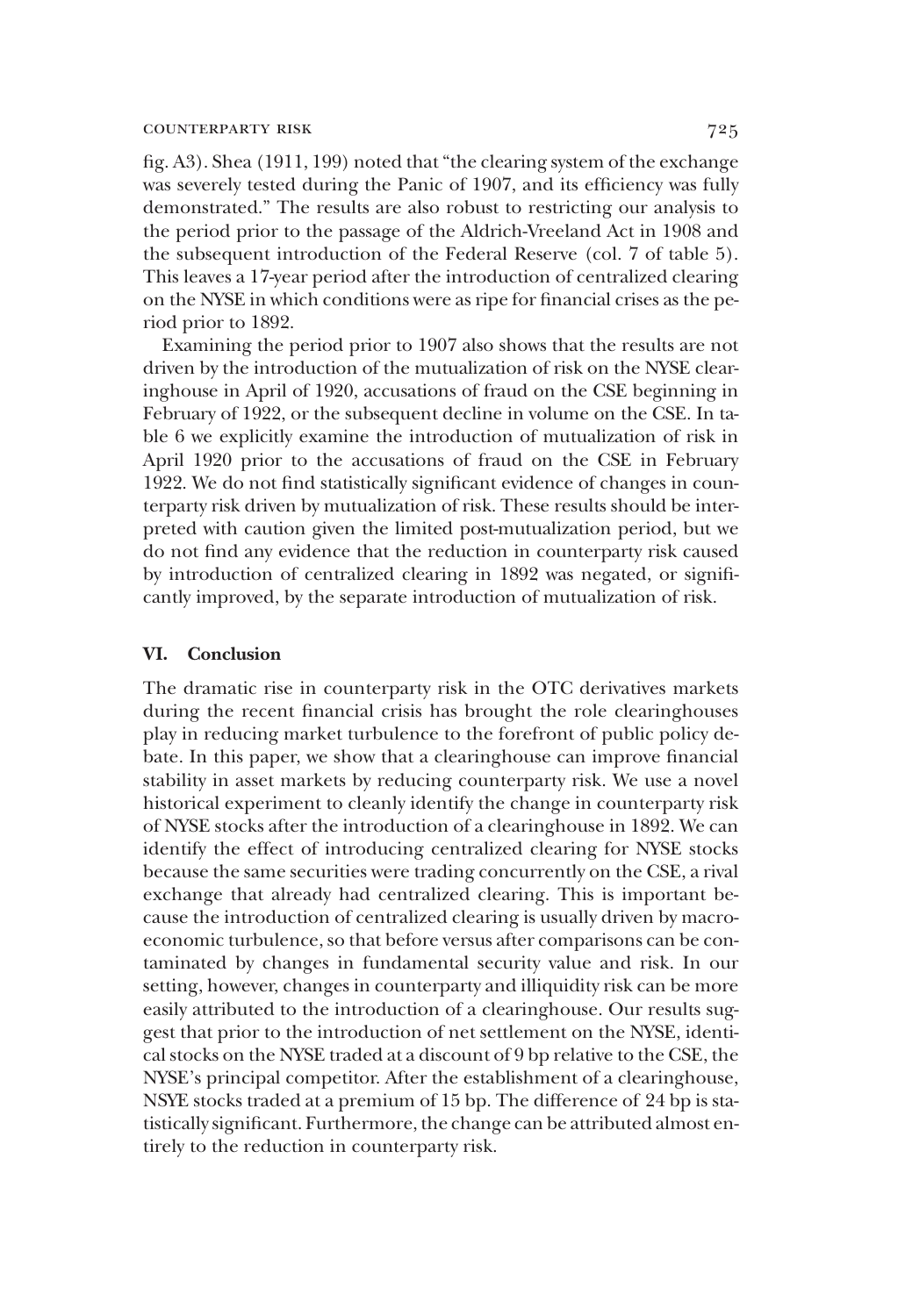fig. A3). Shea (1911, 199) noted that "the clearing system of the exchange was severely tested during the Panic of 1907, and its efficiency was fully demonstrated." The results are also robust to restricting our analysis to the period prior to the passage of the Aldrich-Vreeland Act in 1908 and the subsequent introduction of the Federal Reserve (col. 7 of table 5). This leaves a 17-year period after the introduction of centralized clearing on the NYSE in which conditions were as ripe for financial crises as the period prior to 1892.

Examining the period prior to 1907 also shows that the results are not driven by the introduction of the mutualization of risk on the NYSE clearinghouse in April of 1920, accusations of fraud on the CSE beginning in February of 1922, or the subsequent decline in volume on the CSE. In table 6 we explicitly examine the introduction of mutualization of risk in April 1920 prior to the accusations of fraud on the CSE in February 1922. We do not find statistically significant evidence of changes in counterparty risk driven by mutualization of risk. These results should be interpreted with caution given the limited post-mutualization period, but we do not find any evidence that the reduction in counterparty risk caused by introduction of centralized clearing in 1892 was negated, or significantly improved, by the separate introduction of mutualization of risk.

## VI. Conclusion

The dramatic rise in counterparty risk in the OTC derivatives markets during the recent financial crisis has brought the role clearinghouses play in reducing market turbulence to the forefront of public policy debate. In this paper, we show that a clearinghouse can improve financial stability in asset markets by reducing counterparty risk. We use a novel historical experiment to cleanly identify the change in counterparty risk of NYSE stocks after the introduction of a clearinghouse in 1892. We can identify the effect of introducing centralized clearing for NYSE stocks because the same securities were trading concurrently on the CSE, a rival exchange that already had centralized clearing. This is important because the introduction of centralized clearing is usually driven by macroeconomic turbulence, so that before versus after comparisons can be contaminated by changes in fundamental security value and risk. In our setting, however, changes in counterparty and illiquidity risk can be more easily attributed to the introduction of a clearinghouse. Our results suggest that prior to the introduction of net settlement on the NYSE, identical stocks on the NYSE traded at a discount of 9 bp relative to the CSE, the NYSE's principal competitor. After the establishment of a clearinghouse, NSYE stocks traded at a premium of 15 bp. The difference of 24 bp is statistically significant. Furthermore, the change can be attributed almost entirely to the reduction in counterparty risk.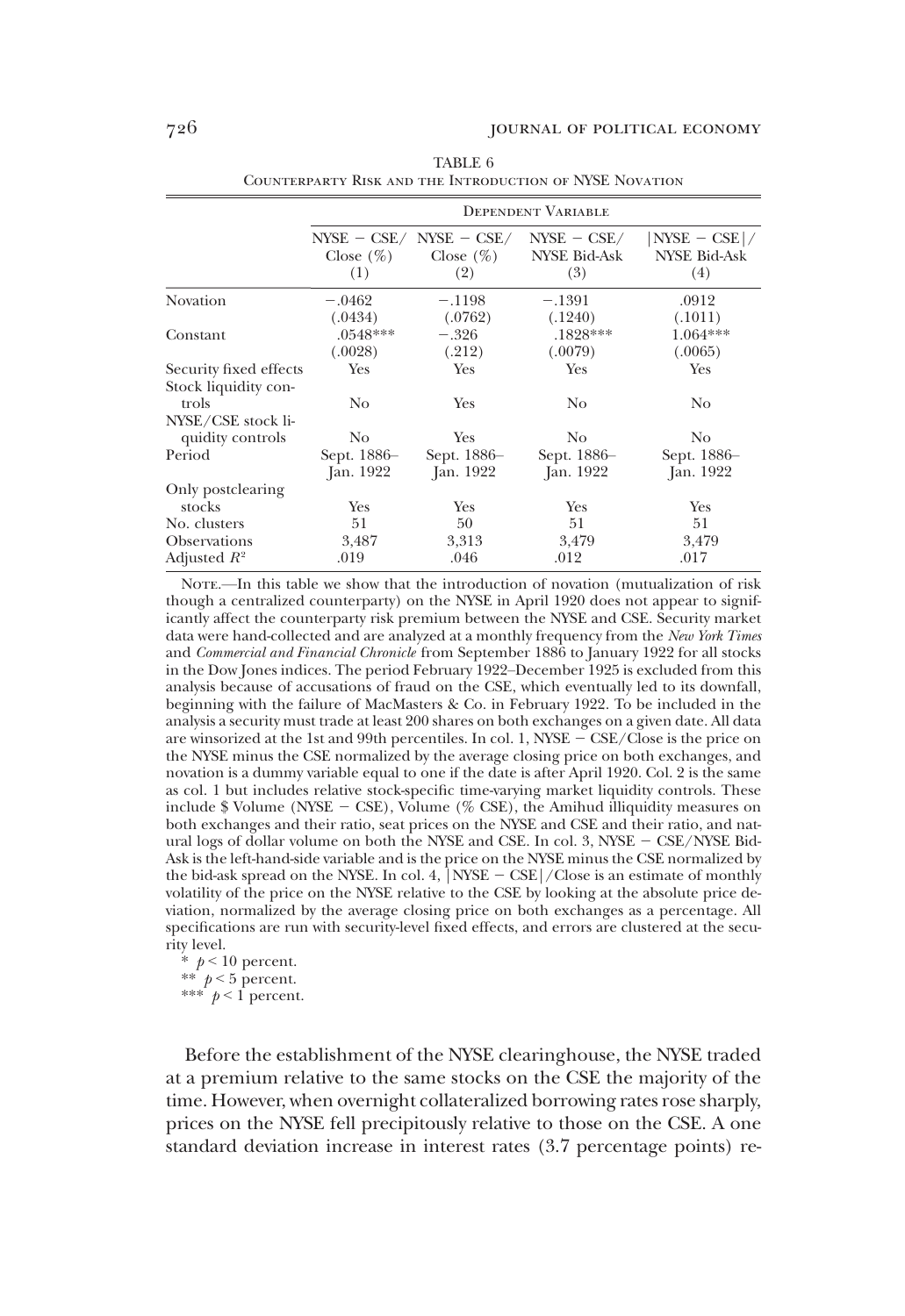TABLE 6
Counterparty Risk and the Introduction of NYSE Novation

| | Dependent Variable | | | |
|---|---|---|---|---|
| | NYSE − CSE/ Close (%) (1) | NYSE − CSE/ Close (%) (2) | NYSE − CSE/ NYSE Bid-Ask (3) | \|NYSE − CSE\|/ NYSE Bid-Ask (4) |
| Novation | −.0462 | −.1198 | −.1391 | .0912 |
| | (.0434) | (.0762) | (.1240) | (.1011) |
| Constant | .0548*** | −.326 | .1828*** | 1.064*** |
| | (.0028) | (.212) | (.0079) | (.0065) |
| Security fixed effects | Yes | Yes | Yes | Yes |
| Stock liquidity controls | No | Yes | No | No |
| NYSE/CSE stock liquidity controls | No | Yes | No | No |
| Period | Sept. 1886–Jan. 1922 | Sept. 1886–Jan. 1922 | Sept. 1886–Jan. 1922 | Sept. 1886–Jan. 1922 |
| Only postclearing stocks | Yes | Yes | Yes | Yes |
| No. clusters | 51 | 50 | 51 | 51 |
| Observations | 3,487 | 3,313 | 3,479 | 3,479 |
| Adjusted $R^2$ | .019 | .046 | .012 | .017 |

Note.—In this table we show that the introduction of novation (mutualization of risk though a centralized counterparty) on the NYSE in April 1920 does not appear to significantly affect the counterparty risk premium between the NYSE and CSE. Security market data were hand-collected and are analyzed at a monthly frequency from the *New York Times* and *Commercial and Financial Chronicle* from September 1886 to January 1922 for all stocks in the Dow Jones indices. The period February 1922–December 1925 is excluded from this analysis because of accusations of fraud on the CSE, which eventually led to its downfall, beginning with the failure of MacMasters & Co. in February 1922. To be included in the analysis a security must trade at least 200 shares on both exchanges on a given date. All data are winsorized at the 1st and 99th percentiles. In col. 1, NYSE − CSE/Close is the price on the NYSE minus the CSE normalized by the average closing price on both exchanges, and novation is a dummy variable equal to one if the date is after April 1920. Col. 2 is the same as col. 1 but includes relative stock-specific time-varying market liquidity controls. These include $ Volume (NYSE − CSE), Volume (% CSE), the Amihud illiquidity measures on both exchanges and their ratio, seat prices on the NYSE and CSE and their ratio, and natural logs of dollar volume on both the NYSE and CSE. In col. 3, NYSE − CSE/NYSE Bid-Ask is the left-hand-side variable and is the price on the NYSE minus the CSE normalized by the bid-ask spread on the NYSE. In col. 4, |NYSE − CSE|/Close is an estimate of monthly volatility of the price on the NYSE relative to the CSE by looking at the absolute price deviation, normalized by the average closing price on both exchanges as a percentage. All specifications are run with security-level fixed effects, and errors are clustered at the security level.

\* $p < 10$ percent.
\** $p < 5$ percent.
\*** $p < 1$ percent.

Before the establishment of the NYSE clearinghouse, the NYSE traded at a premium relative to the same stocks on the CSE the majority of the time. However, when overnight collateralized borrowing rates rose sharply, prices on the NYSE fell precipitously relative to those on the CSE. A one standard deviation increase in interest rates (3.7 percentage points) re-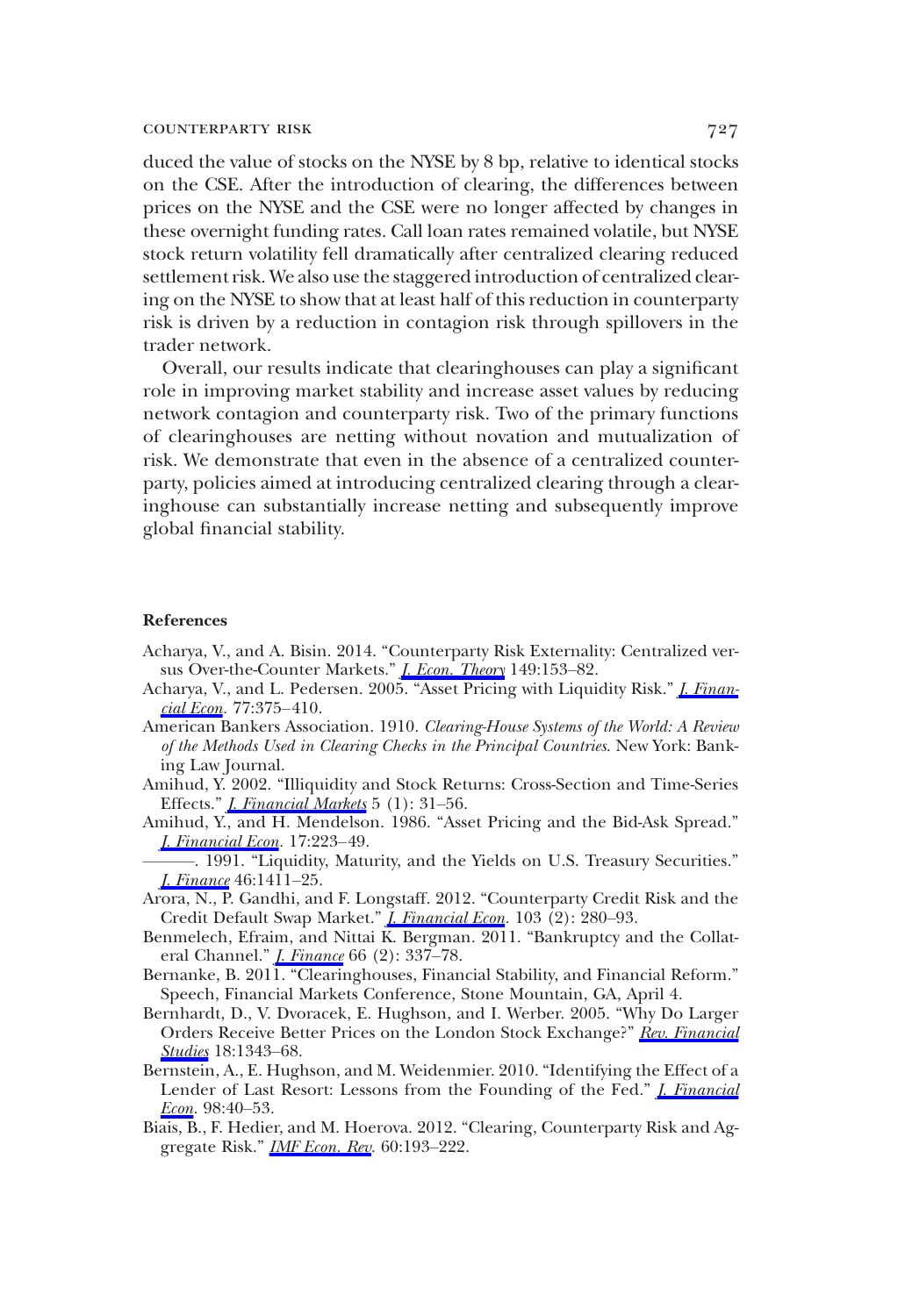duced the value of stocks on the NYSE by 8 bp, relative to identical stocks on the CSE. After the introduction of clearing, the differences between prices on the NYSE and the CSE were no longer affected by changes in these overnight funding rates. Call loan rates remained volatile, but NYSE stock return volatility fell dramatically after centralized clearing reduced settlement risk. We also use the staggered introduction of centralized clearing on the NYSE to show that at least half of this reduction in counterparty risk is driven by a reduction in contagion risk through spillovers in the trader network.

Overall, our results indicate that clearinghouses can play a significant role in improving market stability and increase asset values by reducing network contagion and counterparty risk. Two of the primary functions of clearinghouses are netting without novation and mutualization of risk. We demonstrate that even in the absence of a centralized counterparty, policies aimed at introducing centralized clearing through a clearinghouse can substantially increase netting and subsequently improve global financial stability.

## References

Acharya, V., and A. Bisin. 2014. "Counterparty Risk Externality: Centralized versus Over-the-Counter Markets." *J. Econ. Theory* 149:153–82.

Acharya, V., and L. Pedersen. 2005. "Asset Pricing with Liquidity Risk." *J. Financial Econ.* 77:375–410.

American Bankers Association. 1910. *Clearing-House Systems of the World: A Review of the Methods Used in Clearing Checks in the Principal Countries*. New York: Banking Law Journal.

Amihud, Y. 2002. "Illiquidity and Stock Returns: Cross-Section and Time-Series Effects." *J. Financial Markets* 5 (1): 31–56.

Amihud, Y., and H. Mendelson. 1986. "Asset Pricing and the Bid-Ask Spread." *J. Financial Econ.* 17:223–49.

———. 1991. "Liquidity, Maturity, and the Yields on U.S. Treasury Securities." *J. Finance* 46:1411–25.

Arora, N., P. Gandhi, and F. Longstaff. 2012. "Counterparty Credit Risk and the Credit Default Swap Market." *J. Financial Econ.* 103 (2): 280–93.

Benmelech, Efraim, and Nittai K. Bergman. 2011. "Bankruptcy and the Collateral Channel." *J. Finance* 66 (2): 337–78.

Bernanke, B. 2011. "Clearinghouses, Financial Stability, and Financial Reform." Speech, Financial Markets Conference, Stone Mountain, GA, April 4.

Bernhardt, D., V. Dvoracek, E. Hughson, and I. Werber. 2005. "Why Do Larger Orders Receive Better Prices on the London Stock Exchange?" *Rev. Financial Studies* 18:1343–68.

Bernstein, A., E. Hughson, and M. Weidenmier. 2010. "Identifying the Effect of a Lender of Last Resort: Lessons from the Founding of the Fed." *J. Financial Econ.* 98:40–53.

Biais, B., F. Hedier, and M. Hoerova. 2012. "Clearing, Counterparty Risk and Aggregate Risk." *IMF Econ. Rev.* 60:193–222.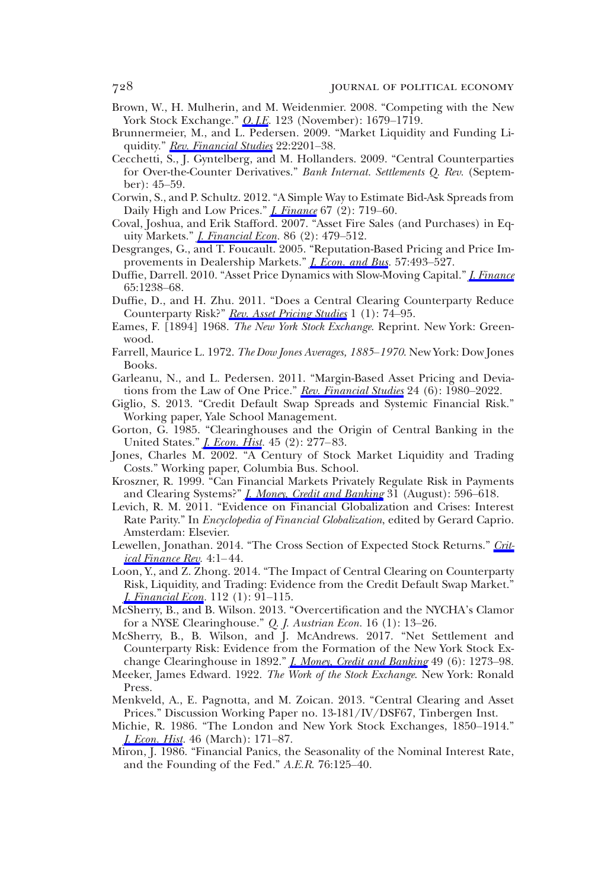Brown, W., H. Mulherin, and M. Weidenmier. 2008. "Competing with the New York Stock Exchange." *Q.J.E.* 123 (November): 1679–1719.

Brunnermeier, M., and L. Pedersen. 2009. "Market Liquidity and Funding Liquidity." *Rev. Financial Studies* 22:2201–38.

Cecchetti, S., J. Gyntelberg, and M. Hollanders. 2009. "Central Counterparties for Over-the-Counter Derivatives." *Bank Internat. Settlements Q. Rev.* (September): 45–59.

Corwin, S., and P. Schultz. 2012. "A Simple Way to Estimate Bid-Ask Spreads from Daily High and Low Prices." *J. Finance* 67 (2): 719–60.

Coval, Joshua, and Erik Stafford. 2007. "Asset Fire Sales (and Purchases) in Equity Markets." *J. Financial Econ.* 86 (2): 479–512.

Desgranges, G., and T. Foucault. 2005. "Reputation-Based Pricing and Price Improvements in Dealership Markets." *J. Econ. and Bus.* 57:493–527.

Duffie, Darrell. 2010. "Asset Price Dynamics with Slow-Moving Capital." *J. Finance* 65:1238–68.

Duffie, D., and H. Zhu. 2011. "Does a Central Clearing Counterparty Reduce Counterparty Risk?" *Rev. Asset Pricing Studies* 1 (1): 74–95.

Eames, F. [1894] 1968. *The New York Stock Exchange.* Reprint. New York: Greenwood.

Farrell, Maurice L. 1972. *The Dow Jones Averages, 1885–1970.* New York: Dow Jones Books.

Garleanu, N., and L. Pedersen. 2011. "Margin-Based Asset Pricing and Deviations from the Law of One Price." *Rev. Financial Studies* 24 (6): 1980–2022.

Giglio, S. 2013. "Credit Default Swap Spreads and Systemic Financial Risk." Working paper, Yale School Management.

Gorton, G. 1985. "Clearinghouses and the Origin of Central Banking in the United States." *J. Econ. Hist.* 45 (2): 277–83.

Jones, Charles M. 2002. "A Century of Stock Market Liquidity and Trading Costs." Working paper, Columbia Bus. School.

Kroszner, R. 1999. "Can Financial Markets Privately Regulate Risk in Payments and Clearing Systems?" *J. Money, Credit and Banking* 31 (August): 596–618.

Levich, R. M. 2011. "Evidence on Financial Globalization and Crises: Interest Rate Parity." In *Encyclopedia of Financial Globalization*, edited by Gerard Caprio. Amsterdam: Elsevier.

Lewellen, Jonathan. 2014. "The Cross Section of Expected Stock Returns." *Critical Finance Rev.* 4:1–44.

Loon, Y., and Z. Zhong. 2014. "The Impact of Central Clearing on Counterparty Risk, Liquidity, and Trading: Evidence from the Credit Default Swap Market." *J. Financial Econ.* 112 (1): 91–115.

McSherry, B., and B. Wilson. 2013. "Overcertification and the NYCHA's Clamor for a NYSE Clearinghouse." *Q. J. Austrian Econ.* 16 (1): 13–26.

McSherry, B., B. Wilson, and J. McAndrews. 2017. "Net Settlement and Counterparty Risk: Evidence from the Formation of the New York Stock Exchange Clearinghouse in 1892." *J. Money, Credit and Banking* 49 (6): 1273–98.

Meeker, James Edward. 1922. *The Work of the Stock Exchange.* New York: Ronald Press.

Menkveld, A., E. Pagnotta, and M. Zoican. 2013. "Central Clearing and Asset Prices." Discussion Working Paper no. 13-181/IV/DSF67, Tinbergen Inst.

Michie, R. 1986. "The London and New York Stock Exchanges, 1850–1914." *J. Econ. Hist.* 46 (March): 171–87.

Miron, J. 1986. "Financial Panics, the Seasonality of the Nominal Interest Rate, and the Founding of the Fed." *A.E.R.* 76:125–40.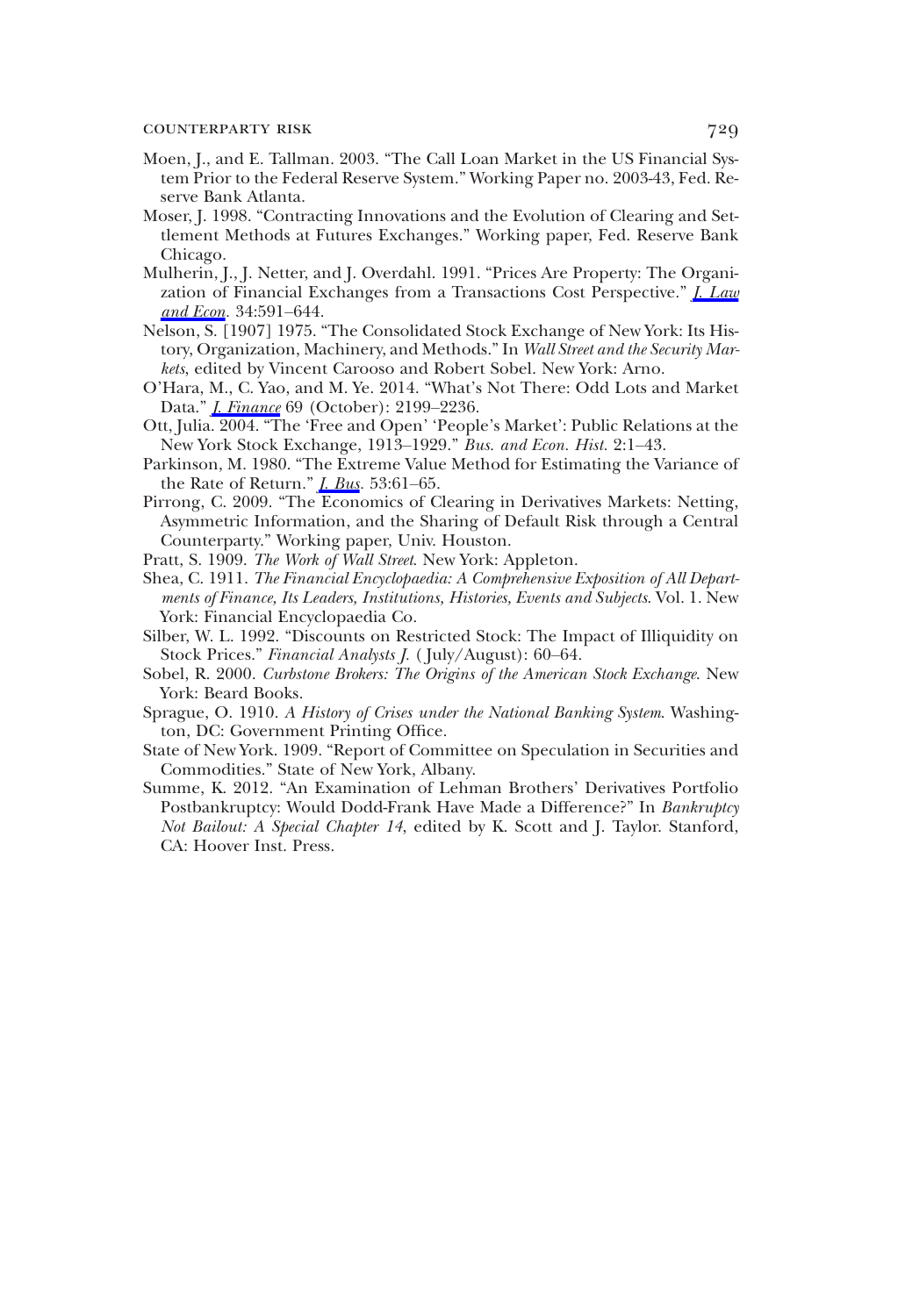Moen, J., and E. Tallman. 2003. "The Call Loan Market in the US Financial System Prior to the Federal Reserve System." Working Paper no. 2003-43, Fed. Reserve Bank Atlanta.

Moser, J. 1998. "Contracting Innovations and the Evolution of Clearing and Settlement Methods at Futures Exchanges." Working paper, Fed. Reserve Bank Chicago.

Mulherin, J., J. Netter, and J. Overdahl. 1991. "Prices Are Property: The Organization of Financial Exchanges from a Transactions Cost Perspective." *J. Law and Econ.* 34:591–644.

Nelson, S. [1907] 1975. "The Consolidated Stock Exchange of New York: Its History, Organization, Machinery, and Methods." In *Wall Street and the Security Markets*, edited by Vincent Carooso and Robert Sobel. New York: Arno.

O'Hara, M., C. Yao, and M. Ye. 2014. "What's Not There: Odd Lots and Market Data." *J. Finance* 69 (October): 2199–2236.

Ott, Julia. 2004. "The 'Free and Open' 'People's Market': Public Relations at the New York Stock Exchange, 1913–1929." *Bus. and Econ. Hist.* 2:1–43.

Parkinson, M. 1980. "The Extreme Value Method for Estimating the Variance of the Rate of Return." *J. Bus.* 53:61–65.

Pirrong, C. 2009. "The Economics of Clearing in Derivatives Markets: Netting, Asymmetric Information, and the Sharing of Default Risk through a Central Counterparty." Working paper, Univ. Houston.

Pratt, S. 1909. *The Work of Wall Street*. New York: Appleton.

Shea, C. 1911. *The Financial Encyclopaedia: A Comprehensive Exposition of All Departments of Finance, Its Leaders, Institutions, Histories, Events and Subjects*. Vol. 1. New York: Financial Encyclopaedia Co.

Silber, W. L. 1992. "Discounts on Restricted Stock: The Impact of Illiquidity on Stock Prices." *Financial Analysts J.* ( July/August): 60–64.

Sobel, R. 2000. *Curbstone Brokers: The Origins of the American Stock Exchange*. New York: Beard Books.

Sprague, O. 1910. *A History of Crises under the National Banking System*. Washington, DC: Government Printing Office.

State of New York. 1909. "Report of Committee on Speculation in Securities and Commodities." State of New York, Albany.

Summe, K. 2012. "An Examination of Lehman Brothers' Derivatives Portfolio Postbankruptcy: Would Dodd-Frank Have Made a Difference?" In *Bankruptcy Not Bailout: A Special Chapter 14*, edited by K. Scott and J. Taylor. Stanford, CA: Hoover Inst. Press.